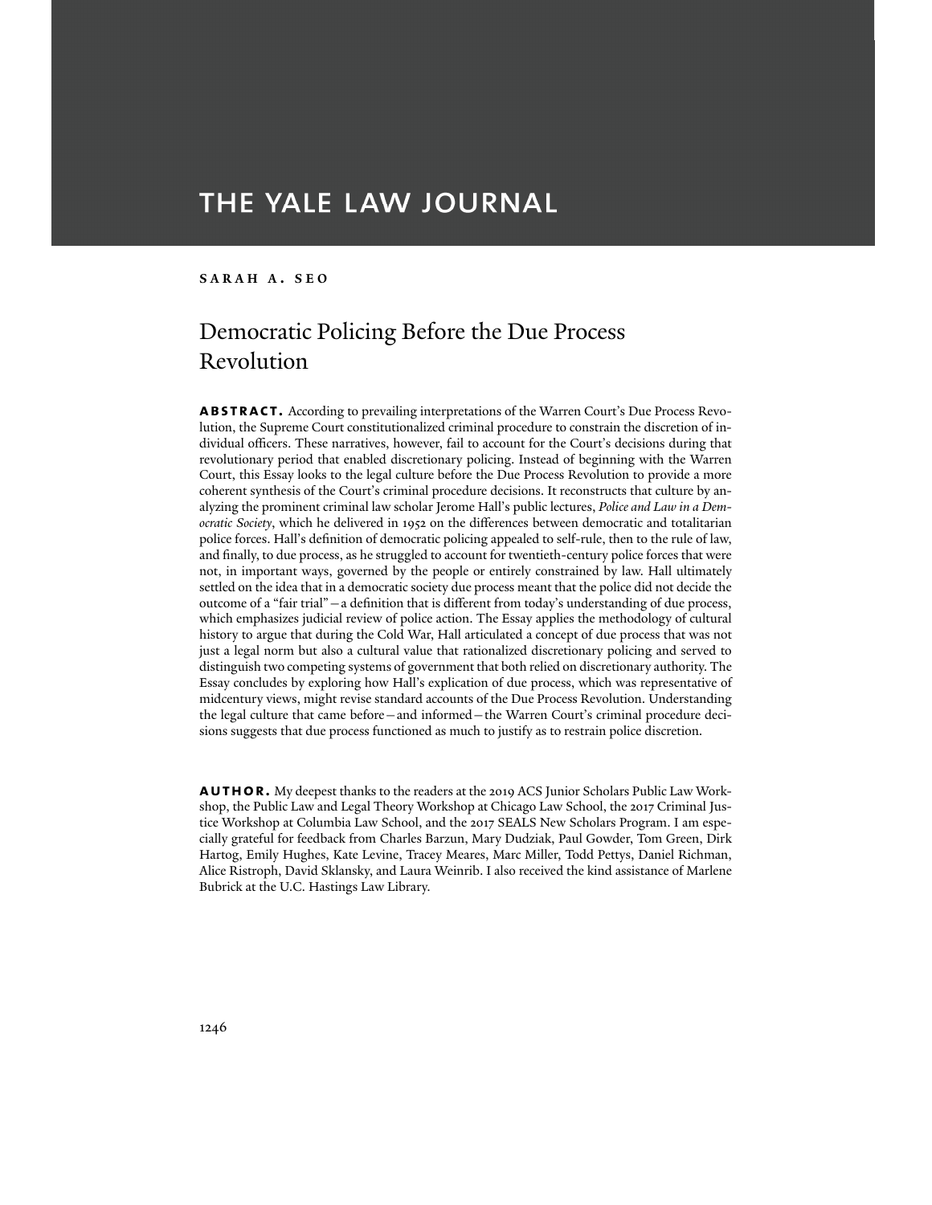# THE YALE LAW JOURNAL

**SARAH A. SEO**

## Democratic Policing Before the Due Process Revolution

**ABSTRACT.** According to prevailing interpretations of the Warren Court's Due Process Revolution, the Supreme Court constitutionalized criminal procedure to constrain the discretion of individual officers. These narratives, however, fail to account for the Court's decisions during that revolutionary period that enabled discretionary policing. Instead of beginning with the Warren Court, this Essay looks to the legal culture before the Due Process Revolution to provide a more coherent synthesis of the Court's criminal procedure decisions. It reconstructs that culture by analyzing the prominent criminal law scholar Jerome Hall's public lectures, *Police and Law in a Democratic Society*, which he delivered in 1952 on the differences between democratic and totalitarian police forces. Hall's definition of democratic policing appealed to self-rule, then to the rule of law, and finally, to due process, as he struggled to account for twentieth-century police forces that were not, in important ways, governed by the people or entirely constrained by law. Hall ultimately settled on the idea that in a democratic society due process meant that the police did not decide the outcome of a "fair trial"—a definition that is different from today's understanding of due process, which emphasizes judicial review of police action. The Essay applies the methodology of cultural history to argue that during the Cold War, Hall articulated a concept of due process that was not just a legal norm but also a cultural value that rationalized discretionary policing and served to distinguish two competing systems of government that both relied on discretionary authority. The Essay concludes by exploring how Hall's explication of due process, which was representative of midcentury views, might revise standard accounts of the Due Process Revolution. Understanding the legal culture that came before—and informed—the Warren Court's criminal procedure decisions suggests that due process functioned as much to justify as to restrain police discretion.

**AUTHOR.** My deepest thanks to the readers at the 2019 ACS Junior Scholars Public Law Workshop, the Public Law and Legal Theory Workshop at Chicago Law School, the 2017 Criminal Justice Workshop at Columbia Law School, and the 2017 SEALS New Scholars Program. I am especially grateful for feedback from Charles Barzun, Mary Dudziak, Paul Gowder, Tom Green, Dirk Hartog, Emily Hughes, Kate Levine, Tracey Meares, Marc Miller, Todd Pettys, Daniel Richman, Alice Ristroph, David Sklansky, and Laura Weinrib. I also received the kind assistance of Marlene Bubrick at the U.C. Hastings Law Library.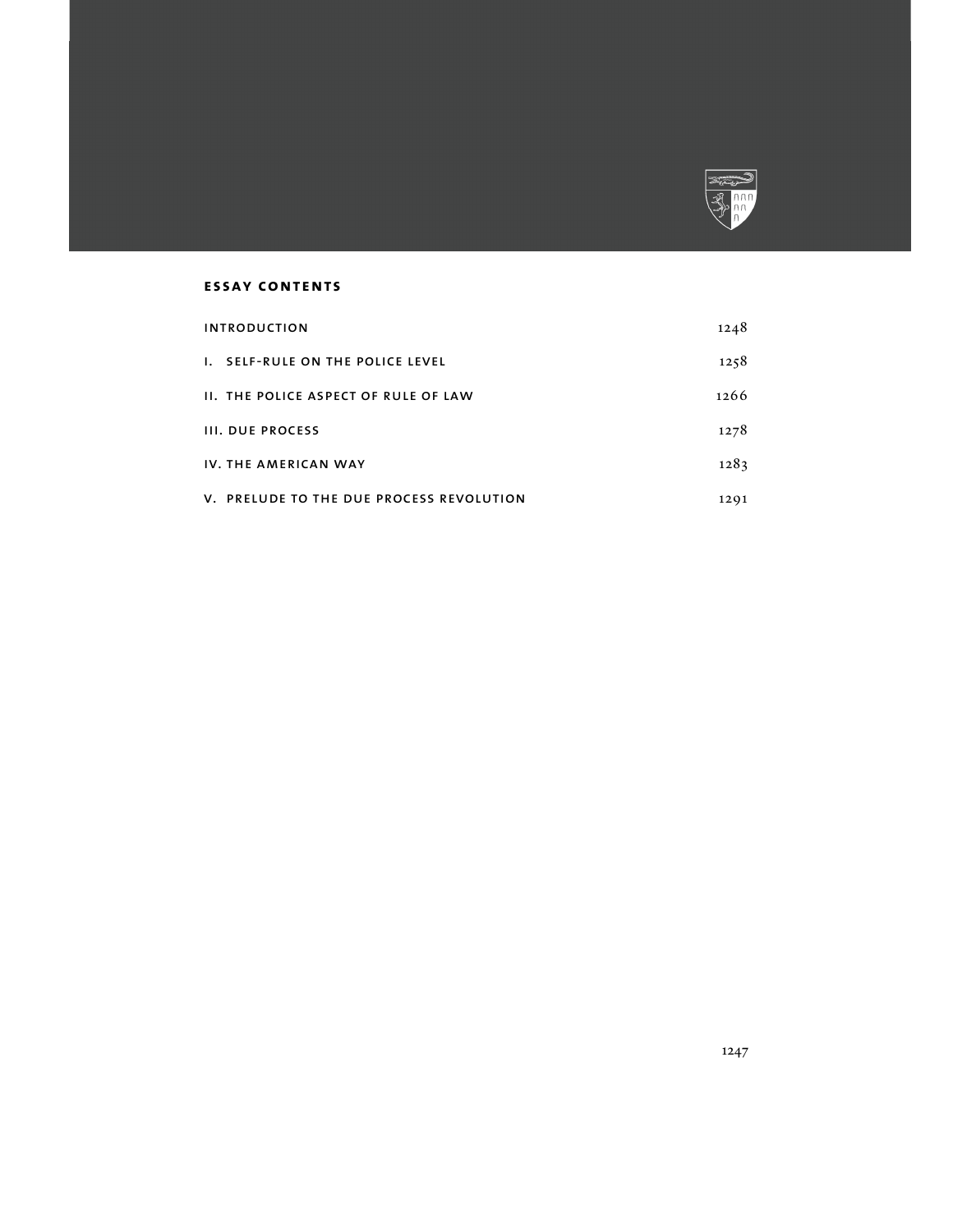## ESSAY CONTENTS

| | |
|---|---|
| INTRODUCTION | 1248 |
| I. SELF-RULE ON THE POLICE LEVEL | 1258 |
| II. THE POLICE ASPECT OF RULE OF LAW | 1266 |
| III. DUE PROCESS | 1278 |
| IV. THE AMERICAN WAY | 1283 |
| V. PRELUDE TO THE DUE PROCESS REVOLUTION | 1291 |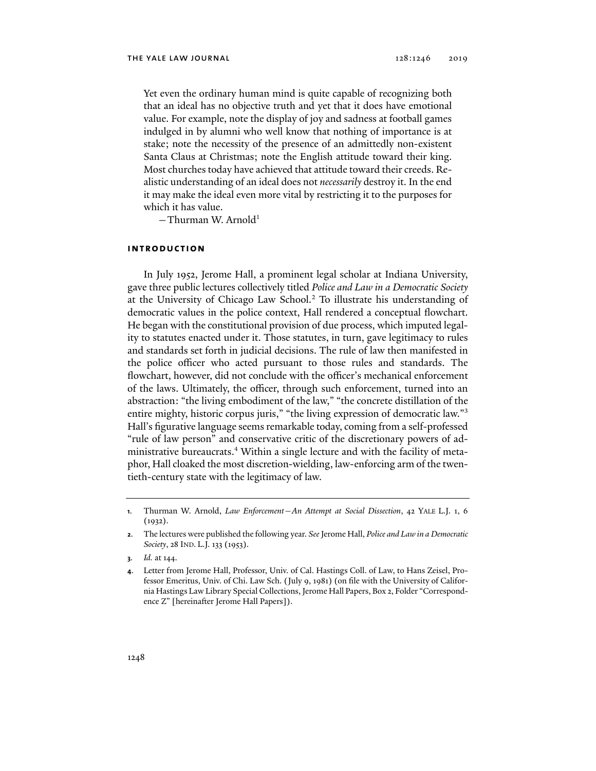> Yet even the ordinary human mind is quite capable of recognizing both that an ideal has no objective truth and yet that it does have emotional value. For example, note the display of joy and sadness at football games indulged in by alumni who well know that nothing of importance is at stake; note the necessity of the presence of an admittedly non-existent Santa Claus at Christmas; note the English attitude toward their king. Most churches today have achieved that attitude toward their creeds. Realistic understanding of an ideal does not *necessarily* destroy it. In the end it may make the ideal even more vital by restricting it to the purposes for which it has value.
>
> —Thurman W. Arnold[1]

## INTRODUCTION

In July 1952, Jerome Hall, a prominent legal scholar at Indiana University, gave three public lectures collectively titled *Police and Law in a Democratic Society* at the University of Chicago Law School.[2] To illustrate his understanding of democratic values in the police context, Hall rendered a conceptual flowchart. He began with the constitutional provision of due process, which imputed legality to statutes enacted under it. Those statutes, in turn, gave legitimacy to rules and standards set forth in judicial decisions. The rule of law then manifested in the police officer who acted pursuant to those rules and standards. The flowchart, however, did not conclude with the officer's mechanical enforcement of the laws. Ultimately, the officer, through such enforcement, turned into an abstraction: "the living embodiment of the law," "the concrete distillation of the entire mighty, historic corpus juris," "the living expression of democratic law."[3] Hall's figurative language seems remarkable today, coming from a self-professed "rule of law person" and conservative critic of the discretionary powers of administrative bureaucrats.[4] Within a single lecture and with the facility of metaphor, Hall cloaked the most discretion-wielding, law-enforcing arm of the twentieth-century state with the legitimacy of law.

---

1. Thurman W. Arnold, *Law Enforcement—An Attempt at Social Dissection*, 42 YALE L.J. 1, 6 (1932).
2. The lectures were published the following year. *See* Jerome Hall, *Police and Law in a Democratic Society*, 28 IND. L.J. 133 (1953).
3. *Id.* at 144.
4. Letter from Jerome Hall, Professor, Univ. of Cal. Hastings Coll. of Law, to Hans Zeisel, Professor Emeritus, Univ. of Chi. Law Sch. (July 9, 1981) (on file with the University of California Hastings Law Library Special Collections, Jerome Hall Papers, Box 2, Folder "Correspondence Z" [hereinafter Jerome Hall Papers]).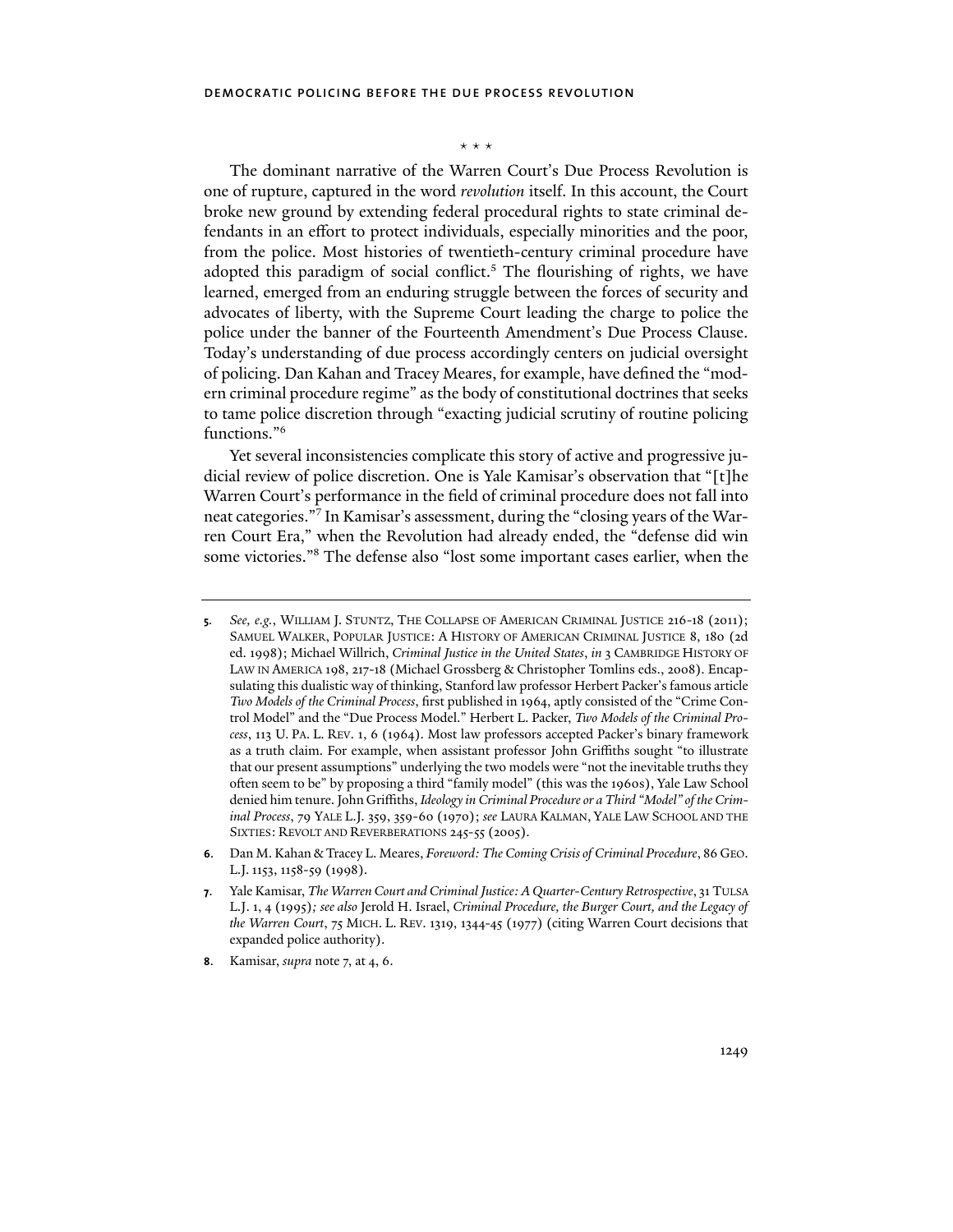\* \* \*

The dominant narrative of the Warren Court's Due Process Revolution is one of rupture, captured in the word *revolution* itself. In this account, the Court broke new ground by extending federal procedural rights to state criminal defendants in an effort to protect individuals, especially minorities and the poor, from the police. Most histories of twentieth-century criminal procedure have adopted this paradigm of social conflict.[5] The flourishing of rights, we have learned, emerged from an enduring struggle between the forces of security and advocates of liberty, with the Supreme Court leading the charge to police the police under the banner of the Fourteenth Amendment's Due Process Clause. Today's understanding of due process accordingly centers on judicial oversight of policing. Dan Kahan and Tracey Meares, for example, have defined the "modern criminal procedure regime" as the body of constitutional doctrines that seeks to tame police discretion through "exacting judicial scrutiny of routine policing functions."[6]

Yet several inconsistencies complicate this story of active and progressive judicial review of police discretion. One is Yale Kamisar's observation that "[t]he Warren Court's performance in the field of criminal procedure does not fall into neat categories."[7] In Kamisar's assessment, during the "closing years of the Warren Court Era," when the Revolution had already ended, the "defense did win some victories."[8] The defense also "lost some important cases earlier, when the

---

5. *See, e.g.*, WILLIAM J. STUNTZ, THE COLLAPSE OF AMERICAN CRIMINAL JUSTICE 216-18 (2011); SAMUEL WALKER, POPULAR JUSTICE: A HISTORY OF AMERICAN CRIMINAL JUSTICE 8, 180 (2d ed. 1998); Michael Willrich, *Criminal Justice in the United States*, *in* 3 CAMBRIDGE HISTORY OF LAW IN AMERICA 198, 217-18 (Michael Grossberg & Christopher Tomlins eds., 2008). Encapsulating this dualistic way of thinking, Stanford law professor Herbert Packer's famous article *Two Models of the Criminal Process*, first published in 1964, aptly consisted of the "Crime Control Model" and the "Due Process Model." Herbert L. Packer, *Two Models of the Criminal Process*, 113 U. PA. L. REV. 1, 6 (1964). Most law professors accepted Packer's binary framework as a truth claim. For example, when assistant professor John Griffiths sought "to illustrate that our present assumptions" underlying the two models were "not the inevitable truths they often seem to be" by proposing a third "family model" (this was the 1960s), Yale Law School denied him tenure. John Griffiths, *Ideology in Criminal Procedure or a Third "Model" of the Criminal Process*, 79 YALE L.J. 359, 359-60 (1970); *see* LAURA KALMAN, YALE LAW SCHOOL AND THE SIXTIES: REVOLT AND REVERBERATIONS 245-55 (2005).

6. Dan M. Kahan & Tracey L. Meares, *Foreword: The Coming Crisis of Criminal Procedure*, 86 GEO. L.J. 1153, 1158-59 (1998).

7. Yale Kamisar, *The Warren Court and Criminal Justice: A Quarter-Century Retrospective*, 31 TULSA L.J. 1, 4 (1995)*; see also* Jerold H. Israel, *Criminal Procedure, the Burger Court, and the Legacy of the Warren Court*, 75 MICH. L. REV. 1319, 1344-45 (1977) (citing Warren Court decisions that expanded police authority).

8. Kamisar, *supra* note 7, at 4, 6.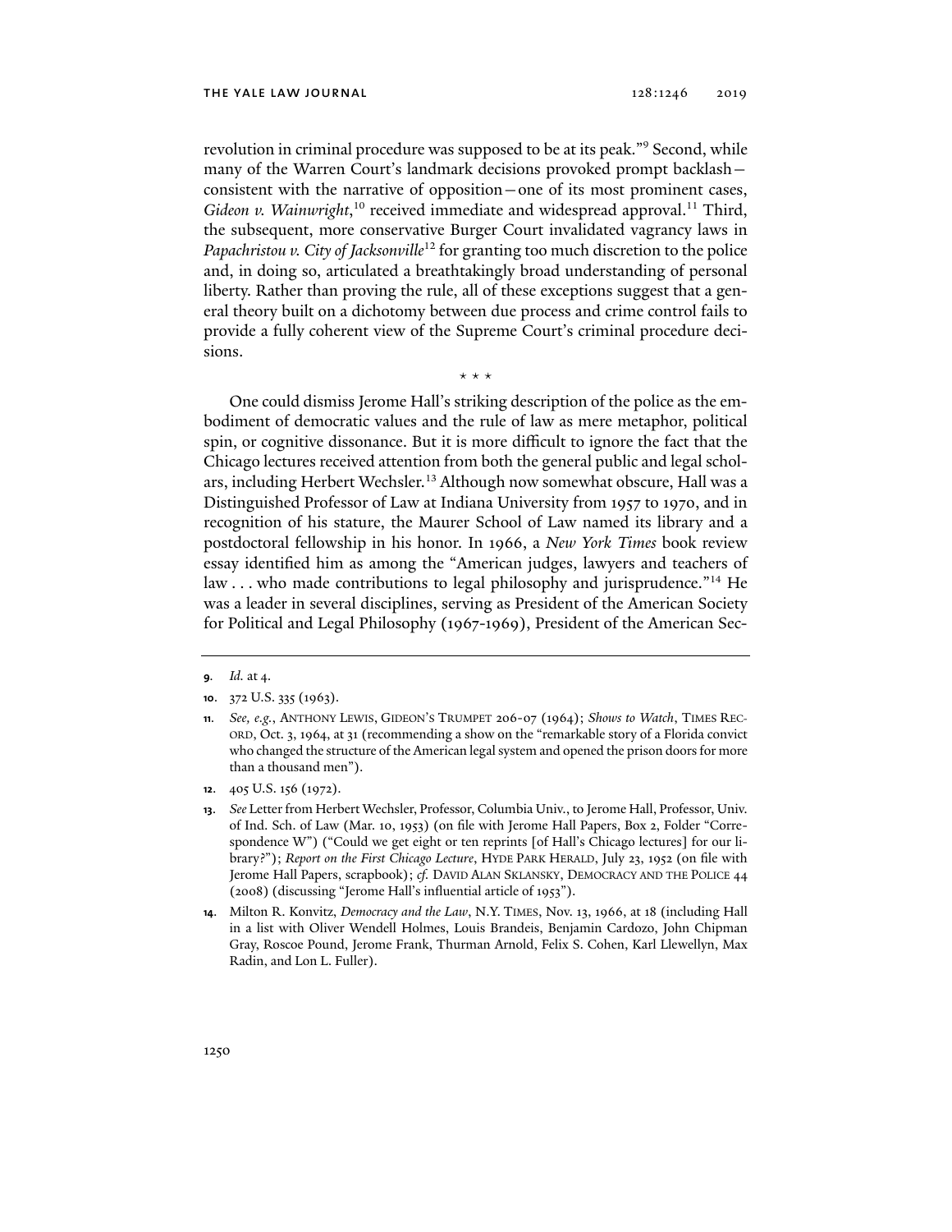revolution in criminal procedure was supposed to be at its peak."[9] Second, while many of the Warren Court's landmark decisions provoked prompt backlash—consistent with the narrative of opposition—one of its most prominent cases, *Gideon v. Wainwright*,[10] received immediate and widespread approval.[11] Third, the subsequent, more conservative Burger Court invalidated vagrancy laws in *Papachristou v. City of Jacksonville*[12] for granting too much discretion to the police and, in doing so, articulated a breathtakingly broad understanding of personal liberty. Rather than proving the rule, all of these exceptions suggest that a general theory built on a dichotomy between due process and crime control fails to provide a fully coherent view of the Supreme Court's criminal procedure decisions.

\* \* \*

One could dismiss Jerome Hall's striking description of the police as the embodiment of democratic values and the rule of law as mere metaphor, political spin, or cognitive dissonance. But it is more difficult to ignore the fact that the Chicago lectures received attention from both the general public and legal scholars, including Herbert Wechsler.[13] Although now somewhat obscure, Hall was a Distinguished Professor of Law at Indiana University from 1957 to 1970, and in recognition of his stature, the Maurer School of Law named its library and a postdoctoral fellowship in his honor. In 1966, a *New York Times* book review essay identified him as among the "American judges, lawyers and teachers of law . . . who made contributions to legal philosophy and jurisprudence."[14] He was a leader in several disciplines, serving as President of the American Society for Political and Legal Philosophy (1967-1969), President of the American Sec-

---

9. *Id.* at 4.

10. 372 U.S. 335 (1963).

11. *See, e.g.*, ANTHONY LEWIS, GIDEON'S TRUMPET 206-07 (1964); *Shows to Watch*, TIMES RECORD, Oct. 3, 1964, at 31 (recommending a show on the "remarkable story of a Florida convict who changed the structure of the American legal system and opened the prison doors for more than a thousand men").

12. 405 U.S. 156 (1972).

13. *See* Letter from Herbert Wechsler, Professor, Columbia Univ., to Jerome Hall, Professor, Univ. of Ind. Sch. of Law (Mar. 10, 1953) (on file with Jerome Hall Papers, Box 2, Folder "Correspondence W") ("Could we get eight or ten reprints [of Hall's Chicago lectures] for our library?"); *Report on the First Chicago Lecture*, HYDE PARK HERALD, July 23, 1952 (on file with Jerome Hall Papers, scrapbook); *cf.* DAVID ALAN SKLANSKY, DEMOCRACY AND THE POLICE 44 (2008) (discussing "Jerome Hall's influential article of 1953").

14. Milton R. Konvitz, *Democracy and the Law*, N.Y. TIMES, Nov. 13, 1966, at 18 (including Hall in a list with Oliver Wendell Holmes, Louis Brandeis, Benjamin Cardozo, John Chipman Gray, Roscoe Pound, Jerome Frank, Thurman Arnold, Felix S. Cohen, Karl Llewellyn, Max Radin, and Lon L. Fuller).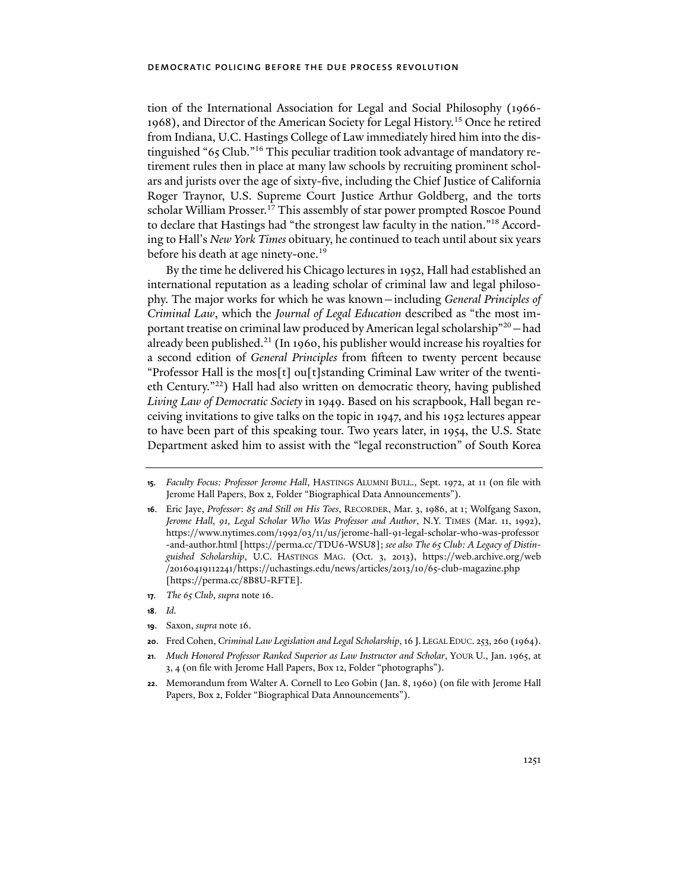tion of the International Association for Legal and Social Philosophy (1966-1968), and Director of the American Society for Legal History.[15] Once he retired from Indiana, U.C. Hastings College of Law immediately hired him into the distinguished "65 Club."[16] This peculiar tradition took advantage of mandatory retirement rules then in place at many law schools by recruiting prominent scholars and jurists over the age of sixty-five, including the Chief Justice of California Roger Traynor, U.S. Supreme Court Justice Arthur Goldberg, and the torts scholar William Prosser.[17] This assembly of star power prompted Roscoe Pound to declare that Hastings had "the strongest law faculty in the nation."[18] According to Hall's *New York Times* obituary, he continued to teach until about six years before his death at age ninety-one.[19]

By the time he delivered his Chicago lectures in 1952, Hall had established an international reputation as a leading scholar of criminal law and legal philosophy. The major works for which he was known—including *General Principles of Criminal Law*, which the *Journal of Legal Education* described as "the most important treatise on criminal law produced by American legal scholarship"[20]—had already been published.[21] (In 1960, his publisher would increase his royalties for a second edition of *General Principles* from fifteen to twenty percent because "Professor Hall is the mos[t] ou[t]standing Criminal Law writer of the twentieth Century."[22]) Hall had also written on democratic theory, having published *Living Law of Democratic Society* in 1949. Based on his scrapbook, Hall began receiving invitations to give talks on the topic in 1947, and his 1952 lectures appear to have been part of this speaking tour. Two years later, in 1954, the U.S. State Department asked him to assist with the "legal reconstruction" of South Korea

---

15. *Faculty Focus: Professor Jerome Hall*, HASTINGS ALUMNI BULL., Sept. 1972, at 11 (on file with Jerome Hall Papers, Box 2, Folder "Biographical Data Announcements").

16. Eric Jaye, *Professor: 85 and Still on His Toes*, RECORDER, Mar. 3, 1986, at 1; Wolfgang Saxon, *Jerome Hall, 91, Legal Scholar Who Was Professor and Author*, N.Y. TIMES (Mar. 11, 1992), https://www.nytimes.com/1992/03/11/us/jerome-hall-91-legal-scholar-who-was-professor-and-author.html [https://perma.cc/TDU6-WSU8]; *see also The 65 Club: A Legacy of Distinguished Scholarship*, U.C. HASTINGS MAG. (Oct. 3, 2013), https://web.archive.org/web/20160419112241/https://uchastings.edu/news/articles/2013/10/65-club-magazine.php [https://perma.cc/8B8U-RFTE].

17. *The 65 Club*, *supra* note 16.

18. *Id.*

19. Saxon, *supra* note 16.

20. Fred Cohen, *Criminal Law Legislation and Legal Scholarship*, 16 J. LEGAL EDUC. 253, 260 (1964).

21. *Much Honored Professor Ranked Superior as Law Instructor and Scholar*, YOUR U., Jan. 1965, at 3, 4 (on file with Jerome Hall Papers, Box 12, Folder "photographs").

22. Memorandum from Walter A. Cornell to Leo Gobin (Jan. 8, 1960) (on file with Jerome Hall Papers, Box 2, Folder "Biographical Data Announcements").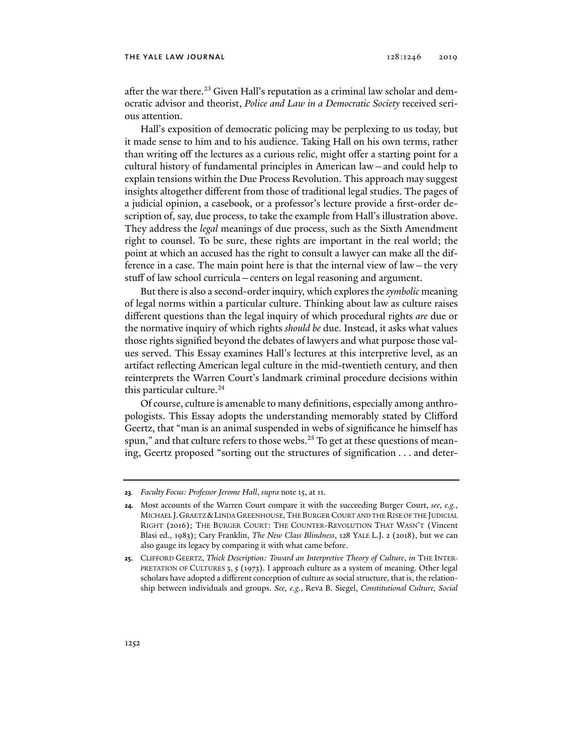after the war there.[23] Given Hall's reputation as a criminal law scholar and democratic advisor and theorist, *Police and Law in a Democratic Society* received serious attention.

Hall's exposition of democratic policing may be perplexing to us today, but it made sense to him and to his audience. Taking Hall on his own terms, rather than writing off the lectures as a curious relic, might offer a starting point for a cultural history of fundamental principles in American law—and could help to explain tensions within the Due Process Revolution. This approach may suggest insights altogether different from those of traditional legal studies. The pages of a judicial opinion, a casebook, or a professor's lecture provide a first-order description of, say, due process, to take the example from Hall's illustration above. They address the *legal* meanings of due process, such as the Sixth Amendment right to counsel. To be sure, these rights are important in the real world; the point at which an accused has the right to consult a lawyer can make all the difference in a case. The main point here is that the internal view of law—the very stuff of law school curricula—centers on legal reasoning and argument.

But there is also a second-order inquiry, which explores the *symbolic* meaning of legal norms within a particular culture. Thinking about law as culture raises different questions than the legal inquiry of which procedural rights *are* due or the normative inquiry of which rights *should be* due. Instead, it asks what values those rights signified beyond the debates of lawyers and what purpose those values served. This Essay examines Hall's lectures at this interpretive level, as an artifact reflecting American legal culture in the mid-twentieth century, and then reinterprets the Warren Court's landmark criminal procedure decisions within this particular culture.[24]

Of course, culture is amenable to many definitions, especially among anthropologists. This Essay adopts the understanding memorably stated by Clifford Geertz, that "man is an animal suspended in webs of significance he himself has spun," and that culture refers to those webs.[25] To get at these questions of meaning, Geertz proposed "sorting out the structures of signification . . . and deter-

---

23. *Faculty Focus: Professor Jerome Hall*, *supra* note 15, at 11.

24. Most accounts of the Warren Court compare it with the succeeding Burger Court, *see, e.g.*, MICHAEL J. GRAETZ & LINDA GREENHOUSE, THE BURGER COURT AND THE RISE OF THE JUDICIAL RIGHT (2016); THE BURGER COURT: THE COUNTER-REVOLUTION THAT WASN'T (Vincent Blasi ed., 1983); Cary Franklin, *The New Class Blindness*, 128 YALE L.J. 2 (2018), but we can also gauge its legacy by comparing it with what came before.

25. CLIFFORD GEERTZ, *Thick Description: Toward an Interpretive Theory of Culture*, *in* THE INTERPRETATION OF CULTURES 3, 5 (1973). I approach culture as a system of meaning. Other legal scholars have adopted a different conception of culture as social structure, that is, the relationship between individuals and groups. *See, e.g.*, Reva B. Siegel, *Constitutional Culture, Social*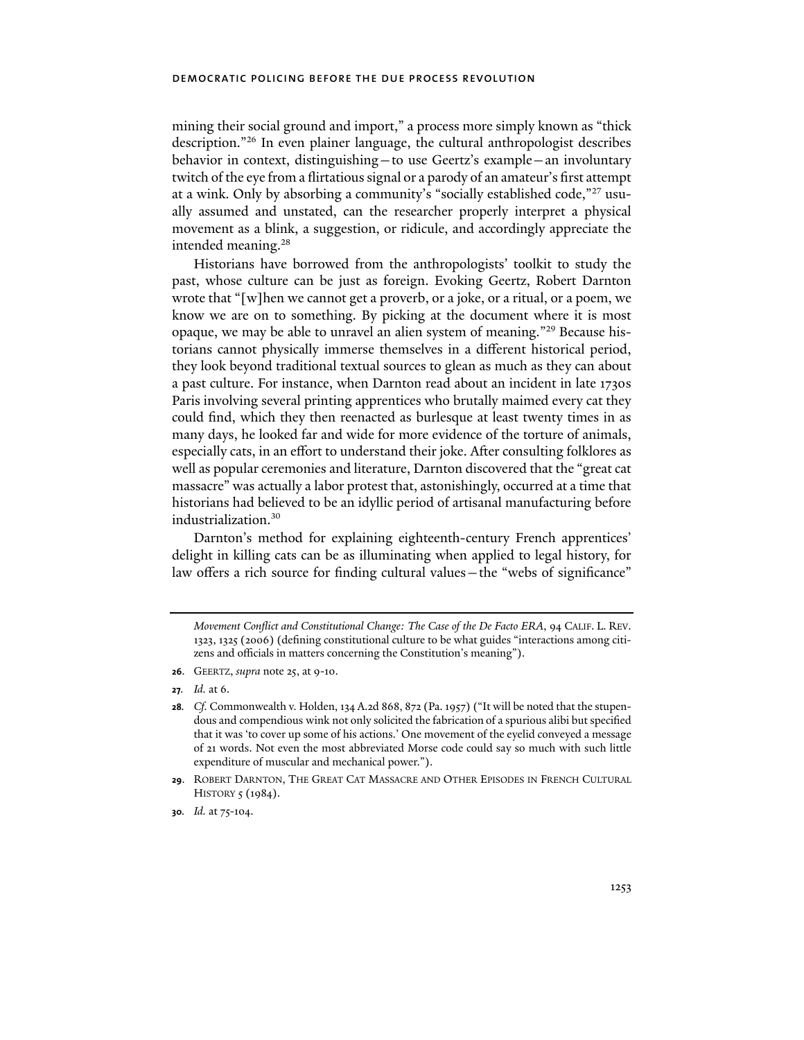mining their social ground and import," a process more simply known as "thick description."[26] In even plainer language, the cultural anthropologist describes behavior in context, distinguishing—to use Geertz's example—an involuntary twitch of the eye from a flirtatious signal or a parody of an amateur's first attempt at a wink. Only by absorbing a community's "socially established code,"[27] usually assumed and unstated, can the researcher properly interpret a physical movement as a blink, a suggestion, or ridicule, and accordingly appreciate the intended meaning.[28]

Historians have borrowed from the anthropologists' toolkit to study the past, whose culture can be just as foreign. Evoking Geertz, Robert Darnton wrote that "[w]hen we cannot get a proverb, or a joke, or a ritual, or a poem, we know we are on to something. By picking at the document where it is most opaque, we may be able to unravel an alien system of meaning."[29] Because historians cannot physically immerse themselves in a different historical period, they look beyond traditional textual sources to glean as much as they can about a past culture. For instance, when Darnton read about an incident in late 1730s Paris involving several printing apprentices who brutally maimed every cat they could find, which they then reenacted as burlesque at least twenty times in as many days, he looked far and wide for more evidence of the torture of animals, especially cats, in an effort to understand their joke. After consulting folklores as well as popular ceremonies and literature, Darnton discovered that the "great cat massacre" was actually a labor protest that, astonishingly, occurred at a time that historians had believed to be an idyllic period of artisanal manufacturing before industrialization.[30]

Darnton's method for explaining eighteenth-century French apprentices' delight in killing cats can be as illuminating when applied to legal history, for law offers a rich source for finding cultural values—the "webs of significance"

---

*Movement Conflict and Constitutional Change: The Case of the De Facto ERA*, 94 CALIF. L. REV. 1323, 1325 (2006) (defining constitutional culture to be what guides "interactions among citizens and officials in matters concerning the Constitution's meaning").

26. GEERTZ, *supra* note 25, at 9-10.

27. *Id.* at 6.

28. *Cf.* Commonwealth v. Holden, 134 A.2d 868, 872 (Pa. 1957) ("It will be noted that the stupendous and compendious wink not only solicited the fabrication of a spurious alibi but specified that it was 'to cover up some of his actions.' One movement of the eyelid conveyed a message of 21 words. Not even the most abbreviated Morse code could say so much with such little expenditure of muscular and mechanical power.").

29. ROBERT DARNTON, THE GREAT CAT MASSACRE AND OTHER EPISODES IN FRENCH CULTURAL HISTORY 5 (1984).

30. *Id.* at 75-104.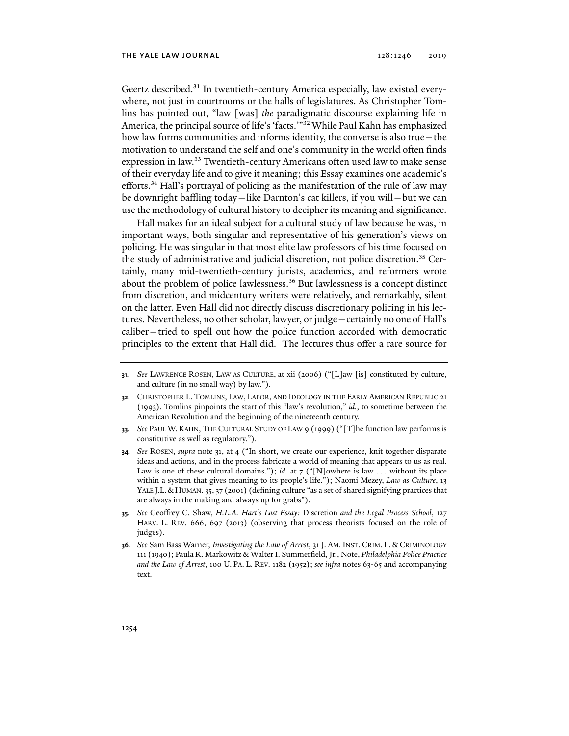Geertz described.[31] In twentieth-century America especially, law existed everywhere, not just in courtrooms or the halls of legislatures. As Christopher Tomlins has pointed out, "law [was] *the* paradigmatic discourse explaining life in America, the principal source of life's 'facts.'"[32] While Paul Kahn has emphasized how law forms communities and informs identity, the converse is also true—the motivation to understand the self and one's community in the world often finds expression in law.[33] Twentieth-century Americans often used law to make sense of their everyday life and to give it meaning; this Essay examines one academic's efforts.[34] Hall's portrayal of policing as the manifestation of the rule of law may be downright baffling today—like Darnton's cat killers, if you will—but we can use the methodology of cultural history to decipher its meaning and significance.

Hall makes for an ideal subject for a cultural study of law because he was, in important ways, both singular and representative of his generation's views on policing. He was singular in that most elite law professors of his time focused on the study of administrative and judicial discretion, not police discretion.[35] Certainly, many mid-twentieth-century jurists, academics, and reformers wrote about the problem of police lawlessness.[36] But lawlessness is a concept distinct from discretion, and midcentury writers were relatively, and remarkably, silent on the latter. Even Hall did not directly discuss discretionary policing in his lectures. Nevertheless, no other scholar, lawyer, or judge—certainly no one of Hall's caliber—tried to spell out how the police function accorded with democratic principles to the extent that Hall did. The lectures thus offer a rare source for

---

**31.** *See* LAWRENCE ROSEN, LAW AS CULTURE, at xii (2006) ("[L]aw [is] constituted by culture, and culture (in no small way) by law.").

**32.** CHRISTOPHER L. TOMLINS, LAW, LABOR, AND IDEOLOGY IN THE EARLY AMERICAN REPUBLIC 21 (1993). Tomlins pinpoints the start of this "law's revolution," *id.*, to sometime between the American Revolution and the beginning of the nineteenth century.

**33.** *See* PAUL W. KAHN, THE CULTURAL STUDY OF LAW 9 (1999) ("[T]he function law performs is constitutive as well as regulatory.").

**34.** *See* ROSEN, *supra* note 31, at 4 ("In short, we create our experience, knit together disparate ideas and actions, and in the process fabricate a world of meaning that appears to us as real. Law is one of these cultural domains."); *id.* at 7 ("[N]owhere is law . . . without its place within a system that gives meaning to its people's life."); Naomi Mezey, *Law as Culture*, 13 YALE J.L. & HUMAN. 35, 37 (2001) (defining culture "as a set of shared signifying practices that are always in the making and always up for grabs").

**35.** *See* Geoffrey C. Shaw, *H.L.A. Hart's Lost Essay:* Discretion *and the Legal Process School*, 127 HARV. L. REV. 666, 697 (2013) (observing that process theorists focused on the role of judges).

**36.** *See* Sam Bass Warner, *Investigating the Law of Arrest*, 31 J. AM. INST. CRIM. L. & CRIMINOLOGY 111 (1940); Paula R. Markowitz & Walter I. Summerfield, Jr., Note, *Philadelphia Police Practice and the Law of Arrest*, 100 U. PA. L. REV. 1182 (1952); *see infra* notes 63-65 and accompanying text.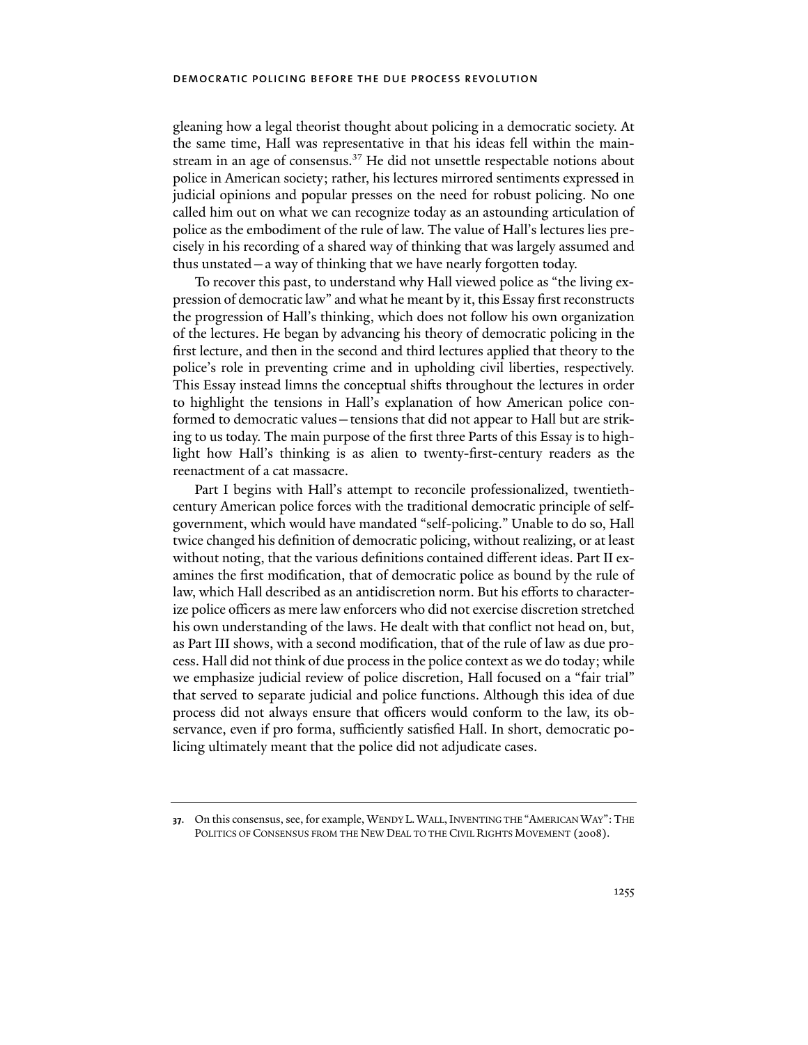gleaning how a legal theorist thought about policing in a democratic society. At the same time, Hall was representative in that his ideas fell within the mainstream in an age of consensus.[37] He did not unsettle respectable notions about police in American society; rather, his lectures mirrored sentiments expressed in judicial opinions and popular presses on the need for robust policing. No one called him out on what we can recognize today as an astounding articulation of police as the embodiment of the rule of law. The value of Hall's lectures lies precisely in his recording of a shared way of thinking that was largely assumed and thus unstated—a way of thinking that we have nearly forgotten today.

To recover this past, to understand why Hall viewed police as "the living expression of democratic law" and what he meant by it, this Essay first reconstructs the progression of Hall's thinking, which does not follow his own organization of the lectures. He began by advancing his theory of democratic policing in the first lecture, and then in the second and third lectures applied that theory to the police's role in preventing crime and in upholding civil liberties, respectively. This Essay instead limns the conceptual shifts throughout the lectures in order to highlight the tensions in Hall's explanation of how American police conformed to democratic values—tensions that did not appear to Hall but are striking to us today. The main purpose of the first three Parts of this Essay is to highlight how Hall's thinking is as alien to twenty-first-century readers as the reenactment of a cat massacre.

Part I begins with Hall's attempt to reconcile professionalized, twentieth-century American police forces with the traditional democratic principle of self-government, which would have mandated "self-policing." Unable to do so, Hall twice changed his definition of democratic policing, without realizing, or at least without noting, that the various definitions contained different ideas. Part II examines the first modification, that of democratic police as bound by the rule of law, which Hall described as an antidiscretion norm. But his efforts to characterize police officers as mere law enforcers who did not exercise discretion stretched his own understanding of the laws. He dealt with that conflict not head on, but, as Part III shows, with a second modification, that of the rule of law as due process. Hall did not think of due process in the police context as we do today; while we emphasize judicial review of police discretion, Hall focused on a "fair trial" that served to separate judicial and police functions. Although this idea of due process did not always ensure that officers would conform to the law, its observance, even if pro forma, sufficiently satisfied Hall. In short, democratic policing ultimately meant that the police did not adjudicate cases.

---

37. On this consensus, see, for example, WENDY L. WALL, INVENTING THE "AMERICAN WAY": THE POLITICS OF CONSENSUS FROM THE NEW DEAL TO THE CIVIL RIGHTS MOVEMENT (2008).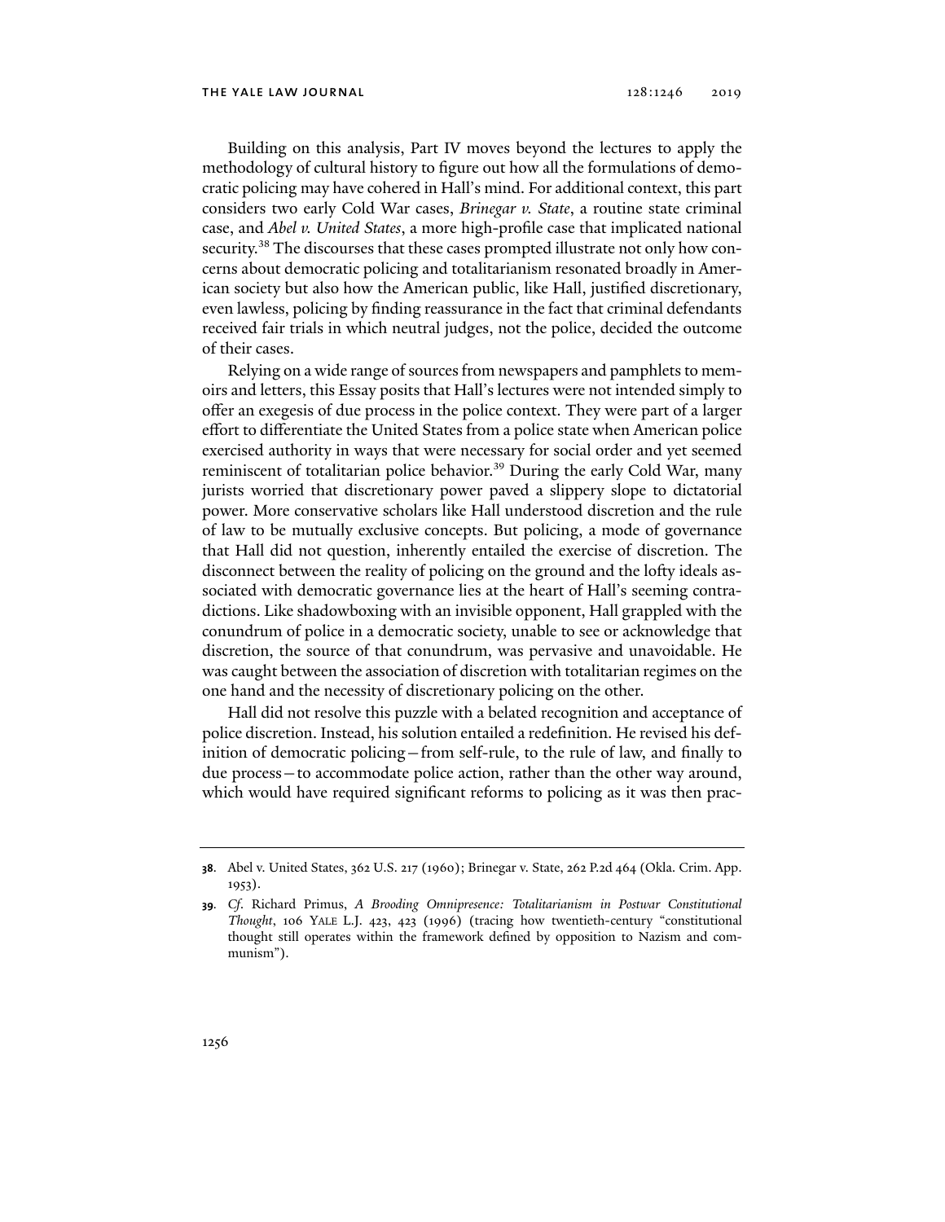Building on this analysis, Part IV moves beyond the lectures to apply the methodology of cultural history to figure out how all the formulations of democratic policing may have cohered in Hall's mind. For additional context, this part considers two early Cold War cases, *Brinegar v. State*, a routine state criminal case, and *Abel v. United States*, a more high-profile case that implicated national security.[38] The discourses that these cases prompted illustrate not only how concerns about democratic policing and totalitarianism resonated broadly in American society but also how the American public, like Hall, justified discretionary, even lawless, policing by finding reassurance in the fact that criminal defendants received fair trials in which neutral judges, not the police, decided the outcome of their cases.

Relying on a wide range of sources from newspapers and pamphlets to memoirs and letters, this Essay posits that Hall's lectures were not intended simply to offer an exegesis of due process in the police context. They were part of a larger effort to differentiate the United States from a police state when American police exercised authority in ways that were necessary for social order and yet seemed reminiscent of totalitarian police behavior.[39] During the early Cold War, many jurists worried that discretionary power paved a slippery slope to dictatorial power. More conservative scholars like Hall understood discretion and the rule of law to be mutually exclusive concepts. But policing, a mode of governance that Hall did not question, inherently entailed the exercise of discretion. The disconnect between the reality of policing on the ground and the lofty ideals associated with democratic governance lies at the heart of Hall's seeming contradictions. Like shadowboxing with an invisible opponent, Hall grappled with the conundrum of police in a democratic society, unable to see or acknowledge that discretion, the source of that conundrum, was pervasive and unavoidable. He was caught between the association of discretion with totalitarian regimes on the one hand and the necessity of discretionary policing on the other.

Hall did not resolve this puzzle with a belated recognition and acceptance of police discretion. Instead, his solution entailed a redefinition. He revised his definition of democratic policing—from self-rule, to the rule of law, and finally to due process—to accommodate police action, rather than the other way around, which would have required significant reforms to policing as it was then prac-

---

**38**. Abel v. United States, 362 U.S. 217 (1960); Brinegar v. State, 262 P.2d 464 (Okla. Crim. App. 1953).

**39**. *Cf*. Richard Primus, *A Brooding Omnipresence: Totalitarianism in Postwar Constitutional Thought*, 106 YALE L.J. 423, 423 (1996) (tracing how twentieth-century "constitutional thought still operates within the framework defined by opposition to Nazism and communism").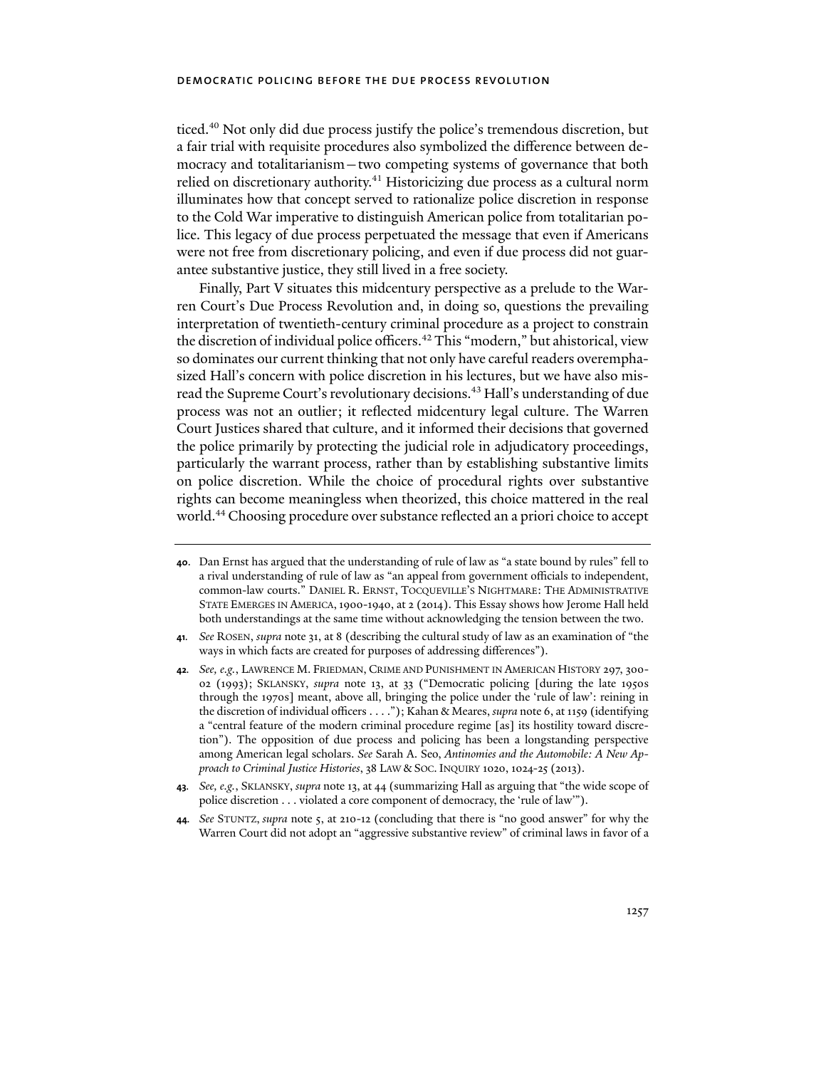ticed.[40] Not only did due process justify the police's tremendous discretion, but a fair trial with requisite procedures also symbolized the difference between democracy and totalitarianism—two competing systems of governance that both relied on discretionary authority.[41] Historicizing due process as a cultural norm illuminates how that concept served to rationalize police discretion in response to the Cold War imperative to distinguish American police from totalitarian police. This legacy of due process perpetuated the message that even if Americans were not free from discretionary policing, and even if due process did not guarantee substantive justice, they still lived in a free society.

Finally, Part V situates this midcentury perspective as a prelude to the Warren Court's Due Process Revolution and, in doing so, questions the prevailing interpretation of twentieth-century criminal procedure as a project to constrain the discretion of individual police officers.[42] This "modern," but ahistorical, view so dominates our current thinking that not only have careful readers overemphasized Hall's concern with police discretion in his lectures, but we have also misread the Supreme Court's revolutionary decisions.[43] Hall's understanding of due process was not an outlier; it reflected midcentury legal culture. The Warren Court Justices shared that culture, and it informed their decisions that governed the police primarily by protecting the judicial role in adjudicatory proceedings, particularly the warrant process, rather than by establishing substantive limits on police discretion. While the choice of procedural rights over substantive rights can become meaningless when theorized, this choice mattered in the real world.[44] Choosing procedure over substance reflected an a priori choice to accept

---

**40.** Dan Ernst has argued that the understanding of rule of law as "a state bound by rules" fell to a rival understanding of rule of law as "an appeal from government officials to independent, common-law courts." DANIEL R. ERNST, TOCQUEVILLE'S NIGHTMARE: THE ADMINISTRATIVE STATE EMERGES IN AMERICA, 1900-1940, at 2 (2014). This Essay shows how Jerome Hall held both understandings at the same time without acknowledging the tension between the two.

**41.** *See* ROSEN, *supra* note 31, at 8 (describing the cultural study of law as an examination of "the ways in which facts are created for purposes of addressing differences").

**42.** *See, e.g.*, LAWRENCE M. FRIEDMAN, CRIME AND PUNISHMENT IN AMERICAN HISTORY 297, 300-02 (1993); SKLANSKY, *supra* note 13, at 33 ("Democratic policing [during the late 1950s through the 1970s] meant, above all, bringing the police under the 'rule of law': reining in the discretion of individual officers . . . ."); Kahan & Meares, *supra* note 6, at 1159 (identifying a "central feature of the modern criminal procedure regime [as] its hostility toward discretion"). The opposition of due process and policing has been a longstanding perspective among American legal scholars. *See* Sarah A. Seo, *Antinomies and the Automobile: A New Approach to Criminal Justice Histories*, 38 LAW & SOC. INQUIRY 1020, 1024-25 (2013).

**43.** *See, e.g.*, SKLANSKY, *supra* note 13, at 44 (summarizing Hall as arguing that "the wide scope of police discretion . . . violated a core component of democracy, the 'rule of law'").

**44.** *See* STUNTZ, *supra* note 5, at 210-12 (concluding that there is "no good answer" for why the Warren Court did not adopt an "aggressive substantive review" of criminal laws in favor of a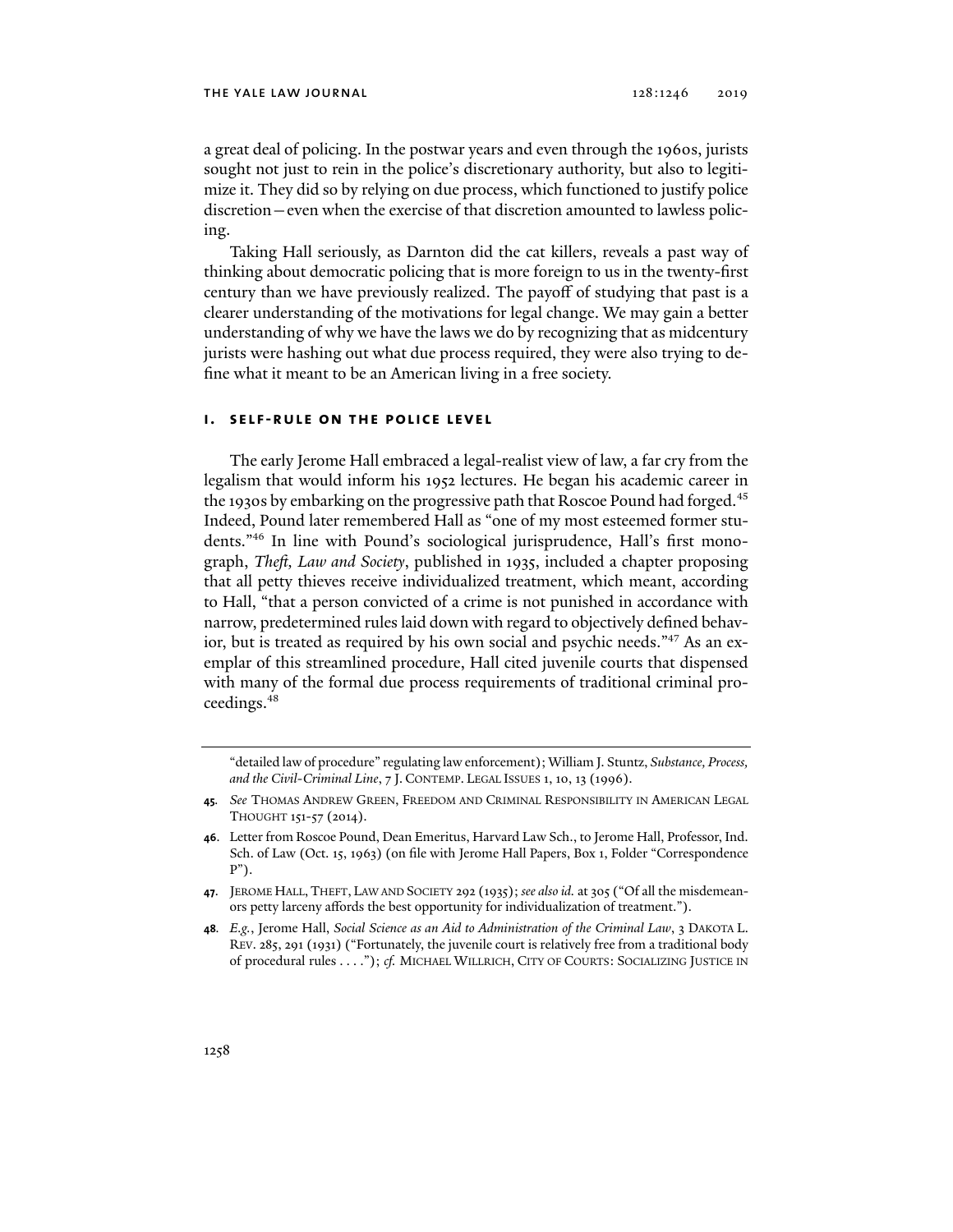a great deal of policing. In the postwar years and even through the 1960s, jurists sought not just to rein in the police's discretionary authority, but also to legitimize it. They did so by relying on due process, which functioned to justify police discretion—even when the exercise of that discretion amounted to lawless policing.

Taking Hall seriously, as Darnton did the cat killers, reveals a past way of thinking about democratic policing that is more foreign to us in the twenty-first century than we have previously realized. The payoff of studying that past is a clearer understanding of the motivations for legal change. We may gain a better understanding of why we have the laws we do by recognizing that as midcentury jurists were hashing out what due process required, they were also trying to define what it meant to be an American living in a free society.

## I. SELF-RULE ON THE POLICE LEVEL

The early Jerome Hall embraced a legal-realist view of law, a far cry from the legalism that would inform his 1952 lectures. He began his academic career in the 1930s by embarking on the progressive path that Roscoe Pound had forged.[45] Indeed, Pound later remembered Hall as "one of my most esteemed former students."[46] In line with Pound's sociological jurisprudence, Hall's first monograph, *Theft, Law and Society*, published in 1935, included a chapter proposing that all petty thieves receive individualized treatment, which meant, according to Hall, "that a person convicted of a crime is not punished in accordance with narrow, predetermined rules laid down with regard to objectively defined behavior, but is treated as required by his own social and psychic needs."[47] As an exemplar of this streamlined procedure, Hall cited juvenile courts that dispensed with many of the formal due process requirements of traditional criminal proceedings.[48]

---

"detailed law of procedure" regulating law enforcement); William J. Stuntz, *Substance, Process, and the Civil-Criminal Line*, 7 J. CONTEMP. LEGAL ISSUES 1, 10, 13 (1996).

**45.** *See* THOMAS ANDREW GREEN, FREEDOM AND CRIMINAL RESPONSIBILITY IN AMERICAN LEGAL THOUGHT 151-57 (2014).

**46.** Letter from Roscoe Pound, Dean Emeritus, Harvard Law Sch., to Jerome Hall, Professor, Ind. Sch. of Law (Oct. 15, 1963) (on file with Jerome Hall Papers, Box 1, Folder "Correspondence P").

**47.** JEROME HALL, THEFT, LAW AND SOCIETY 292 (1935); *see also id.* at 305 ("Of all the misdemeanors petty larceny affords the best opportunity for individualization of treatment.").

**48.** *E.g.*, Jerome Hall, *Social Science as an Aid to Administration of the Criminal Law*, 3 DAKOTA L. REV. 285, 291 (1931) ("Fortunately, the juvenile court is relatively free from a traditional body of procedural rules . . . ."); *cf.* MICHAEL WILLRICH, CITY OF COURTS: SOCIALIZING JUSTICE IN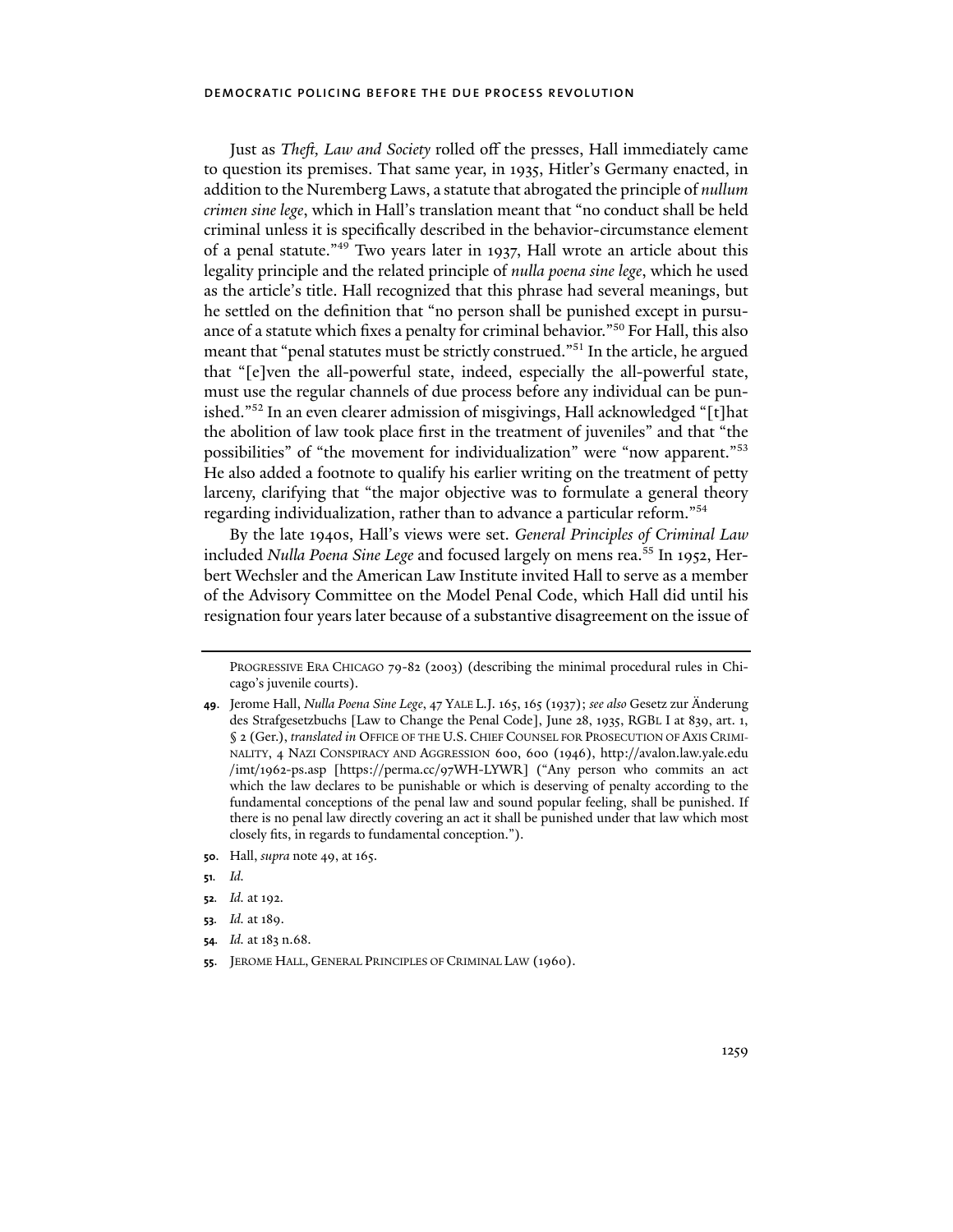Just as *Theft, Law and Society* rolled off the presses, Hall immediately came to question its premises. That same year, in 1935, Hitler's Germany enacted, in addition to the Nuremberg Laws, a statute that abrogated the principle of *nullum crimen sine lege*, which in Hall's translation meant that "no conduct shall be held criminal unless it is specifically described in the behavior-circumstance element of a penal statute."[49] Two years later in 1937, Hall wrote an article about this legality principle and the related principle of *nulla poena sine lege*, which he used as the article's title. Hall recognized that this phrase had several meanings, but he settled on the definition that "no person shall be punished except in pursuance of a statute which fixes a penalty for criminal behavior."[50] For Hall, this also meant that "penal statutes must be strictly construed."[51] In the article, he argued that "[e]ven the all-powerful state, indeed, especially the all-powerful state, must use the regular channels of due process before any individual can be punished."[52] In an even clearer admission of misgivings, Hall acknowledged "[t]hat the abolition of law took place first in the treatment of juveniles" and that "the possibilities" of "the movement for individualization" were "now apparent."[53] He also added a footnote to qualify his earlier writing on the treatment of petty larceny, clarifying that "the major objective was to formulate a general theory regarding individualization, rather than to advance a particular reform."[54]

By the late 1940s, Hall's views were set. *General Principles of Criminal Law* included *Nulla Poena Sine Lege* and focused largely on mens rea.[55] In 1952, Herbert Wechsler and the American Law Institute invited Hall to serve as a member of the Advisory Committee on the Model Penal Code, which Hall did until his resignation four years later because of a substantive disagreement on the issue of

PROGRESSIVE ERA CHICAGO 79-82 (2003) (describing the minimal procedural rules in Chicago's juvenile courts).

49. Jerome Hall, *Nulla Poena Sine Lege*, 47 YALE L.J. 165, 165 (1937); *see also* Gesetz zur Änderung des Strafgesetzbuchs [Law to Change the Penal Code], June 28, 1935, RGBL I at 839, art. 1, § 2 (Ger.), *translated in* OFFICE OF THE U.S. CHIEF COUNSEL FOR PROSECUTION OF AXIS CRIMINALITY, 4 NAZI CONSPIRACY AND AGGRESSION 600, 600 (1946), http://avalon.law.yale.edu/imt/1962-ps.asp [https://perma.cc/97WH-LYWR] ("Any person who commits an act which the law declares to be punishable or which is deserving of penalty according to the fundamental conceptions of the penal law and sound popular feeling, shall be punished. If there is no penal law directly covering an act it shall be punished under that law which most closely fits, in regards to fundamental conception.").

50. Hall, *supra* note 49, at 165.

51. *Id.*

52. *Id.* at 192.

53. *Id.* at 189.

54. *Id.* at 183 n.68.

55. JEROME HALL, GENERAL PRINCIPLES OF CRIMINAL LAW (1960).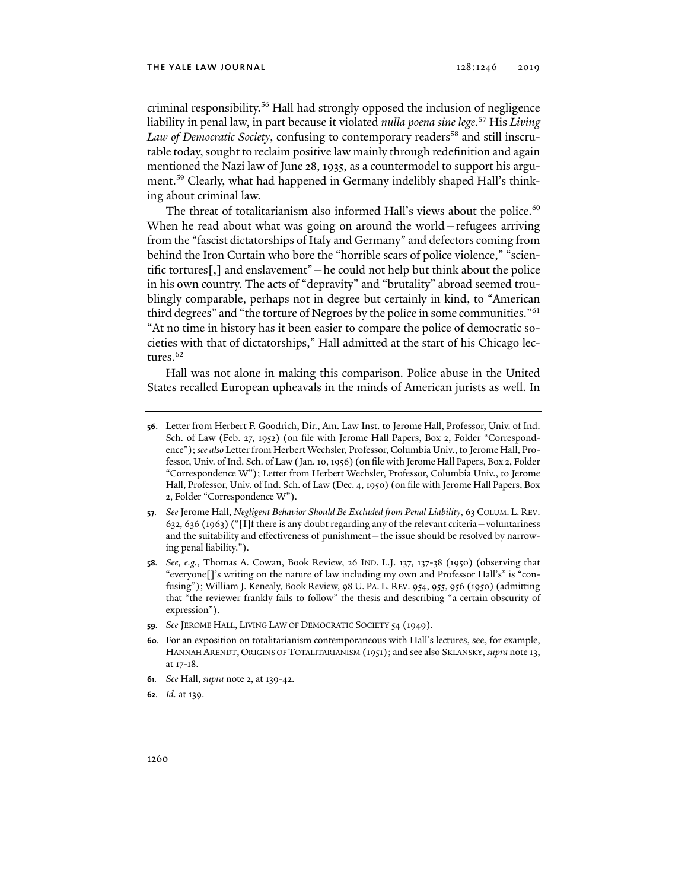criminal responsibility.[56] Hall had strongly opposed the inclusion of negligence liability in penal law, in part because it violated *nulla poena sine lege*.[57] His *Living Law of Democratic Society*, confusing to contemporary readers[58] and still inscrutable today, sought to reclaim positive law mainly through redefinition and again mentioned the Nazi law of June 28, 1935, as a countermodel to support his argument.[59] Clearly, what had happened in Germany indelibly shaped Hall's thinking about criminal law.

The threat of totalitarianism also informed Hall's views about the police.[60] When he read about what was going on around the world—refugees arriving from the "fascist dictatorships of Italy and Germany" and defectors coming from behind the Iron Curtain who bore the "horrible scars of police violence," "scientific tortures[,] and enslavement"—he could not help but think about the police in his own country. The acts of "depravity" and "brutality" abroad seemed troublingly comparable, perhaps not in degree but certainly in kind, to "American third degrees" and "the torture of Negroes by the police in some communities."[61] "At no time in history has it been easier to compare the police of democratic societies with that of dictatorships," Hall admitted at the start of his Chicago lectures.[62]

Hall was not alone in making this comparison. Police abuse in the United States recalled European upheavals in the minds of American jurists as well. In

---

**56.** Letter from Herbert F. Goodrich, Dir., Am. Law Inst. to Jerome Hall, Professor, Univ. of Ind. Sch. of Law (Feb. 27, 1952) (on file with Jerome Hall Papers, Box 2, Folder "Correspondence"); *see also* Letter from Herbert Wechsler, Professor, Columbia Univ., to Jerome Hall, Professor, Univ. of Ind. Sch. of Law (Jan. 10, 1956) (on file with Jerome Hall Papers, Box 2, Folder "Correspondence W"); Letter from Herbert Wechsler, Professor, Columbia Univ., to Jerome Hall, Professor, Univ. of Ind. Sch. of Law (Dec. 4, 1950) (on file with Jerome Hall Papers, Box 2, Folder "Correspondence W").

**57.** *See* Jerome Hall, *Negligent Behavior Should Be Excluded from Penal Liability*, 63 COLUM. L. REV. 632, 636 (1963) ("[I]f there is any doubt regarding any of the relevant criteria—voluntariness and the suitability and effectiveness of punishment—the issue should be resolved by narrowing penal liability.").

**58.** *See, e.g.*, Thomas A. Cowan, Book Review, 26 IND. L.J. 137, 137-38 (1950) (observing that "everyone[]'s writing on the nature of law including my own and Professor Hall's" is "confusing"); William J. Kenealy, Book Review, 98 U. PA. L. REV. 954, 955, 956 (1950) (admitting that "the reviewer frankly fails to follow" the thesis and describing "a certain obscurity of expression").

**59.** *See* JEROME HALL, LIVING LAW OF DEMOCRATIC SOCIETY 54 (1949).

**60.** For an exposition on totalitarianism contemporaneous with Hall's lectures, see, for example, HANNAH ARENDT, ORIGINS OF TOTALITARIANISM (1951); and see also SKLANSKY, *supra* note 13, at 17-18.

**61.** *See* Hall, *supra* note 2, at 139-42.

**62.** *Id.* at 139.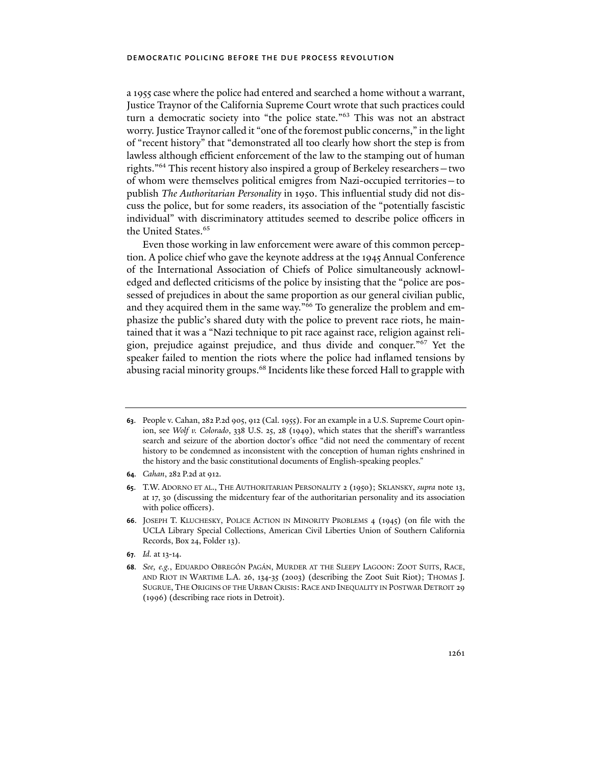a 1955 case where the police had entered and searched a home without a warrant, Justice Traynor of the California Supreme Court wrote that such practices could turn a democratic society into "the police state."[63] This was not an abstract worry. Justice Traynor called it "one of the foremost public concerns," in the light of "recent history" that "demonstrated all too clearly how short the step is from lawless although efficient enforcement of the law to the stamping out of human rights."[64] This recent history also inspired a group of Berkeley researchers—two of whom were themselves political emigres from Nazi-occupied territories—to publish *The Authoritarian Personality* in 1950. This influential study did not discuss the police, but for some readers, its association of the "potentially fascistic individual" with discriminatory attitudes seemed to describe police officers in the United States.[65]

Even those working in law enforcement were aware of this common perception. A police chief who gave the keynote address at the 1945 Annual Conference of the International Association of Chiefs of Police simultaneously acknowledged and deflected criticisms of the police by insisting that the "police are possessed of prejudices in about the same proportion as our general civilian public, and they acquired them in the same way."[66] To generalize the problem and emphasize the public's shared duty with the police to prevent race riots, he maintained that it was a "Nazi technique to pit race against race, religion against religion, prejudice against prejudice, and thus divide and conquer."[67] Yet the speaker failed to mention the riots where the police had inflamed tensions by abusing racial minority groups.[68] Incidents like these forced Hall to grapple with

---

63. People v. Cahan, 282 P.2d 905, 912 (Cal. 1955). For an example in a U.S. Supreme Court opinion, see *Wolf v. Colorado*, 338 U.S. 25, 28 (1949), which states that the sheriff's warrantless search and seizure of the abortion doctor's office "did not need the commentary of recent history to be condemned as inconsistent with the conception of human rights enshrined in the history and the basic constitutional documents of English-speaking peoples."

64. *Cahan*, 282 P.2d at 912.

65. T.W. ADORNO ET AL., THE AUTHORITARIAN PERSONALITY 2 (1950); SKLANSKY, *supra* note 13, at 17, 30 (discussing the midcentury fear of the authoritarian personality and its association with police officers).

66. JOSEPH T. KLUCHESKY, POLICE ACTION IN MINORITY PROBLEMS 4 (1945) (on file with the UCLA Library Special Collections, American Civil Liberties Union of Southern California Records, Box 24, Folder 13).

67. *Id.* at 13-14.

68. *See, e.g.*, EDUARDO OBREGÓN PAGÁN, MURDER AT THE SLEEPY LAGOON: ZOOT SUITS, RACE, AND RIOT IN WARTIME L.A. 26, 134-35 (2003) (describing the Zoot Suit Riot); THOMAS J. SUGRUE, THE ORIGINS OF THE URBAN CRISIS: RACE AND INEQUALITY IN POSTWAR DETROIT 29 (1996) (describing race riots in Detroit).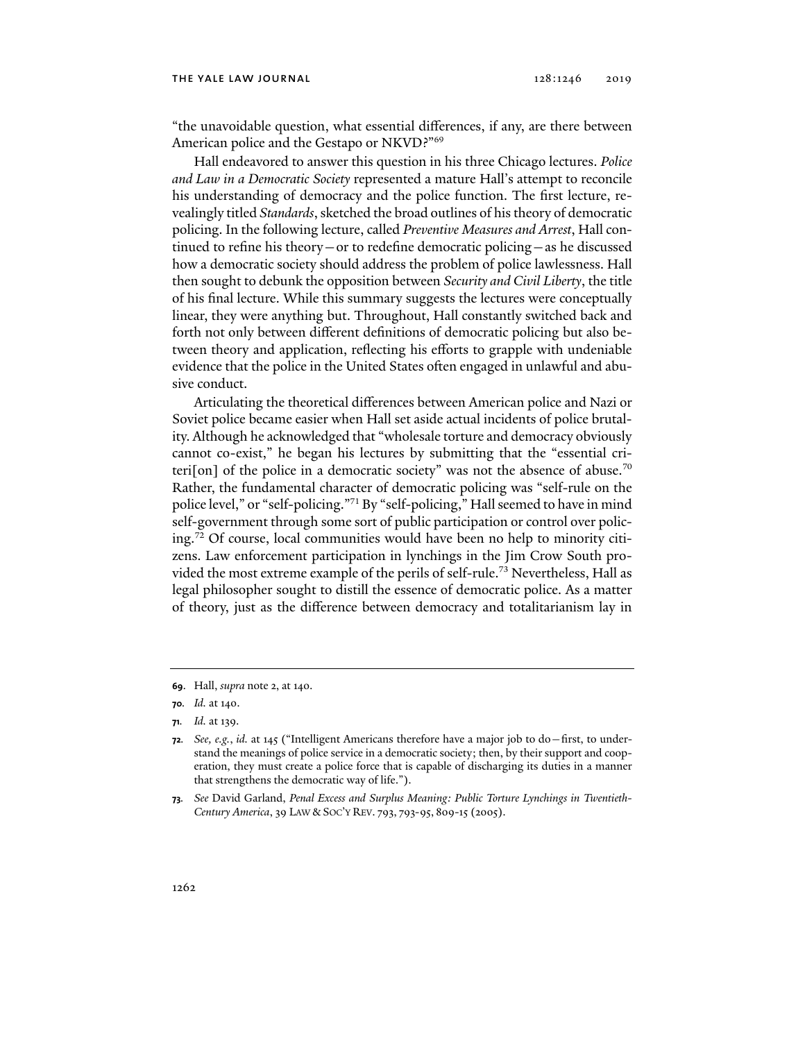"the unavoidable question, what essential differences, if any, are there between American police and the Gestapo or NKVD?"[69]

Hall endeavored to answer this question in his three Chicago lectures. *Police and Law in a Democratic Society* represented a mature Hall's attempt to reconcile his understanding of democracy and the police function. The first lecture, revealingly titled *Standards*, sketched the broad outlines of his theory of democratic policing. In the following lecture, called *Preventive Measures and Arrest*, Hall continued to refine his theory—or to redefine democratic policing—as he discussed how a democratic society should address the problem of police lawlessness. Hall then sought to debunk the opposition between *Security and Civil Liberty*, the title of his final lecture. While this summary suggests the lectures were conceptually linear, they were anything but. Throughout, Hall constantly switched back and forth not only between different definitions of democratic policing but also between theory and application, reflecting his efforts to grapple with undeniable evidence that the police in the United States often engaged in unlawful and abusive conduct.

Articulating the theoretical differences between American police and Nazi or Soviet police became easier when Hall set aside actual incidents of police brutality. Although he acknowledged that "wholesale torture and democracy obviously cannot co-exist," he began his lectures by submitting that the "essential criteri[on] of the police in a democratic society" was not the absence of abuse.[70] Rather, the fundamental character of democratic policing was "self-rule on the police level," or "self-policing."[71] By "self-policing," Hall seemed to have in mind self-government through some sort of public participation or control over policing.[72] Of course, local communities would have been no help to minority citizens. Law enforcement participation in lynchings in the Jim Crow South provided the most extreme example of the perils of self-rule.[73] Nevertheless, Hall as legal philosopher sought to distill the essence of democratic police. As a matter of theory, just as the difference between democracy and totalitarianism lay in

---

**69.** Hall, *supra* note 2, at 140.

**70.** *Id.* at 140.

**71.** *Id.* at 139.

**72.** *See, e.g.*, *id.* at 145 ("Intelligent Americans therefore have a major job to do—first, to understand the meanings of police service in a democratic society; then, by their support and cooperation, they must create a police force that is capable of discharging its duties in a manner that strengthens the democratic way of life.").

**73.** *See* David Garland, *Penal Excess and Surplus Meaning: Public Torture Lynchings in Twentieth-Century America*, 39 LAW & SOC'Y REV. 793, 793-95, 809-15 (2005).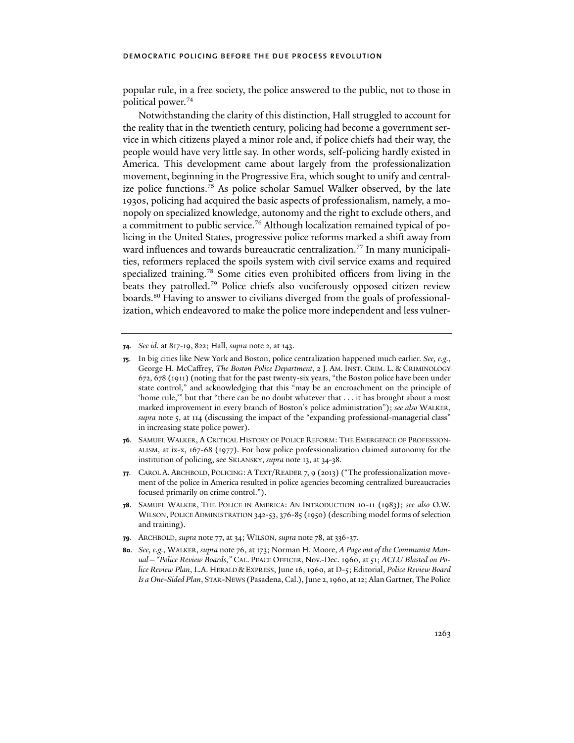popular rule, in a free society, the police answered to the public, not to those in political power.[74]

Notwithstanding the clarity of this distinction, Hall struggled to account for the reality that in the twentieth century, policing had become a government service in which citizens played a minor role and, if police chiefs had their way, the people would have very little say. In other words, self-policing hardly existed in America. This development came about largely from the professionalization movement, beginning in the Progressive Era, which sought to unify and centralize police functions.[75] As police scholar Samuel Walker observed, by the late 1930s, policing had acquired the basic aspects of professionalism, namely, a monopoly on specialized knowledge, autonomy and the right to exclude others, and a commitment to public service.[76] Although localization remained typical of policing in the United States, progressive police reforms marked a shift away from ward influences and towards bureaucratic centralization.[77] In many municipalities, reformers replaced the spoils system with civil service exams and required specialized training.[78] Some cities even prohibited officers from living in the beats they patrolled.[79] Police chiefs also vociferously opposed citizen review boards.[80] Having to answer to civilians diverged from the goals of professionalization, which endeavored to make the police more independent and less vulner-

---

**74.** *See id.* at 817-19, 822; Hall, *supra* note 2, at 143.

**75.** In big cities like New York and Boston, police centralization happened much earlier. *See, e.g.*, George H. McCaffrey, *The Boston Police Department*, 2 J. AM. INST. CRIM. L. & CRIMINOLOGY 672, 678 (1911) (noting that for the past twenty-six years, "the Boston police have been under state control," and acknowledging that this "may be an encroachment on the principle of 'home rule,'" but that "there can be no doubt whatever that . . . it has brought about a most marked improvement in every branch of Boston's police administration"); *see also* WALKER, *supra* note 5, at 114 (discussing the impact of the "expanding professional-managerial class" in increasing state police power).

**76.** SAMUEL WALKER, A CRITICAL HISTORY OF POLICE REFORM: THE EMERGENCE OF PROFESSIONALISM, at ix-x, 167-68 (1977). For how police professionalization claimed autonomy for the institution of policing, see SKLANSKY, *supra* note 13, at 34-38.

**77.** CAROL A. ARCHBOLD, POLICING: A TEXT/READER 7, 9 (2013) ("The professionalization movement of the police in America resulted in police agencies becoming centralized bureaucracies focused primarily on crime control.").

**78.** SAMUEL WALKER, THE POLICE IN AMERICA: AN INTRODUCTION 10-11 (1983); *see also* O.W. WILSON, POLICE ADMINISTRATION 342-53, 376-85 (1950) (describing model forms of selection and training).

**79.** ARCHBOLD, *supra* note 77, at 34; WILSON, *supra* note 78, at 336-37.

**80.** *See, e.g.*, WALKER, *supra* note 76, at 173; Norman H. Moore, *A Page out of the Communist Manual—"Police Review Boards*,*"* CAL. PEACE OFFICER, Nov.-Dec. 1960, at 51; *ACLU Blasted on Police Review Plan*, L.A. HERALD & EXPRESS, June 16, 1960, at D-5; Editorial, *Police Review Board Is a One-Sided Plan*, STAR-NEWS (Pasadena, Cal.), June 2, 1960, at 12; Alan Gartner, The Police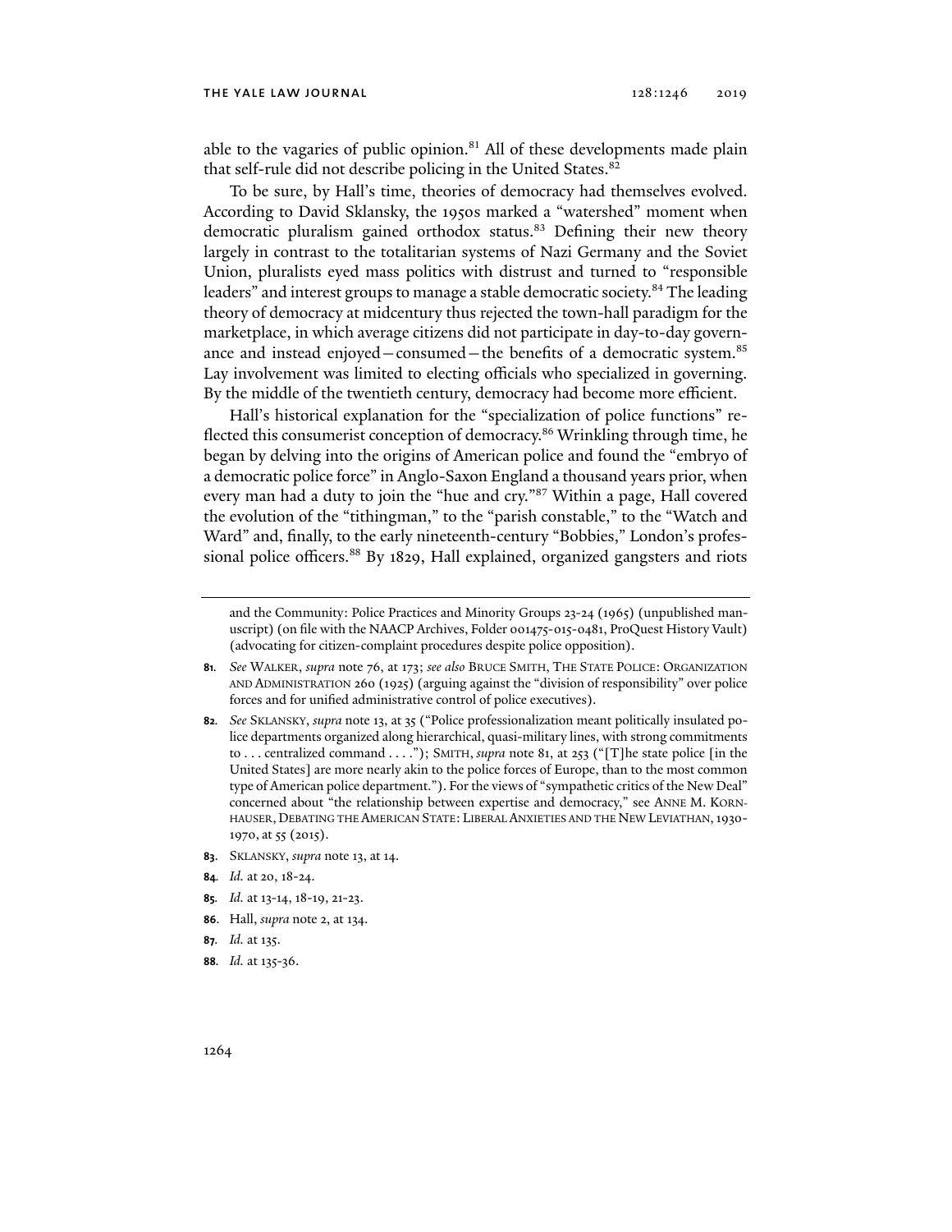able to the vagaries of public opinion.[81] All of these developments made plain that self-rule did not describe policing in the United States.[82]

To be sure, by Hall's time, theories of democracy had themselves evolved. According to David Sklansky, the 1950s marked a "watershed" moment when democratic pluralism gained orthodox status.[83] Defining their new theory largely in contrast to the totalitarian systems of Nazi Germany and the Soviet Union, pluralists eyed mass politics with distrust and turned to "responsible leaders" and interest groups to manage a stable democratic society.[84] The leading theory of democracy at midcentury thus rejected the town-hall paradigm for the marketplace, in which average citizens did not participate in day-to-day governance and instead enjoyed—consumed—the benefits of a democratic system.[85] Lay involvement was limited to electing officials who specialized in governing. By the middle of the twentieth century, democracy had become more efficient.

Hall's historical explanation for the "specialization of police functions" reflected this consumerist conception of democracy.[86] Wrinkling through time, he began by delving into the origins of American police and found the "embryo of a democratic police force" in Anglo-Saxon England a thousand years prior, when every man had a duty to join the "hue and cry."[87] Within a page, Hall covered the evolution of the "tithingman," to the "parish constable," to the "Watch and Ward" and, finally, to the early nineteenth-century "Bobbies," London's professional police officers.[88] By 1829, Hall explained, organized gangsters and riots

---

and the Community: Police Practices and Minority Groups 23-24 (1965) (unpublished manuscript) (on file with the NAACP Archives, Folder 001475-015-0481, ProQuest History Vault) (advocating for citizen-complaint procedures despite police opposition).

**81.** *See* WALKER, *supra* note 76, at 173; *see also* BRUCE SMITH, THE STATE POLICE: ORGANIZATION AND ADMINISTRATION 260 (1925) (arguing against the "division of responsibility" over police forces and for unified administrative control of police executives).

**82.** *See* SKLANSKY, *supra* note 13, at 35 ("Police professionalization meant politically insulated police departments organized along hierarchical, quasi-military lines, with strong commitments to . . . centralized command . . . ."); SMITH, *supra* note 81, at 253 ("[T]he state police [in the United States] are more nearly akin to the police forces of Europe, than to the most common type of American police department."). For the views of "sympathetic critics of the New Deal" concerned about "the relationship between expertise and democracy," see ANNE M. KORNHAUSER, DEBATING THE AMERICAN STATE: LIBERAL ANXIETIES AND THE NEW LEVIATHAN, 1930-1970, at 55 (2015).

**83.** SKLANSKY, *supra* note 13, at 14.

**84.** *Id.* at 20, 18-24.

**85.** *Id.* at 13-14, 18-19, 21-23.

**86.** Hall, *supra* note 2, at 134.

**87.** *Id.* at 135.

**88.** *Id.* at 135-36.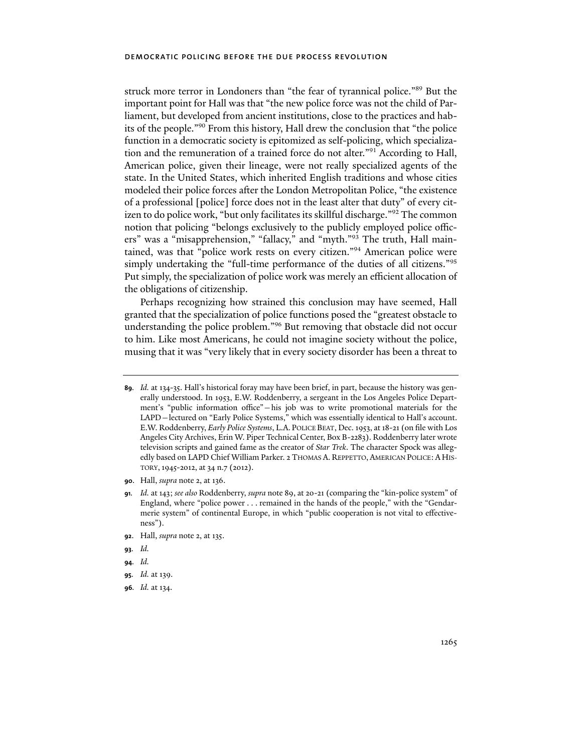struck more terror in Londoners than "the fear of tyrannical police."[89] But the important point for Hall was that "the new police force was not the child of Parliament, but developed from ancient institutions, close to the practices and habits of the people."[90] From this history, Hall drew the conclusion that "the police function in a democratic society is epitomized as self-policing, which specialization and the remuneration of a trained force do not alter."[91] According to Hall, American police, given their lineage, were not really specialized agents of the state. In the United States, which inherited English traditions and whose cities modeled their police forces after the London Metropolitan Police, "the existence of a professional [police] force does not in the least alter that duty" of every citizen to do police work, "but only facilitates its skillful discharge."[92] The common notion that policing "belongs exclusively to the publicly employed police officers" was a "misapprehension," "fallacy," and "myth."[93] The truth, Hall maintained, was that "police work rests on every citizen."[94] American police were simply undertaking the "full-time performance of the duties of all citizens."[95] Put simply, the specialization of police work was merely an efficient allocation of the obligations of citizenship.

Perhaps recognizing how strained this conclusion may have seemed, Hall granted that the specialization of police functions posed the "greatest obstacle to understanding the police problem."[96] But removing that obstacle did not occur to him. Like most Americans, he could not imagine society without the police, musing that it was "very likely that in every society disorder has been a threat to

---

**89.** *Id.* at 134-35. Hall's historical foray may have been brief, in part, because the history was generally understood. In 1953, E.W. Roddenberry, a sergeant in the Los Angeles Police Department's "public information office"—his job was to write promotional materials for the LAPD—lectured on "Early Police Systems," which was essentially identical to Hall's account. E.W. Roddenberry, *Early Police Systems*, L.A. POLICE BEAT, Dec. 1953, at 18-21 (on file with Los Angeles City Archives, Erin W. Piper Technical Center, Box B-2283). Roddenberry later wrote television scripts and gained fame as the creator of *Star Trek*. The character Spock was allegedly based on LAPD Chief William Parker. 2 THOMAS A. REPPETTO, AMERICAN POLICE: A HISTORY, 1945-2012, at 34 n.7 (2012).

**90.** Hall, *supra* note 2, at 136.

**91.** *Id.* at 143; *see also* Roddenberry, *supra* note 89, at 20-21 (comparing the "kin-police system" of England, where "police power . . . remained in the hands of the people," with the "Gendarmerie system" of continental Europe, in which "public cooperation is not vital to effectiveness").

**92.** Hall, *supra* note 2, at 135.

**93.** *Id.*

**94.** *Id.*

**95.** *Id.* at 139.

**96.** *Id.* at 134.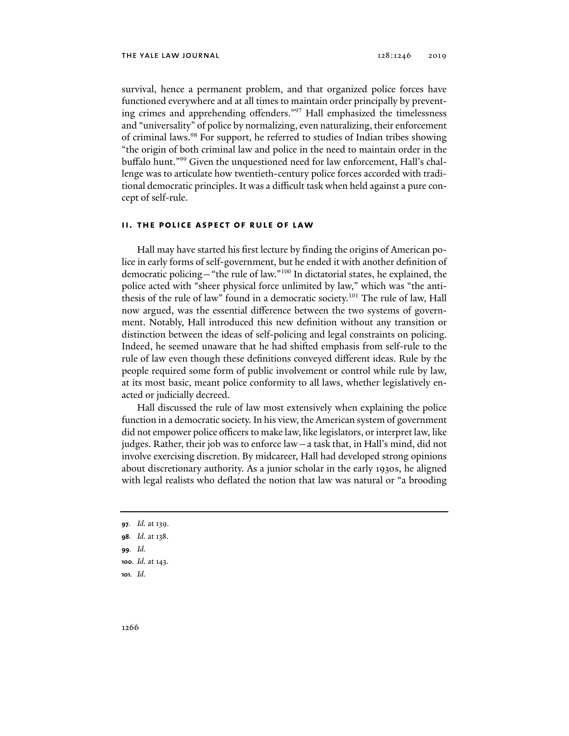survival, hence a permanent problem, and that organized police forces have functioned everywhere and at all times to maintain order principally by preventing crimes and apprehending offenders."[97] Hall emphasized the timelessness and "universality" of police by normalizing, even naturalizing, their enforcement of criminal laws.[98] For support, he referred to studies of Indian tribes showing "the origin of both criminal law and police in the need to maintain order in the buffalo hunt."[99] Given the unquestioned need for law enforcement, Hall's challenge was to articulate how twentieth-century police forces accorded with traditional democratic principles. It was a difficult task when held against a pure concept of self-rule.

## II. THE POLICE ASPECT OF RULE OF LAW

Hall may have started his first lecture by finding the origins of American police in early forms of self-government, but he ended it with another definition of democratic policing—"the rule of law."[100] In dictatorial states, he explained, the police acted with "sheer physical force unlimited by law," which was "the antithesis of the rule of law" found in a democratic society.[101] The rule of law, Hall now argued, was the essential difference between the two systems of government. Notably, Hall introduced this new definition without any transition or distinction between the ideas of self-policing and legal constraints on policing. Indeed, he seemed unaware that he had shifted emphasis from self-rule to the rule of law even though these definitions conveyed different ideas. Rule by the people required some form of public involvement or control while rule by law, at its most basic, meant police conformity to all laws, whether legislatively enacted or judicially decreed.

Hall discussed the rule of law most extensively when explaining the police function in a democratic society. In his view, the American system of government did not empower police officers to make law, like legislators, or interpret law, like judges. Rather, their job was to enforce law—a task that, in Hall's mind, did not involve exercising discretion. By midcareer, Hall had developed strong opinions about discretionary authority. As a junior scholar in the early 1930s, he aligned with legal realists who deflated the notion that law was natural or "a brooding

---

**97.** *Id.* at 139.

**98.** *Id.* at 138.

**99.** *Id.*

**100.** *Id.* at 143.

**101.** *Id.*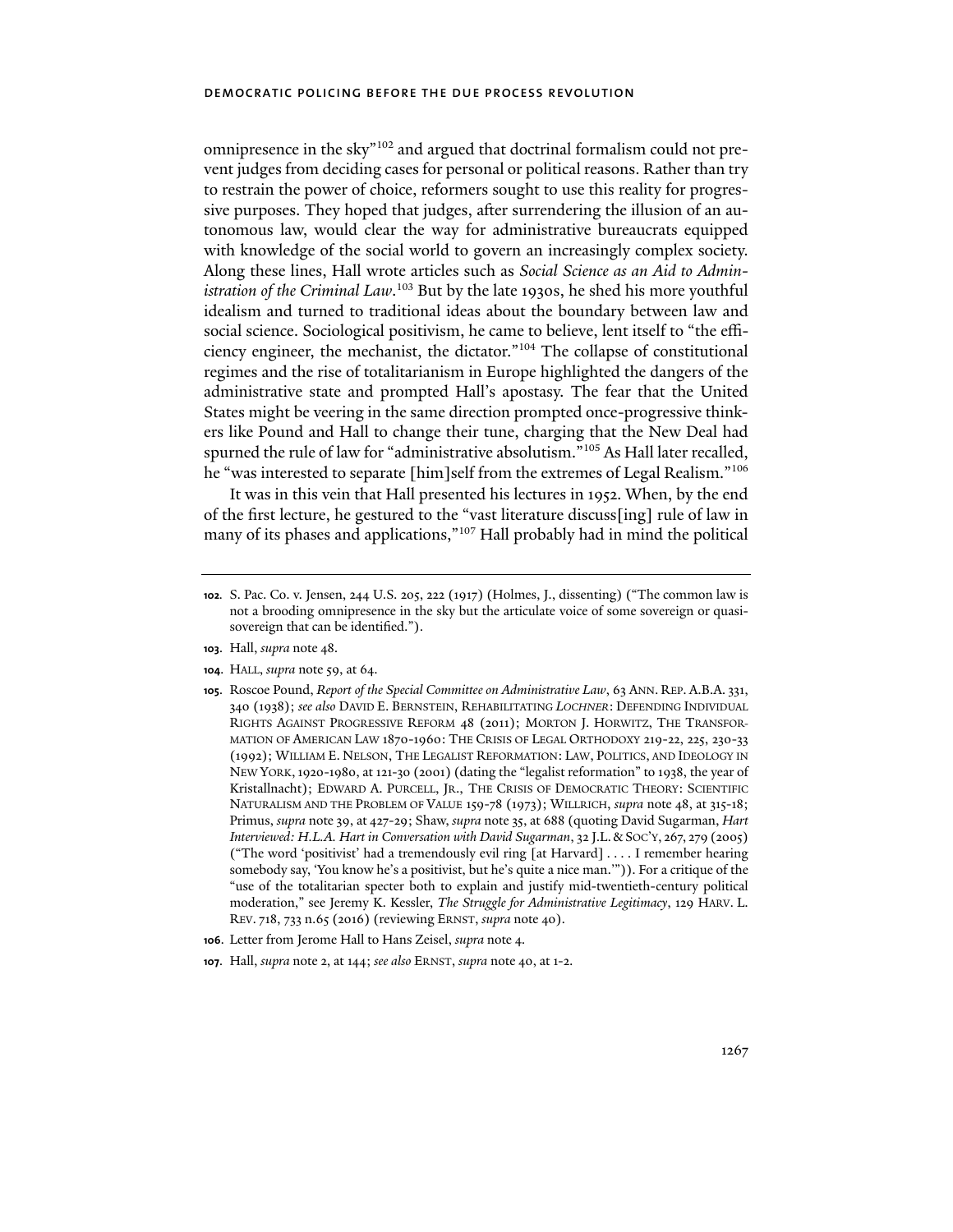omnipresence in the sky"[102] and argued that doctrinal formalism could not prevent judges from deciding cases for personal or political reasons. Rather than try to restrain the power of choice, reformers sought to use this reality for progressive purposes. They hoped that judges, after surrendering the illusion of an autonomous law, would clear the way for administrative bureaucrats equipped with knowledge of the social world to govern an increasingly complex society. Along these lines, Hall wrote articles such as *Social Science as an Aid to Administration of the Criminal Law*.[103] But by the late 1930s, he shed his more youthful idealism and turned to traditional ideas about the boundary between law and social science. Sociological positivism, he came to believe, lent itself to "the efficiency engineer, the mechanist, the dictator."[104] The collapse of constitutional regimes and the rise of totalitarianism in Europe highlighted the dangers of the administrative state and prompted Hall's apostasy. The fear that the United States might be veering in the same direction prompted once-progressive thinkers like Pound and Hall to change their tune, charging that the New Deal had spurned the rule of law for "administrative absolutism."[105] As Hall later recalled, he "was interested to separate [him]self from the extremes of Legal Realism."[106]

It was in this vein that Hall presented his lectures in 1952. When, by the end of the first lecture, he gestured to the "vast literature discuss[ing] rule of law in many of its phases and applications,"[107] Hall probably had in mind the political

---

102. S. Pac. Co. v. Jensen, 244 U.S. 205, 222 (1917) (Holmes, J., dissenting) ("The common law is not a brooding omnipresence in the sky but the articulate voice of some sovereign or quasi-sovereign that can be identified.").

103. Hall, *supra* note 48.

104. HALL, *supra* note 59, at 64.

105. Roscoe Pound, *Report of the Special Committee on Administrative Law*, 63 ANN. REP. A.B.A. 331, 340 (1938); *see also* DAVID E. BERNSTEIN, REHABILITATING *LOCHNER*: DEFENDING INDIVIDUAL RIGHTS AGAINST PROGRESSIVE REFORM 48 (2011); MORTON J. HORWITZ, THE TRANSFORMATION OF AMERICAN LAW 1870-1960: THE CRISIS OF LEGAL ORTHODOXY 219-22, 225, 230-33 (1992); WILLIAM E. NELSON, THE LEGALIST REFORMATION: LAW, POLITICS, AND IDEOLOGY IN NEW YORK, 1920-1980, at 121-30 (2001) (dating the "legalist reformation" to 1938, the year of Kristallnacht); EDWARD A. PURCELL, JR., THE CRISIS OF DEMOCRATIC THEORY: SCIENTIFIC NATURALISM AND THE PROBLEM OF VALUE 159-78 (1973); WILLRICH, *supra* note 48, at 315-18; Primus, *supra* note 39, at 427-29; Shaw, *supra* note 35, at 688 (quoting David Sugarman, *Hart Interviewed: H.L.A. Hart in Conversation with David Sugarman*, 32 J.L. & SOC'Y, 267, 279 (2005) ("The word 'positivist' had a tremendously evil ring [at Harvard] . . . . I remember hearing somebody say, 'You know he's a positivist, but he's quite a nice man.'")). For a critique of the "use of the totalitarian specter both to explain and justify mid-twentieth-century political moderation," see Jeremy K. Kessler, *The Struggle for Administrative Legitimacy*, 129 HARV. L. REV. 718, 733 n.65 (2016) (reviewing ERNST, *supra* note 40).

106. Letter from Jerome Hall to Hans Zeisel, *supra* note 4.

107. Hall, *supra* note 2, at 144; *see also* ERNST, *supra* note 40, at 1-2.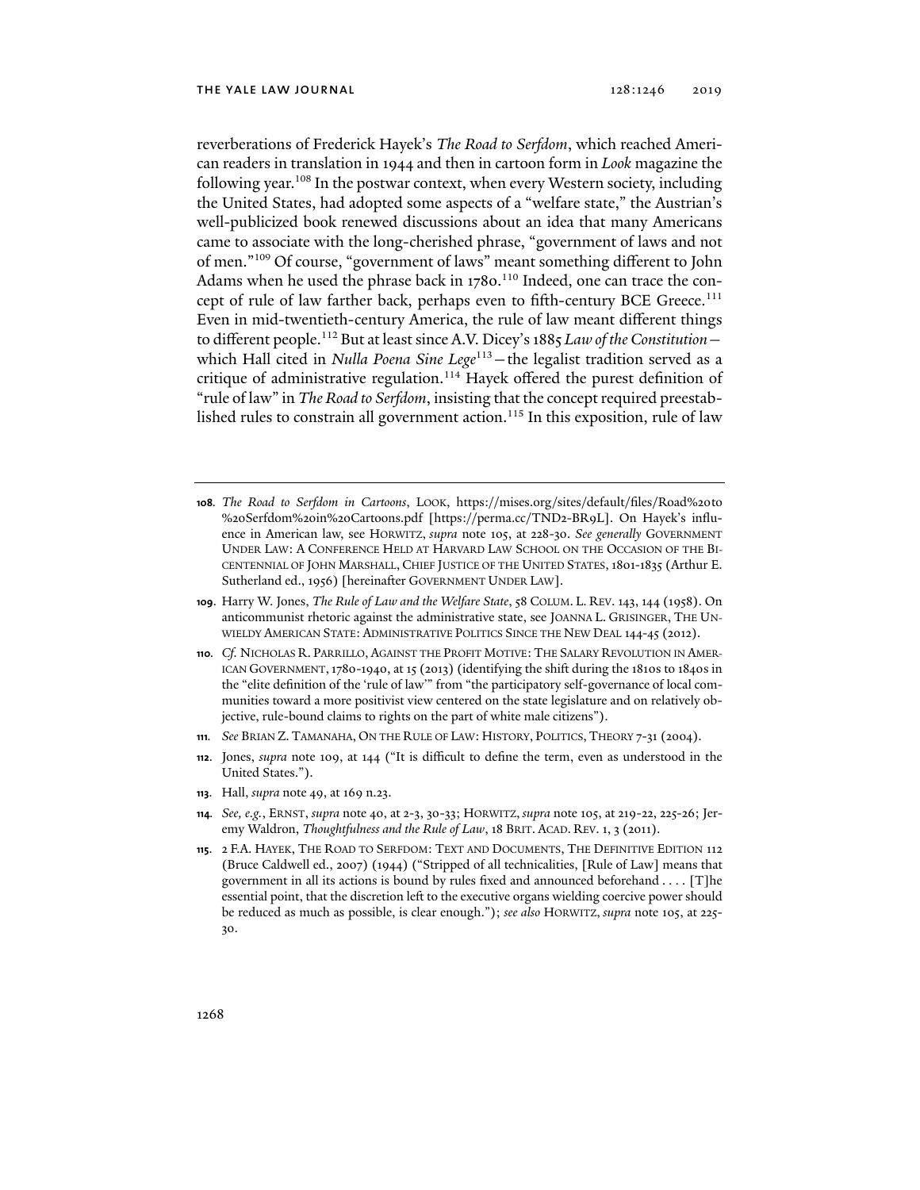reverberations of Frederick Hayek's *The Road to Serfdom*, which reached American readers in translation in 1944 and then in cartoon form in *Look* magazine the following year.[108] In the postwar context, when every Western society, including the United States, had adopted some aspects of a "welfare state," the Austrian's well-publicized book renewed discussions about an idea that many Americans came to associate with the long-cherished phrase, "government of laws and not of men."[109] Of course, "government of laws" meant something different to John Adams when he used the phrase back in 1780.[110] Indeed, one can trace the concept of rule of law farther back, perhaps even to fifth-century BCE Greece.[111] Even in mid-twentieth-century America, the rule of law meant different things to different people.[112] But at least since A.V. Dicey's 1885 *Law of the Constitution*—which Hall cited in *Nulla Poena Sine Lege*[113]—the legalist tradition served as a critique of administrative regulation.[114] Hayek offered the purest definition of "rule of law" in *The Road to Serfdom*, insisting that the concept required preestablished rules to constrain all government action.[115] In this exposition, rule of law

---

108. *The Road to Serfdom in Cartoons*, LOOK, https://mises.org/sites/default/files/Road%20to%20Serfdom%20in%20Cartoons.pdf [https://perma.cc/TND2-BR9L]. On Hayek's influence in American law, see HORWITZ, *supra* note 105, at 228-30. *See generally* GOVERNMENT UNDER LAW: A CONFERENCE HELD AT HARVARD LAW SCHOOL ON THE OCCASION OF THE BICENTENNIAL OF JOHN MARSHALL, CHIEF JUSTICE OF THE UNITED STATES, 1801-1835 (Arthur E. Sutherland ed., 1956) [hereinafter GOVERNMENT UNDER LAW].

109. Harry W. Jones, *The Rule of Law and the Welfare State*, 58 COLUM. L. REV. 143, 144 (1958). On anticommunist rhetoric against the administrative state, see JOANNA L. GRISINGER, THE UNWIELDY AMERICAN STATE: ADMINISTRATIVE POLITICS SINCE THE NEW DEAL 144-45 (2012).

110. *Cf.* NICHOLAS R. PARRILLO, AGAINST THE PROFIT MOTIVE: THE SALARY REVOLUTION IN AMERICAN GOVERNMENT, 1780-1940, at 15 (2013) (identifying the shift during the 1810s to 1840s in the "elite definition of the 'rule of law'" from "the participatory self-governance of local communities toward a more positivist view centered on the state legislature and on relatively objective, rule-bound claims to rights on the part of white male citizens").

111. *See* BRIAN Z. TAMANAHA, ON THE RULE OF LAW: HISTORY, POLITICS, THEORY 7-31 (2004).

112. Jones, *supra* note 109, at 144 ("It is difficult to define the term, even as understood in the United States.").

113. Hall, *supra* note 49, at 169 n.23.

114. *See, e.g.*, ERNST, *supra* note 40, at 2-3, 30-33; HORWITZ, *supra* note 105, at 219-22, 225-26; Jeremy Waldron, *Thoughtfulness and the Rule of Law*, 18 BRIT. ACAD. REV. 1, 3 (2011).

115. 2 F.A. HAYEK, THE ROAD TO SERFDOM: TEXT AND DOCUMENTS, THE DEFINITIVE EDITION 112 (Bruce Caldwell ed., 2007) (1944) ("Stripped of all technicalities, [Rule of Law] means that government in all its actions is bound by rules fixed and announced beforehand . . . . [T]he essential point, that the discretion left to the executive organs wielding coercive power should be reduced as much as possible, is clear enough."); *see also* HORWITZ, *supra* note 105, at 225-30.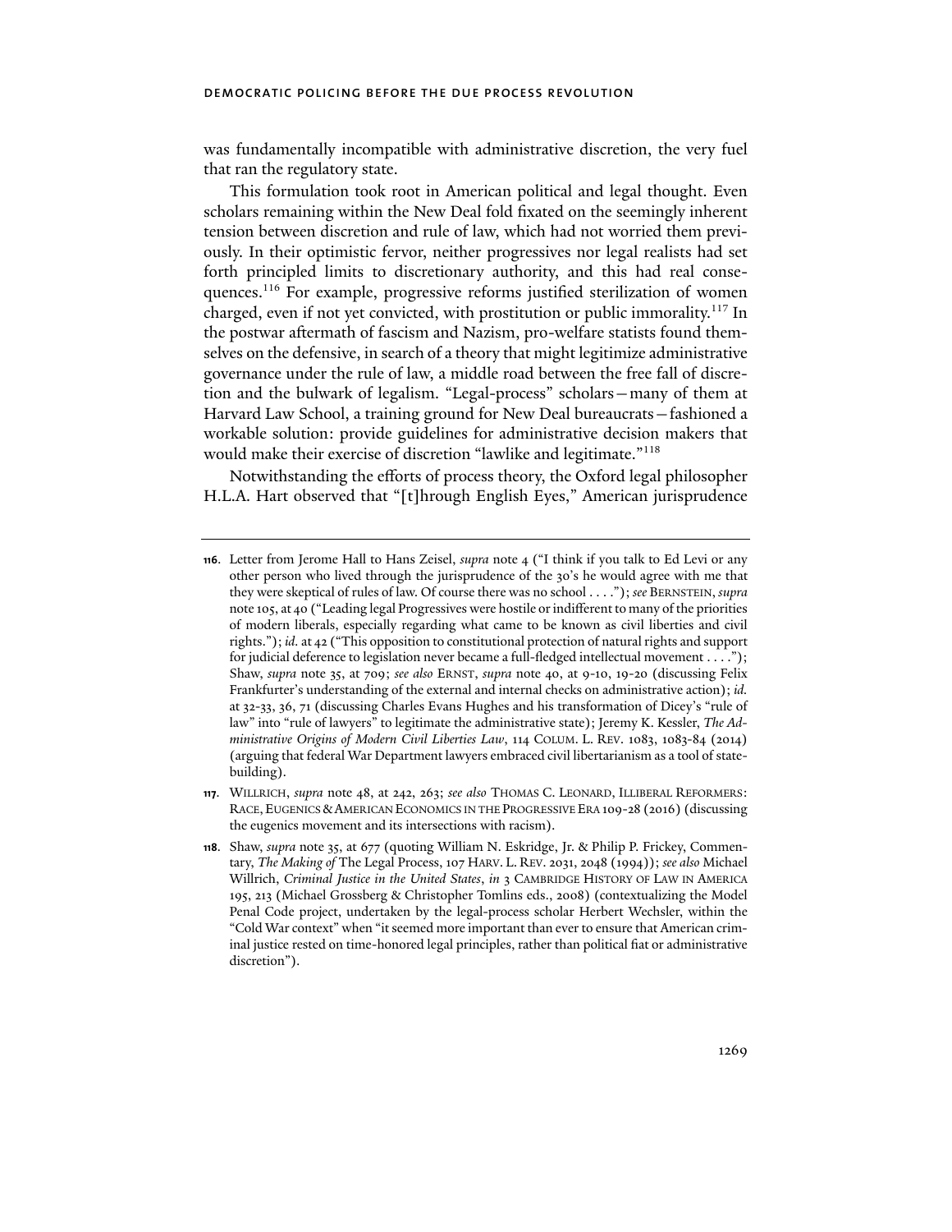was fundamentally incompatible with administrative discretion, the very fuel that ran the regulatory state.

This formulation took root in American political and legal thought. Even scholars remaining within the New Deal fold fixated on the seemingly inherent tension between discretion and rule of law, which had not worried them previously. In their optimistic fervor, neither progressives nor legal realists had set forth principled limits to discretionary authority, and this had real consequences.[116] For example, progressive reforms justified sterilization of women charged, even if not yet convicted, with prostitution or public immorality.[117] In the postwar aftermath of fascism and Nazism, pro-welfare statists found themselves on the defensive, in search of a theory that might legitimize administrative governance under the rule of law, a middle road between the free fall of discretion and the bulwark of legalism. "Legal-process" scholars—many of them at Harvard Law School, a training ground for New Deal bureaucrats—fashioned a workable solution: provide guidelines for administrative decision makers that would make their exercise of discretion "lawlike and legitimate."[118]

Notwithstanding the efforts of process theory, the Oxford legal philosopher H.L.A. Hart observed that "[t]hrough English Eyes," American jurisprudence

---

**116.** Letter from Jerome Hall to Hans Zeisel, *supra* note 4 ("I think if you talk to Ed Levi or any other person who lived through the jurisprudence of the 30's he would agree with me that they were skeptical of rules of law. Of course there was no school . . . ."); *see* BERNSTEIN, *supra* note 105, at 40 ("Leading legal Progressives were hostile or indifferent to many of the priorities of modern liberals, especially regarding what came to be known as civil liberties and civil rights."); *id.* at 42 ("This opposition to constitutional protection of natural rights and support for judicial deference to legislation never became a full-fledged intellectual movement . . . ."); Shaw, *supra* note 35, at 709; *see also* ERNST, *supra* note 40, at 9-10, 19-20 (discussing Felix Frankfurter's understanding of the external and internal checks on administrative action); *id.* at 32-33, 36, 71 (discussing Charles Evans Hughes and his transformation of Dicey's "rule of law" into "rule of lawyers" to legitimate the administrative state); Jeremy K. Kessler, *The Administrative Origins of Modern Civil Liberties Law*, 114 COLUM. L. REV. 1083, 1083-84 (2014) (arguing that federal War Department lawyers embraced civil libertarianism as a tool of statebuilding).

**117.** WILLRICH, *supra* note 48, at 242, 263; *see also* THOMAS C. LEONARD, ILLIBERAL REFORMERS: RACE, EUGENICS & AMERICAN ECONOMICS IN THE PROGRESSIVE ERA 109-28 (2016) (discussing the eugenics movement and its intersections with racism).

**118.** Shaw, *supra* note 35, at 677 (quoting William N. Eskridge, Jr. & Philip P. Frickey, Commentary, *The Making of* The Legal Process, 107 HARV. L. REV. 2031, 2048 (1994)); *see also* Michael Willrich, *Criminal Justice in the United States*, *in* 3 CAMBRIDGE HISTORY OF LAW IN AMERICA 195, 213 (Michael Grossberg & Christopher Tomlins eds., 2008) (contextualizing the Model Penal Code project, undertaken by the legal-process scholar Herbert Wechsler, within the "Cold War context" when "it seemed more important than ever to ensure that American criminal justice rested on time-honored legal principles, rather than political fiat or administrative discretion").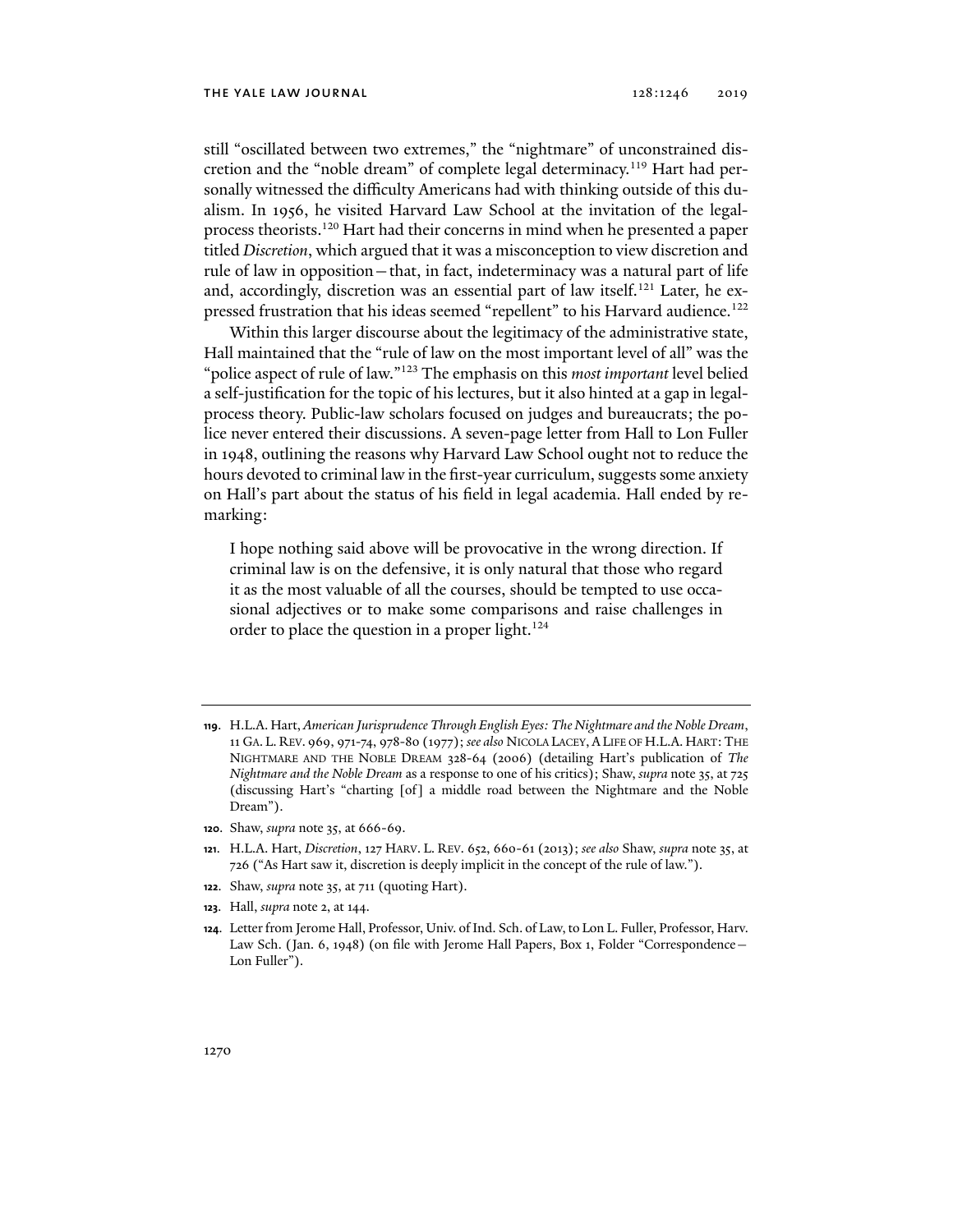still "oscillated between two extremes," the "nightmare" of unconstrained discretion and the "noble dream" of complete legal determinacy.[119] Hart had personally witnessed the difficulty Americans had with thinking outside of this dualism. In 1956, he visited Harvard Law School at the invitation of the legal-process theorists.[120] Hart had their concerns in mind when he presented a paper titled *Discretion*, which argued that it was a misconception to view discretion and rule of law in opposition—that, in fact, indeterminacy was a natural part of life and, accordingly, discretion was an essential part of law itself.[121] Later, he expressed frustration that his ideas seemed "repellent" to his Harvard audience.[122]

Within this larger discourse about the legitimacy of the administrative state, Hall maintained that the "rule of law on the most important level of all" was the "police aspect of rule of law."[123] The emphasis on this *most important* level belied a self-justification for the topic of his lectures, but it also hinted at a gap in legal-process theory. Public-law scholars focused on judges and bureaucrats; the police never entered their discussions. A seven-page letter from Hall to Lon Fuller in 1948, outlining the reasons why Harvard Law School ought not to reduce the hours devoted to criminal law in the first-year curriculum, suggests some anxiety on Hall's part about the status of his field in legal academia. Hall ended by remarking:

> I hope nothing said above will be provocative in the wrong direction. If criminal law is on the defensive, it is only natural that those who regard it as the most valuable of all the courses, should be tempted to use occasional adjectives or to make some comparisons and raise challenges in order to place the question in a proper light.[124]

---

**119.** H.L.A. Hart, *American Jurisprudence Through English Eyes: The Nightmare and the Noble Dream*, 11 GA. L. REV. 969, 971-74, 978-80 (1977); *see also* NICOLA LACEY, A LIFE OF H.L.A. HART: THE NIGHTMARE AND THE NOBLE DREAM 328-64 (2006) (detailing Hart's publication of *The Nightmare and the Noble Dream* as a response to one of his critics); Shaw, *supra* note 35, at 725 (discussing Hart's "charting [of] a middle road between the Nightmare and the Noble Dream").

**120.** Shaw, *supra* note 35, at 666-69.

**121.** H.L.A. Hart, *Discretion*, 127 HARV. L. REV. 652, 660-61 (2013); *see also* Shaw, *supra* note 35, at 726 ("As Hart saw it, discretion is deeply implicit in the concept of the rule of law.").

**122.** Shaw, *supra* note 35, at 711 (quoting Hart).

**123.** Hall, *supra* note 2, at 144.

**124.** Letter from Jerome Hall, Professor, Univ. of Ind. Sch. of Law, to Lon L. Fuller, Professor, Harv. Law Sch. (Jan. 6, 1948) (on file with Jerome Hall Papers, Box 1, Folder "Correspondence—Lon Fuller").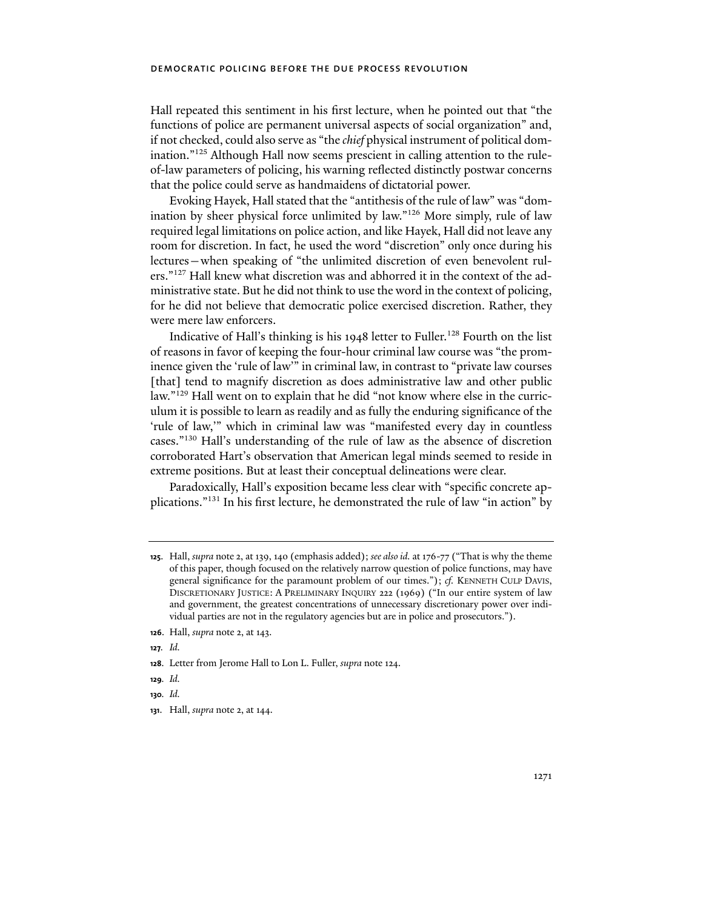Hall repeated this sentiment in his first lecture, when he pointed out that "the functions of police are permanent universal aspects of social organization" and, if not checked, could also serve as "the *chief* physical instrument of political domination."[125] Although Hall now seems prescient in calling attention to the rule-of-law parameters of policing, his warning reflected distinctly postwar concerns that the police could serve as handmaidens of dictatorial power.

Evoking Hayek, Hall stated that the "antithesis of the rule of law" was "domination by sheer physical force unlimited by law."[126] More simply, rule of law required legal limitations on police action, and like Hayek, Hall did not leave any room for discretion. In fact, he used the word "discretion" only once during his lectures—when speaking of "the unlimited discretion of even benevolent rulers."[127] Hall knew what discretion was and abhorred it in the context of the administrative state. But he did not think to use the word in the context of policing, for he did not believe that democratic police exercised discretion. Rather, they were mere law enforcers.

Indicative of Hall's thinking is his 1948 letter to Fuller.[128] Fourth on the list of reasons in favor of keeping the four-hour criminal law course was "the prominence given the 'rule of law'" in criminal law, in contrast to "private law courses [that] tend to magnify discretion as does administrative law and other public law."[129] Hall went on to explain that he did "not know where else in the curriculum it is possible to learn as readily and as fully the enduring significance of the 'rule of law,'" which in criminal law was "manifested every day in countless cases."[130] Hall's understanding of the rule of law as the absence of discretion corroborated Hart's observation that American legal minds seemed to reside in extreme positions. But at least their conceptual delineations were clear.

Paradoxically, Hall's exposition became less clear with "specific concrete applications."[131] In his first lecture, he demonstrated the rule of law "in action" by

---

125. Hall, *supra* note 2, at 139, 140 (emphasis added); *see also id.* at 176-77 ("That is why the theme of this paper, though focused on the relatively narrow question of police functions, may have general significance for the paramount problem of our times."); *cf.* KENNETH CULP DAVIS, DISCRETIONARY JUSTICE: A PRELIMINARY INQUIRY 222 (1969) ("In our entire system of law and government, the greatest concentrations of unnecessary discretionary power over individual parties are not in the regulatory agencies but are in police and prosecutors.").

126. Hall, *supra* note 2, at 143.

127. *Id.*

128. Letter from Jerome Hall to Lon L. Fuller, *supra* note 124.

129. *Id.*

130. *Id.*

131. Hall, *supra* note 2, at 144.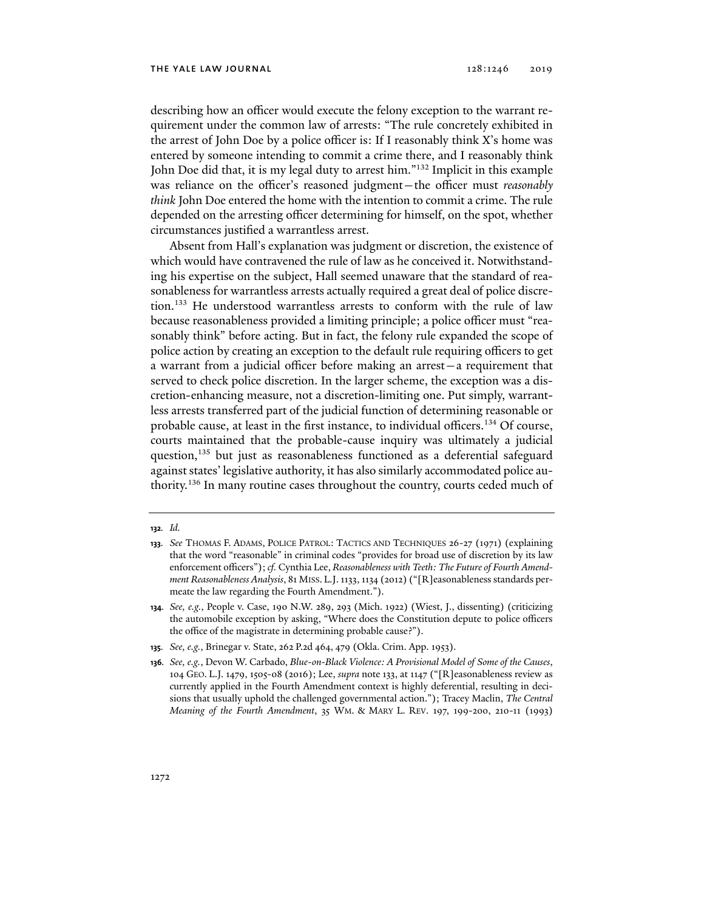describing how an officer would execute the felony exception to the warrant requirement under the common law of arrests: "The rule concretely exhibited in the arrest of John Doe by a police officer is: If I reasonably think X's home was entered by someone intending to commit a crime there, and I reasonably think John Doe did that, it is my legal duty to arrest him."[132] Implicit in this example was reliance on the officer's reasoned judgment—the officer must *reasonably think* John Doe entered the home with the intention to commit a crime. The rule depended on the arresting officer determining for himself, on the spot, whether circumstances justified a warrantless arrest.

Absent from Hall's explanation was judgment or discretion, the existence of which would have contravened the rule of law as he conceived it. Notwithstanding his expertise on the subject, Hall seemed unaware that the standard of reasonableness for warrantless arrests actually required a great deal of police discretion.[133] He understood warrantless arrests to conform with the rule of law because reasonableness provided a limiting principle; a police officer must "reasonably think" before acting. But in fact, the felony rule expanded the scope of police action by creating an exception to the default rule requiring officers to get a warrant from a judicial officer before making an arrest—a requirement that served to check police discretion. In the larger scheme, the exception was a discretion-enhancing measure, not a discretion-limiting one. Put simply, warrantless arrests transferred part of the judicial function of determining reasonable or probable cause, at least in the first instance, to individual officers.[134] Of course, courts maintained that the probable-cause inquiry was ultimately a judicial question,[135] but just as reasonableness functioned as a deferential safeguard against states' legislative authority, it has also similarly accommodated police authority.[136] In many routine cases throughout the country, courts ceded much of

---

**132.** *Id.*

**133.** *See* Thomas F. Adams, Police Patrol: Tactics and Techniques 26-27 (1971) (explaining that the word "reasonable" in criminal codes "provides for broad use of discretion by its law enforcement officers"); *cf.* Cynthia Lee, *Reasonableness with Teeth: The Future of Fourth Amendment Reasonableness Analysis*, 81 Miss. L.J. 1133, 1134 (2012) ("[R]easonableness standards permeate the law regarding the Fourth Amendment.").

**134.** *See, e.g.*, People v. Case, 190 N.W. 289, 293 (Mich. 1922) (Wiest, J., dissenting) (criticizing the automobile exception by asking, "Where does the Constitution depute to police officers the office of the magistrate in determining probable cause?").

**135.** *See, e.g.*, Brinegar v. State, 262 P.2d 464, 479 (Okla. Crim. App. 1953).

**136.** *See, e.g.*, Devon W. Carbado, *Blue-on-Black Violence: A Provisional Model of Some of the Causes*, 104 Geo. L.J. 1479, 1505-08 (2016); Lee, *supra* note 133, at 1147 ("[R]easonableness review as currently applied in the Fourth Amendment context is highly deferential, resulting in decisions that usually uphold the challenged governmental action."); Tracey Maclin, *The Central Meaning of the Fourth Amendment*, 35 Wm. & Mary L. Rev. 197, 199-200, 210-11 (1993)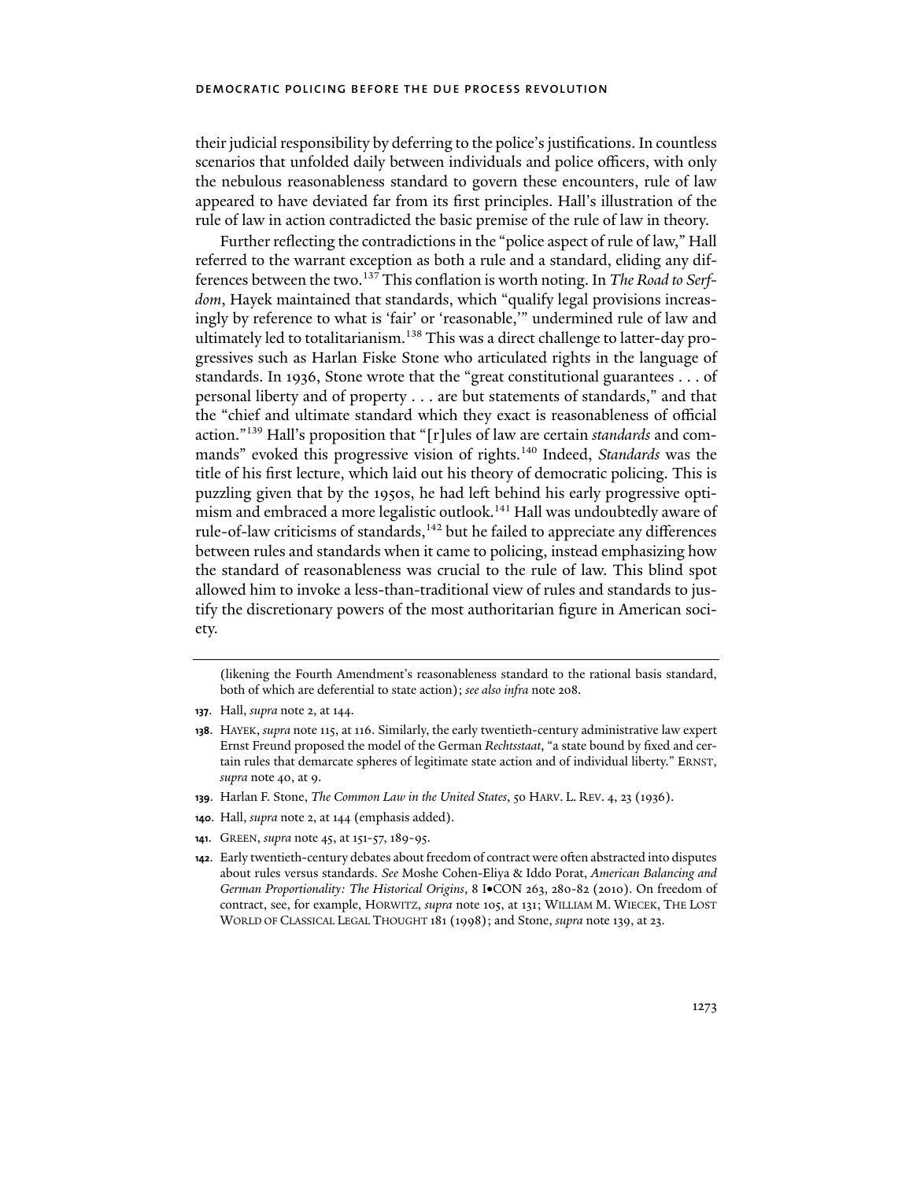their judicial responsibility by deferring to the police's justifications. In countless scenarios that unfolded daily between individuals and police officers, with only the nebulous reasonableness standard to govern these encounters, rule of law appeared to have deviated far from its first principles. Hall's illustration of the rule of law in action contradicted the basic premise of the rule of law in theory.

Further reflecting the contradictions in the "police aspect of rule of law," Hall referred to the warrant exception as both a rule and a standard, eliding any differences between the two.[137] This conflation is worth noting. In *The Road to Serfdom*, Hayek maintained that standards, which "qualify legal provisions increasingly by reference to what is 'fair' or 'reasonable,'" undermined rule of law and ultimately led to totalitarianism.[138] This was a direct challenge to latter-day progressives such as Harlan Fiske Stone who articulated rights in the language of standards. In 1936, Stone wrote that the "great constitutional guarantees . . . of personal liberty and of property . . . are but statements of standards," and that the "chief and ultimate standard which they exact is reasonableness of official action."[139] Hall's proposition that "[r]ules of law are certain *standards* and commands" evoked this progressive vision of rights.[140] Indeed, *Standards* was the title of his first lecture, which laid out his theory of democratic policing. This is puzzling given that by the 1950s, he had left behind his early progressive optimism and embraced a more legalistic outlook.[141] Hall was undoubtedly aware of rule-of-law criticisms of standards,[142] but he failed to appreciate any differences between rules and standards when it came to policing, instead emphasizing how the standard of reasonableness was crucial to the rule of law. This blind spot allowed him to invoke a less-than-traditional view of rules and standards to justify the discretionary powers of the most authoritarian figure in American society.

(likening the Fourth Amendment's reasonableness standard to the rational basis standard, both of which are deferential to state action); *see also infra* note 208.

**137.** Hall, *supra* note 2, at 144.

**138.** HAYEK, *supra* note 115, at 116. Similarly, the early twentieth-century administrative law expert Ernst Freund proposed the model of the German *Rechtsstaat*, "a state bound by fixed and certain rules that demarcate spheres of legitimate state action and of individual liberty." ERNST, *supra* note 40, at 9.

**139.** Harlan F. Stone, *The Common Law in the United States*, 50 HARV. L. REV. 4, 23 (1936).

**140.** Hall, *supra* note 2, at 144 (emphasis added).

**141.** GREEN, *supra* note 45, at 151-57, 189-95.

**142.** Early twentieth-century debates about freedom of contract were often abstracted into disputes about rules versus standards. *See* Moshe Cohen-Eliya & Iddo Porat, *American Balancing and German Proportionality: The Historical Origins*, 8 I•CON 263, 280-82 (2010). On freedom of contract, see, for example, HORWITZ, *supra* note 105, at 131; WILLIAM M. WIECEK, THE LOST WORLD OF CLASSICAL LEGAL THOUGHT 181 (1998); and Stone, *supra* note 139, at 23.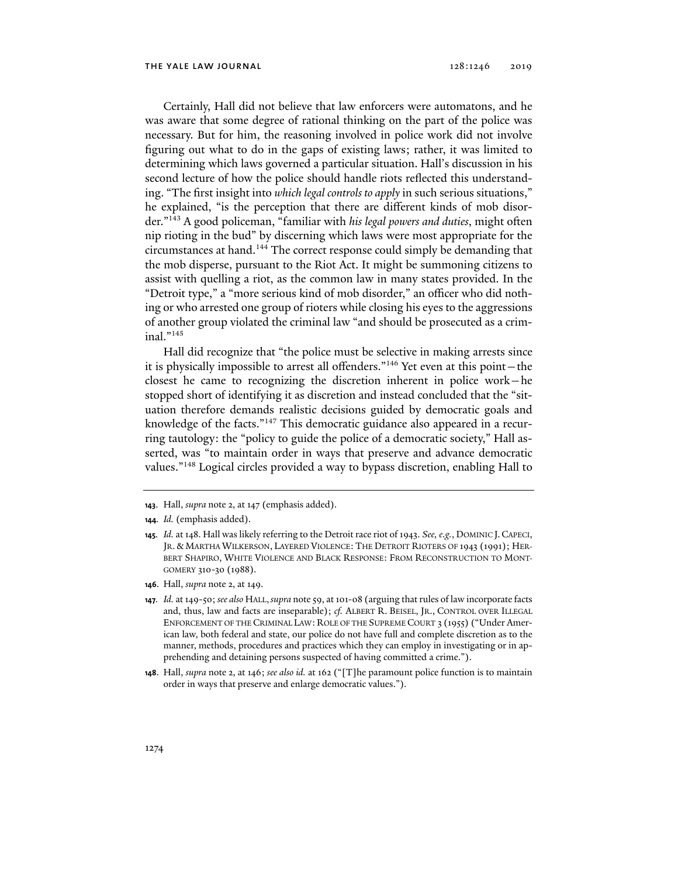Certainly, Hall did not believe that law enforcers were automatons, and he was aware that some degree of rational thinking on the part of the police was necessary. But for him, the reasoning involved in police work did not involve figuring out what to do in the gaps of existing laws; rather, it was limited to determining which laws governed a particular situation. Hall's discussion in his second lecture of how the police should handle riots reflected this understanding. "The first insight into *which legal controls to apply* in such serious situations," he explained, "is the perception that there are different kinds of mob disorder."[143] A good policeman, "familiar with *his legal powers and duties*, might often nip rioting in the bud" by discerning which laws were most appropriate for the circumstances at hand.[144] The correct response could simply be demanding that the mob disperse, pursuant to the Riot Act. It might be summoning citizens to assist with quelling a riot, as the common law in many states provided. In the "Detroit type," a "more serious kind of mob disorder," an officer who did nothing or who arrested one group of rioters while closing his eyes to the aggressions of another group violated the criminal law "and should be prosecuted as a criminal."[145]

Hall did recognize that "the police must be selective in making arrests since it is physically impossible to arrest all offenders."[146] Yet even at this point—the closest he came to recognizing the discretion inherent in police work—he stopped short of identifying it as discretion and instead concluded that the "situation therefore demands realistic decisions guided by democratic goals and knowledge of the facts."[147] This democratic guidance also appeared in a recurring tautology: the "policy to guide the police of a democratic society," Hall asserted, was "to maintain order in ways that preserve and advance democratic values."[148] Logical circles provided a way to bypass discretion, enabling Hall to

---

**143.** Hall, *supra* note 2, at 147 (emphasis added).

**144.** *Id.* (emphasis added).

**145.** *Id.* at 148. Hall was likely referring to the Detroit race riot of 1943. *See, e.g.*, DOMINIC J. CAPECI, JR. & MARTHA WILKERSON, LAYERED VIOLENCE: THE DETROIT RIOTERS OF 1943 (1991); HERBERT SHAPIRO, WHITE VIOLENCE AND BLACK RESPONSE: FROM RECONSTRUCTION TO MONTGOMERY 310-30 (1988).

**146.** Hall, *supra* note 2, at 149.

**147.** *Id.* at 149-50; *see also* HALL, *supra* note 59, at 101-08 (arguing that rules of law incorporate facts and, thus, law and facts are inseparable); *cf.* ALBERT R. BEISEL, JR., CONTROL OVER ILLEGAL ENFORCEMENT OF THE CRIMINAL LAW: ROLE OF THE SUPREME COURT 3 (1955) ("Under American law, both federal and state, our police do not have full and complete discretion as to the manner, methods, procedures and practices which they can employ in investigating or in apprehending and detaining persons suspected of having committed a crime.").

**148.** Hall, *supra* note 2, at 146; *see also id.* at 162 ("[T]he paramount police function is to maintain order in ways that preserve and enlarge democratic values.").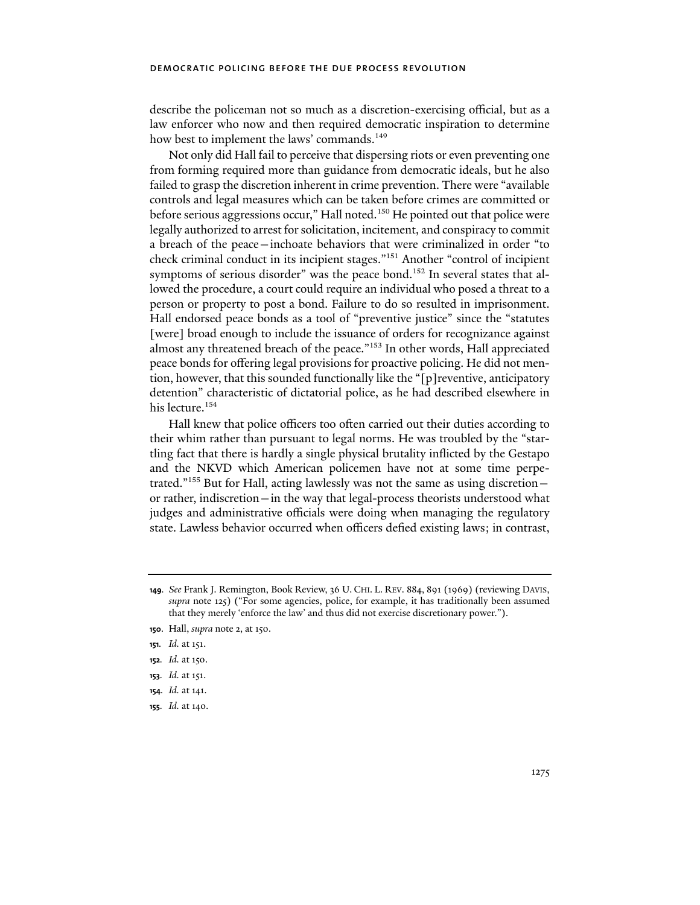describe the policeman not so much as a discretion-exercising official, but as a law enforcer who now and then required democratic inspiration to determine how best to implement the laws' commands.[149]

Not only did Hall fail to perceive that dispersing riots or even preventing one from forming required more than guidance from democratic ideals, but he also failed to grasp the discretion inherent in crime prevention. There were "available controls and legal measures which can be taken before crimes are committed or before serious aggressions occur," Hall noted.[150] He pointed out that police were legally authorized to arrest for solicitation, incitement, and conspiracy to commit a breach of the peace—inchoate behaviors that were criminalized in order "to check criminal conduct in its incipient stages."[151] Another "control of incipient symptoms of serious disorder" was the peace bond.[152] In several states that allowed the procedure, a court could require an individual who posed a threat to a person or property to post a bond. Failure to do so resulted in imprisonment. Hall endorsed peace bonds as a tool of "preventive justice" since the "statutes [were] broad enough to include the issuance of orders for recognizance against almost any threatened breach of the peace."[153] In other words, Hall appreciated peace bonds for offering legal provisions for proactive policing. He did not mention, however, that this sounded functionally like the "[p]reventive, anticipatory detention" characteristic of dictatorial police, as he had described elsewhere in his lecture.[154]

Hall knew that police officers too often carried out their duties according to their whim rather than pursuant to legal norms. He was troubled by the "startling fact that there is hardly a single physical brutality inflicted by the Gestapo and the NKVD which American policemen have not at some time perpetrated."[155] But for Hall, acting lawlessly was not the same as using discretion—or rather, indiscretion—in the way that legal-process theorists understood what judges and administrative officials were doing when managing the regulatory state. Lawless behavior occurred when officers defied existing laws; in contrast,

---

149. *See* Frank J. Remington, Book Review, 36 U. CHI. L. REV. 884, 891 (1969) (reviewing DAVIS, *supra* note 125) ("For some agencies, police, for example, it has traditionally been assumed that they merely 'enforce the law' and thus did not exercise discretionary power.").

150. Hall, *supra* note 2, at 150.

151. *Id.* at 151.

152. *Id.* at 150.

153. *Id.* at 151.

154. *Id.* at 141.

155. *Id.* at 140.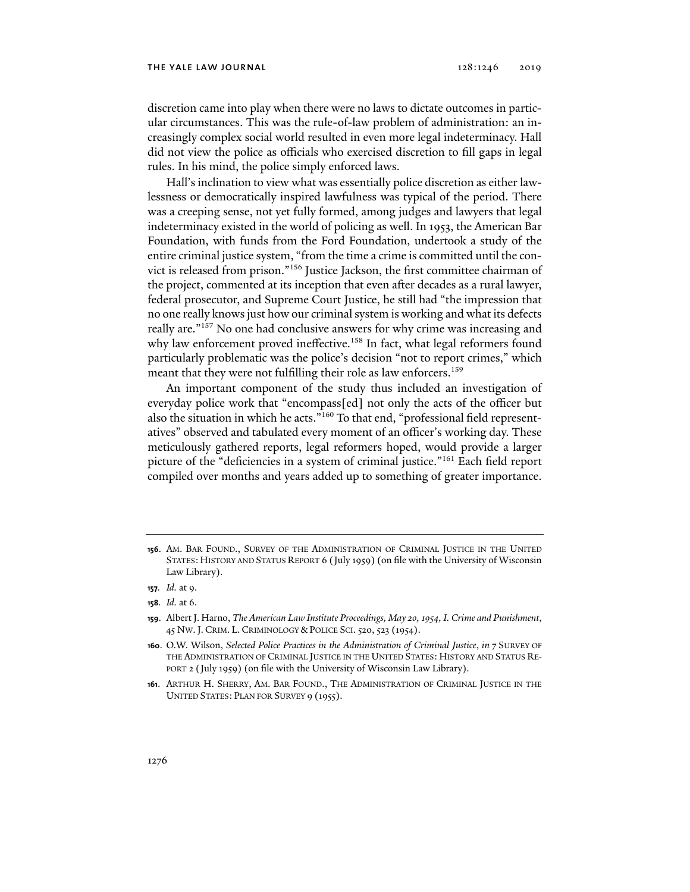discretion came into play when there were no laws to dictate outcomes in particular circumstances. This was the rule-of-law problem of administration: an increasingly complex social world resulted in even more legal indeterminacy. Hall did not view the police as officials who exercised discretion to fill gaps in legal rules. In his mind, the police simply enforced laws.

Hall's inclination to view what was essentially police discretion as either lawlessness or democratically inspired lawfulness was typical of the period. There was a creeping sense, not yet fully formed, among judges and lawyers that legal indeterminacy existed in the world of policing as well. In 1953, the American Bar Foundation, with funds from the Ford Foundation, undertook a study of the entire criminal justice system, "from the time a crime is committed until the convict is released from prison."[156] Justice Jackson, the first committee chairman of the project, commented at its inception that even after decades as a rural lawyer, federal prosecutor, and Supreme Court Justice, he still had "the impression that no one really knows just how our criminal system is working and what its defects really are."[157] No one had conclusive answers for why crime was increasing and why law enforcement proved ineffective.[158] In fact, what legal reformers found particularly problematic was the police's decision "not to report crimes," which meant that they were not fulfilling their role as law enforcers.[159]

An important component of the study thus included an investigation of everyday police work that "encompass[ed] not only the acts of the officer but also the situation in which he acts."[160] To that end, "professional field representatives" observed and tabulated every moment of an officer's working day. These meticulously gathered reports, legal reformers hoped, would provide a larger picture of the "deficiencies in a system of criminal justice."[161] Each field report compiled over months and years added up to something of greater importance.

---

**156.** AM. BAR FOUND., SURVEY OF THE ADMINISTRATION OF CRIMINAL JUSTICE IN THE UNITED STATES: HISTORY AND STATUS REPORT 6 (July 1959) (on file with the University of Wisconsin Law Library).

**157.** *Id.* at 9.

**158.** *Id.* at 6.

**159.** Albert J. Harno, *The American Law Institute Proceedings, May 20, 1954, I. Crime and Punishment*, 45 NW. J. CRIM. L. CRIMINOLOGY & POLICE SCI. 520, 523 (1954).

**160.** O.W. Wilson, *Selected Police Practices in the Administration of Criminal Justice*, *in* 7 SURVEY OF THE ADMINISTRATION OF CRIMINAL JUSTICE IN THE UNITED STATES: HISTORY AND STATUS REPORT 2 (July 1959) (on file with the University of Wisconsin Law Library).

**161.** ARTHUR H. SHERRY, AM. BAR FOUND., THE ADMINISTRATION OF CRIMINAL JUSTICE IN THE UNITED STATES: PLAN FOR SURVEY 9 (1955).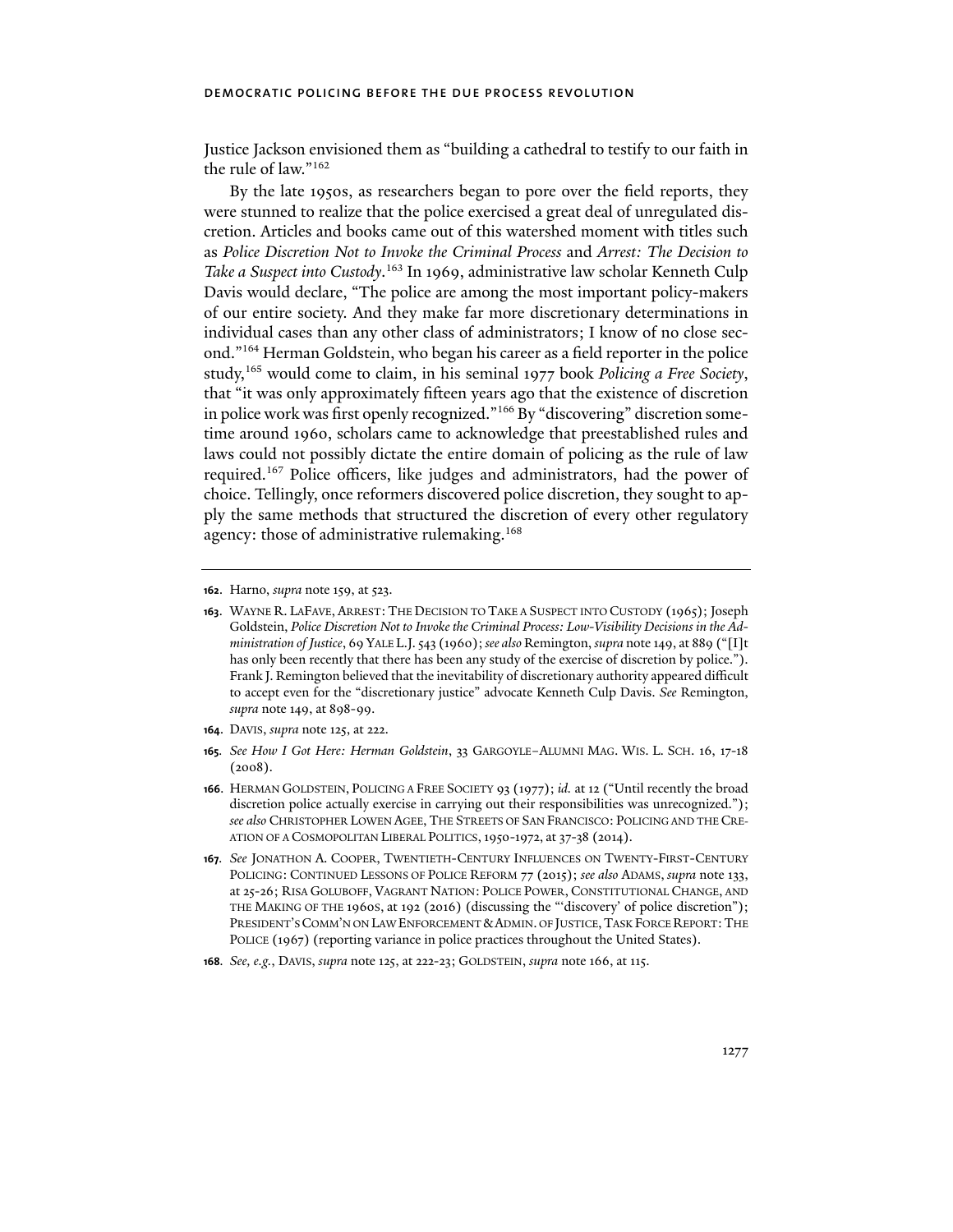Justice Jackson envisioned them as "building a cathedral to testify to our faith in the rule of law."[162]

By the late 1950s, as researchers began to pore over the field reports, they were stunned to realize that the police exercised a great deal of unregulated discretion. Articles and books came out of this watershed moment with titles such as *Police Discretion Not to Invoke the Criminal Process* and *Arrest: The Decision to Take a Suspect into Custody*.[163] In 1969, administrative law scholar Kenneth Culp Davis would declare, "The police are among the most important policy-makers of our entire society. And they make far more discretionary determinations in individual cases than any other class of administrators; I know of no close second."[164] Herman Goldstein, who began his career as a field reporter in the police study,[165] would come to claim, in his seminal 1977 book *Policing a Free Society*, that "it was only approximately fifteen years ago that the existence of discretion in police work was first openly recognized."[166] By "discovering" discretion sometime around 1960, scholars came to acknowledge that preestablished rules and laws could not possibly dictate the entire domain of policing as the rule of law required.[167] Police officers, like judges and administrators, had the power of choice. Tellingly, once reformers discovered police discretion, they sought to apply the same methods that structured the discretion of every other regulatory agency: those of administrative rulemaking.[168]

---

**162.** Harno, *supra* note 159, at 523.

**163.** WAYNE R. LAFAVE, ARREST: THE DECISION TO TAKE A SUSPECT INTO CUSTODY (1965); Joseph Goldstein, *Police Discretion Not to Invoke the Criminal Process: Low-Visibility Decisions in the Administration of Justice*, 69 YALE L.J. 543 (1960); *see also* Remington, *supra* note 149, at 889 ("[I]t has only been recently that there has been any study of the exercise of discretion by police."). Frank J. Remington believed that the inevitability of discretionary authority appeared difficult to accept even for the "discretionary justice" advocate Kenneth Culp Davis. *See* Remington, *supra* note 149, at 898-99.

**164.** DAVIS, *supra* note 125, at 222.

**165.** *See How I Got Here: Herman Goldstein*, 33 GARGOYLE–ALUMNI MAG. WIS. L. SCH. 16, 17-18 (2008).

**166.** HERMAN GOLDSTEIN, POLICING A FREE SOCIETY 93 (1977); *id.* at 12 ("Until recently the broad discretion police actually exercise in carrying out their responsibilities was unrecognized."); *see also* CHRISTOPHER LOWEN AGEE, THE STREETS OF SAN FRANCISCO: POLICING AND THE CREATION OF A COSMOPOLITAN LIBERAL POLITICS, 1950-1972, at 37-38 (2014).

**167.** *See* JONATHON A. COOPER, TWENTIETH-CENTURY INFLUENCES ON TWENTY-FIRST-CENTURY POLICING: CONTINUED LESSONS OF POLICE REFORM 77 (2015); *see also* ADAMS, *supra* note 133, at 25-26; RISA GOLUBOFF, VAGRANT NATION: POLICE POWER, CONSTITUTIONAL CHANGE, AND THE MAKING OF THE 1960S, at 192 (2016) (discussing the "'discovery' of police discretion"); PRESIDENT'S COMM'N ON LAW ENFORCEMENT & ADMIN. OF JUSTICE, TASK FORCE REPORT: THE POLICE (1967) (reporting variance in police practices throughout the United States).

**168.** *See, e.g.*, DAVIS, *supra* note 125, at 222-23; GOLDSTEIN, *supra* note 166, at 115.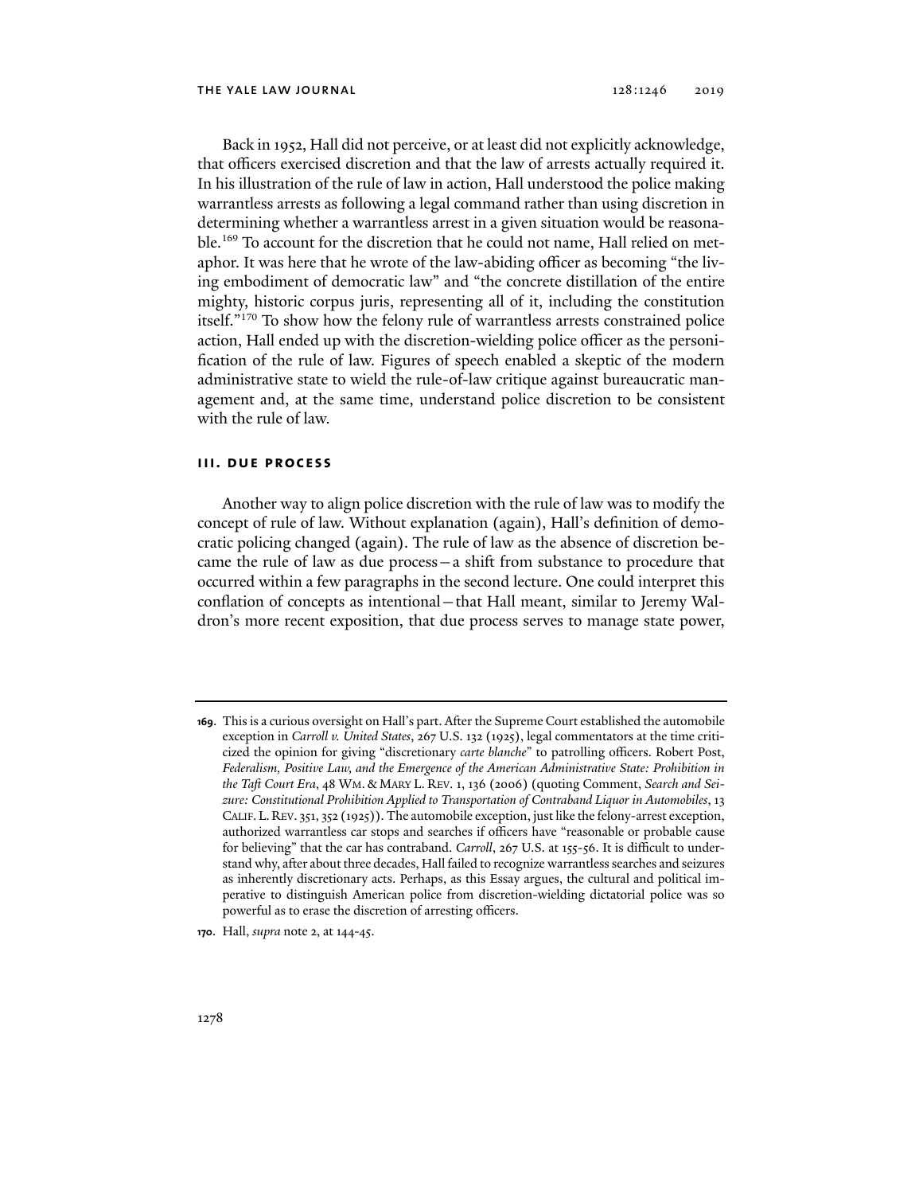Back in 1952, Hall did not perceive, or at least did not explicitly acknowledge, that officers exercised discretion and that the law of arrests actually required it. In his illustration of the rule of law in action, Hall understood the police making warrantless arrests as following a legal command rather than using discretion in determining whether a warrantless arrest in a given situation would be reasonable.[169] To account for the discretion that he could not name, Hall relied on metaphor. It was here that he wrote of the law-abiding officer as becoming "the living embodiment of democratic law" and "the concrete distillation of the entire mighty, historic corpus juris, representing all of it, including the constitution itself."[170] To show how the felony rule of warrantless arrests constrained police action, Hall ended up with the discretion-wielding police officer as the personification of the rule of law. Figures of speech enabled a skeptic of the modern administrative state to wield the rule-of-law critique against bureaucratic management and, at the same time, understand police discretion to be consistent with the rule of law.

## III. DUE PROCESS

Another way to align police discretion with the rule of law was to modify the concept of rule of law. Without explanation (again), Hall's definition of democratic policing changed (again). The rule of law as the absence of discretion became the rule of law as due process—a shift from substance to procedure that occurred within a few paragraphs in the second lecture. One could interpret this conflation of concepts as intentional—that Hall meant, similar to Jeremy Waldron's more recent exposition, that due process serves to manage state power,

---

**169.** This is a curious oversight on Hall's part. After the Supreme Court established the automobile exception in *Carroll v. United States*, 267 U.S. 132 (1925), legal commentators at the time criticized the opinion for giving "discretionary *carte blanche*" to patrolling officers. Robert Post, *Federalism, Positive Law, and the Emergence of the American Administrative State: Prohibition in the Taft Court Era*, 48 WM. & MARY L. REV. 1, 136 (2006) (quoting Comment, *Search and Seizure: Constitutional Prohibition Applied to Transportation of Contraband Liquor in Automobiles*, 13 CALIF. L. REV. 351, 352 (1925)). The automobile exception, just like the felony-arrest exception, authorized warrantless car stops and searches if officers have "reasonable or probable cause for believing" that the car has contraband. *Carroll*, 267 U.S. at 155-56. It is difficult to understand why, after about three decades, Hall failed to recognize warrantless searches and seizures as inherently discretionary acts. Perhaps, as this Essay argues, the cultural and political imperative to distinguish American police from discretion-wielding dictatorial police was so powerful as to erase the discretion of arresting officers.

**170.** Hall, *supra* note 2, at 144-45.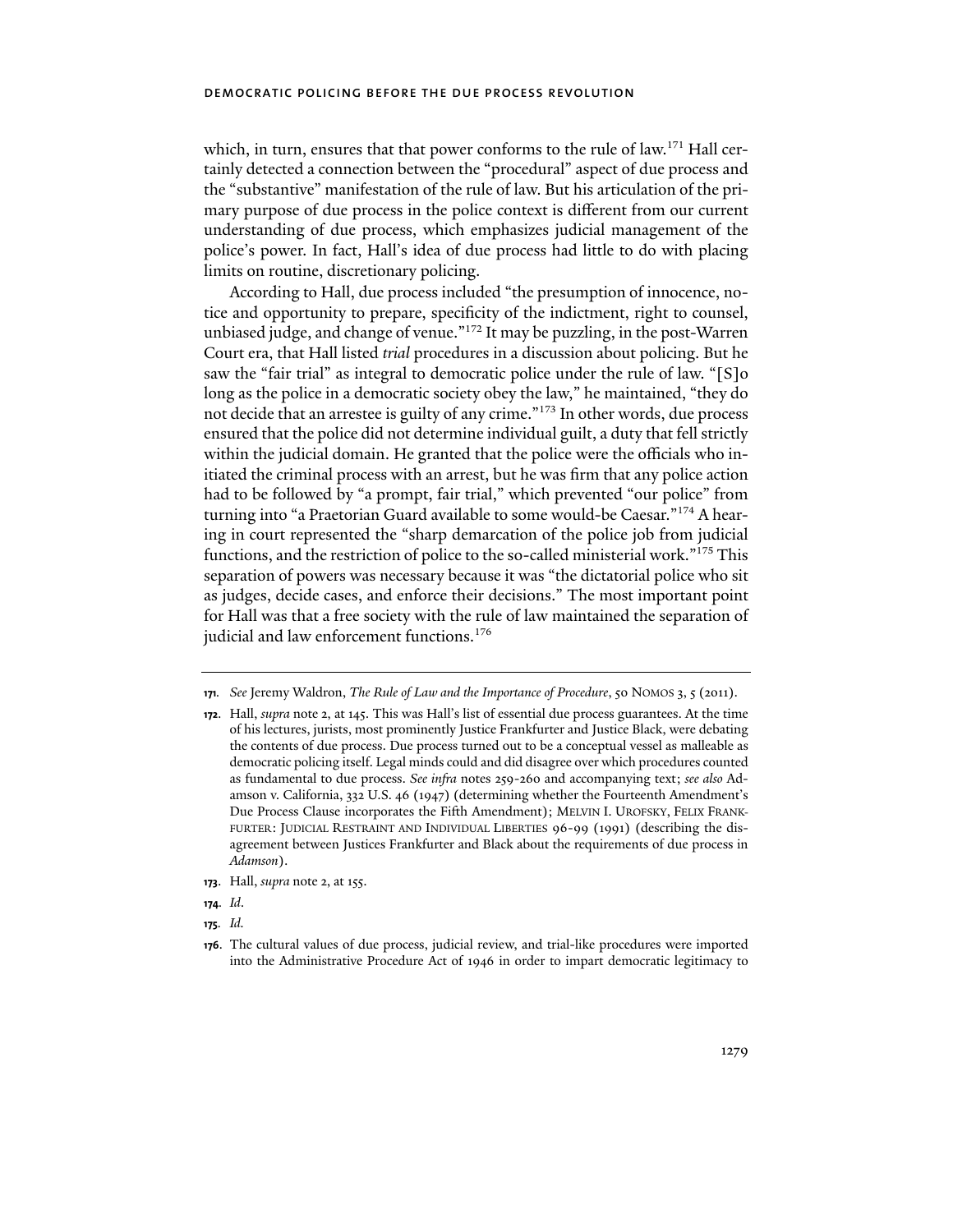which, in turn, ensures that that power conforms to the rule of law.[171] Hall certainly detected a connection between the "procedural" aspect of due process and the "substantive" manifestation of the rule of law. But his articulation of the primary purpose of due process in the police context is different from our current understanding of due process, which emphasizes judicial management of the police's power. In fact, Hall's idea of due process had little to do with placing limits on routine, discretionary policing.

According to Hall, due process included "the presumption of innocence, notice and opportunity to prepare, specificity of the indictment, right to counsel, unbiased judge, and change of venue."[172] It may be puzzling, in the post-Warren Court era, that Hall listed *trial* procedures in a discussion about policing. But he saw the "fair trial" as integral to democratic police under the rule of law. "[S]o long as the police in a democratic society obey the law," he maintained, "they do not decide that an arrestee is guilty of any crime."[173] In other words, due process ensured that the police did not determine individual guilt, a duty that fell strictly within the judicial domain. He granted that the police were the officials who initiated the criminal process with an arrest, but he was firm that any police action had to be followed by "a prompt, fair trial," which prevented "our police" from turning into "a Praetorian Guard available to some would-be Caesar."[174] A hearing in court represented the "sharp demarcation of the police job from judicial functions, and the restriction of police to the so-called ministerial work."[175] This separation of powers was necessary because it was "the dictatorial police who sit as judges, decide cases, and enforce their decisions." The most important point for Hall was that a free society with the rule of law maintained the separation of judicial and law enforcement functions.[176]

---

171. *See* Jeremy Waldron, *The Rule of Law and the Importance of Procedure*, 50 NOMOS 3, 5 (2011).

172. Hall, *supra* note 2, at 145. This was Hall's list of essential due process guarantees. At the time of his lectures, jurists, most prominently Justice Frankfurter and Justice Black, were debating the contents of due process. Due process turned out to be a conceptual vessel as malleable as democratic policing itself. Legal minds could and did disagree over which procedures counted as fundamental to due process. *See infra* notes 259-260 and accompanying text; *see also* Adamson v. California, 332 U.S. 46 (1947) (determining whether the Fourteenth Amendment's Due Process Clause incorporates the Fifth Amendment); MELVIN I. UROFSKY, FELIX FRANKFURTER: JUDICIAL RESTRAINT AND INDIVIDUAL LIBERTIES 96-99 (1991) (describing the disagreement between Justices Frankfurter and Black about the requirements of due process in *Adamson*).

173. Hall, *supra* note 2, at 155.

174. *Id.*

175. *Id.*

176. The cultural values of due process, judicial review, and trial-like procedures were imported into the Administrative Procedure Act of 1946 in order to impart democratic legitimacy to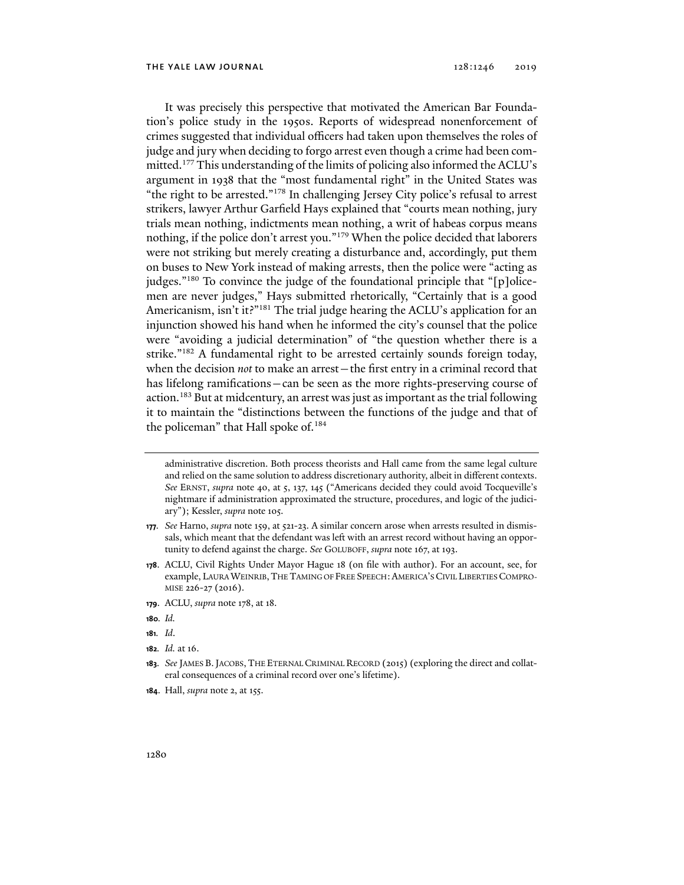It was precisely this perspective that motivated the American Bar Foundation's police study in the 1950s. Reports of widespread nonenforcement of crimes suggested that individual officers had taken upon themselves the roles of judge and jury when deciding to forgo arrest even though a crime had been committed.[177] This understanding of the limits of policing also informed the ACLU's argument in 1938 that the "most fundamental right" in the United States was "the right to be arrested."[178] In challenging Jersey City police's refusal to arrest strikers, lawyer Arthur Garfield Hays explained that "courts mean nothing, jury trials mean nothing, indictments mean nothing, a writ of habeas corpus means nothing, if the police don't arrest you."[179] When the police decided that laborers were not striking but merely creating a disturbance and, accordingly, put them on buses to New York instead of making arrests, then the police were "acting as judges."[180] To convince the judge of the foundational principle that "[p]olicemen are never judges," Hays submitted rhetorically, "Certainly that is a good Americanism, isn't it?"[181] The trial judge hearing the ACLU's application for an injunction showed his hand when he informed the city's counsel that the police were "avoiding a judicial determination" of "the question whether there is a strike."[182] A fundamental right to be arrested certainly sounds foreign today, when the decision *not* to make an arrest—the first entry in a criminal record that has lifelong ramifications—can be seen as the more rights-preserving course of action.[183] But at midcentury, an arrest was just as important as the trial following it to maintain the "distinctions between the functions of the judge and that of the policeman" that Hall spoke of.[184]

---

administrative discretion. Both process theorists and Hall came from the same legal culture and relied on the same solution to address discretionary authority, albeit in different contexts. *See* ERNST, *supra* note 40, at 5, 137, 145 ("Americans decided they could avoid Tocqueville's nightmare if administration approximated the structure, procedures, and logic of the judiciary"); Kessler, *supra* note 105.

**177.** *See* Harno, *supra* note 159, at 521-23. A similar concern arose when arrests resulted in dismissals, which meant that the defendant was left with an arrest record without having an opportunity to defend against the charge. *See* GOLUBOFF, *supra* note 167, at 193.

**178.** ACLU, Civil Rights Under Mayor Hague 18 (on file with author). For an account, see, for example, LAURA WEINRIB, THE TAMING OF FREE SPEECH: AMERICA'S CIVIL LIBERTIES COMPROMISE 226-27 (2016).

**179.** ACLU, *supra* note 178, at 18.

**180.** *Id.*

**181.** *Id*.

**182.** *Id.* at 16.

**183.** *See* JAMES B. JACOBS, THE ETERNAL CRIMINAL RECORD (2015) (exploring the direct and collateral consequences of a criminal record over one's lifetime).

**184.** Hall, *supra* note 2, at 155.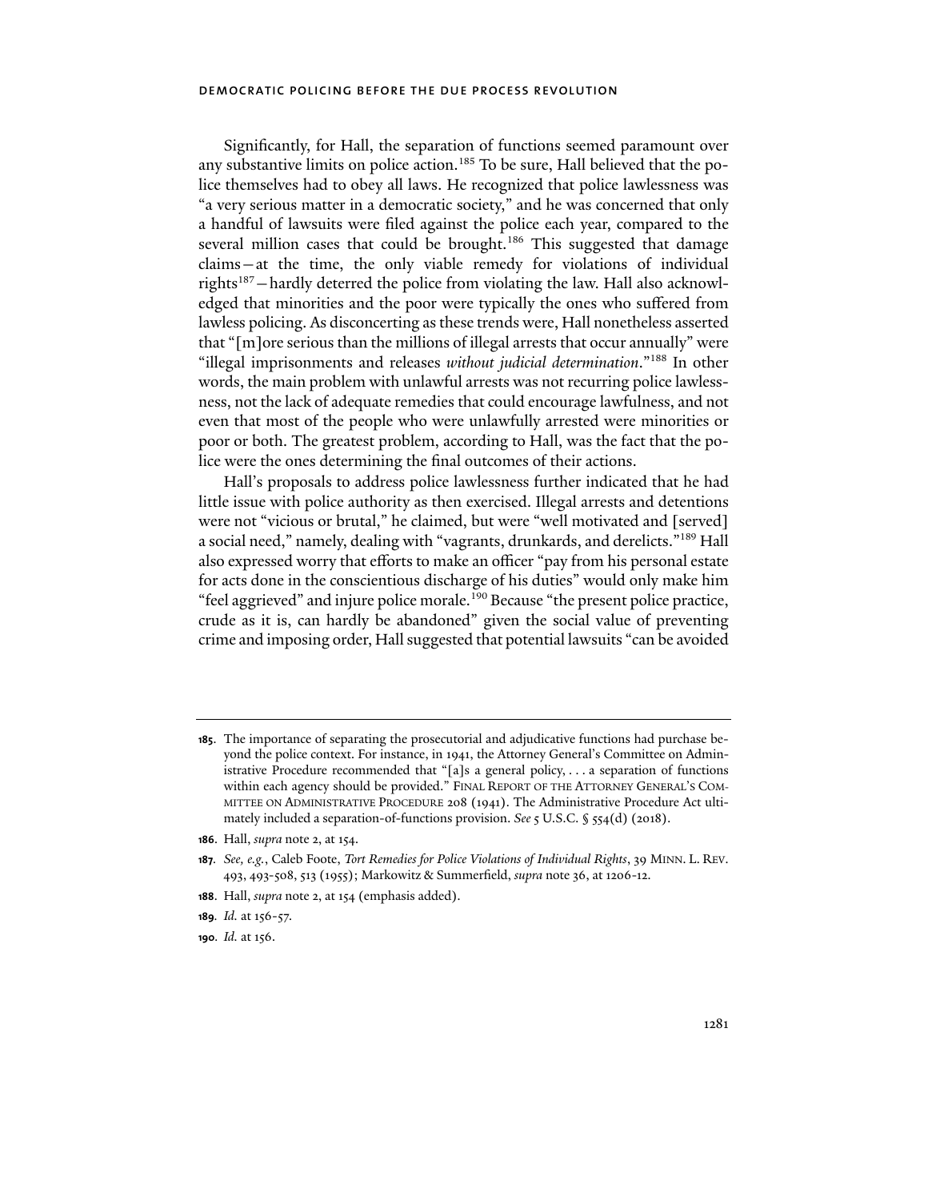Significantly, for Hall, the separation of functions seemed paramount over any substantive limits on police action.[185] To be sure, Hall believed that the police themselves had to obey all laws. He recognized that police lawlessness was "a very serious matter in a democratic society," and he was concerned that only a handful of lawsuits were filed against the police each year, compared to the several million cases that could be brought.[186] This suggested that damage claims—at the time, the only viable remedy for violations of individual rights[187]—hardly deterred the police from violating the law. Hall also acknowledged that minorities and the poor were typically the ones who suffered from lawless policing. As disconcerting as these trends were, Hall nonetheless asserted that "[m]ore serious than the millions of illegal arrests that occur annually" were "illegal imprisonments and releases *without judicial determination*."[188] In other words, the main problem with unlawful arrests was not recurring police lawlessness, not the lack of adequate remedies that could encourage lawfulness, and not even that most of the people who were unlawfully arrested were minorities or poor or both. The greatest problem, according to Hall, was the fact that the police were the ones determining the final outcomes of their actions.

Hall's proposals to address police lawlessness further indicated that he had little issue with police authority as then exercised. Illegal arrests and detentions were not "vicious or brutal," he claimed, but were "well motivated and [served] a social need," namely, dealing with "vagrants, drunkards, and derelicts."[189] Hall also expressed worry that efforts to make an officer "pay from his personal estate for acts done in the conscientious discharge of his duties" would only make him "feel aggrieved" and injure police morale.[190] Because "the present police practice, crude as it is, can hardly be abandoned" given the social value of preventing crime and imposing order, Hall suggested that potential lawsuits "can be avoided

---

185. The importance of separating the prosecutorial and adjudicative functions had purchase beyond the police context. For instance, in 1941, the Attorney General's Committee on Administrative Procedure recommended that "[a]s a general policy, . . . a separation of functions within each agency should be provided." FINAL REPORT OF THE ATTORNEY GENERAL'S COMMITTEE ON ADMINISTRATIVE PROCEDURE 208 (1941). The Administrative Procedure Act ultimately included a separation-of-functions provision. *See* 5 U.S.C. § 554(d) (2018).

186. Hall, *supra* note 2, at 154.

187. *See, e.g.*, Caleb Foote, *Tort Remedies for Police Violations of Individual Rights*, 39 MINN. L. REV. 493, 493-508, 513 (1955); Markowitz & Summerfield, *supra* note 36, at 1206-12.

188. Hall, *supra* note 2, at 154 (emphasis added).

189. *Id.* at 156-57.

190. *Id.* at 156.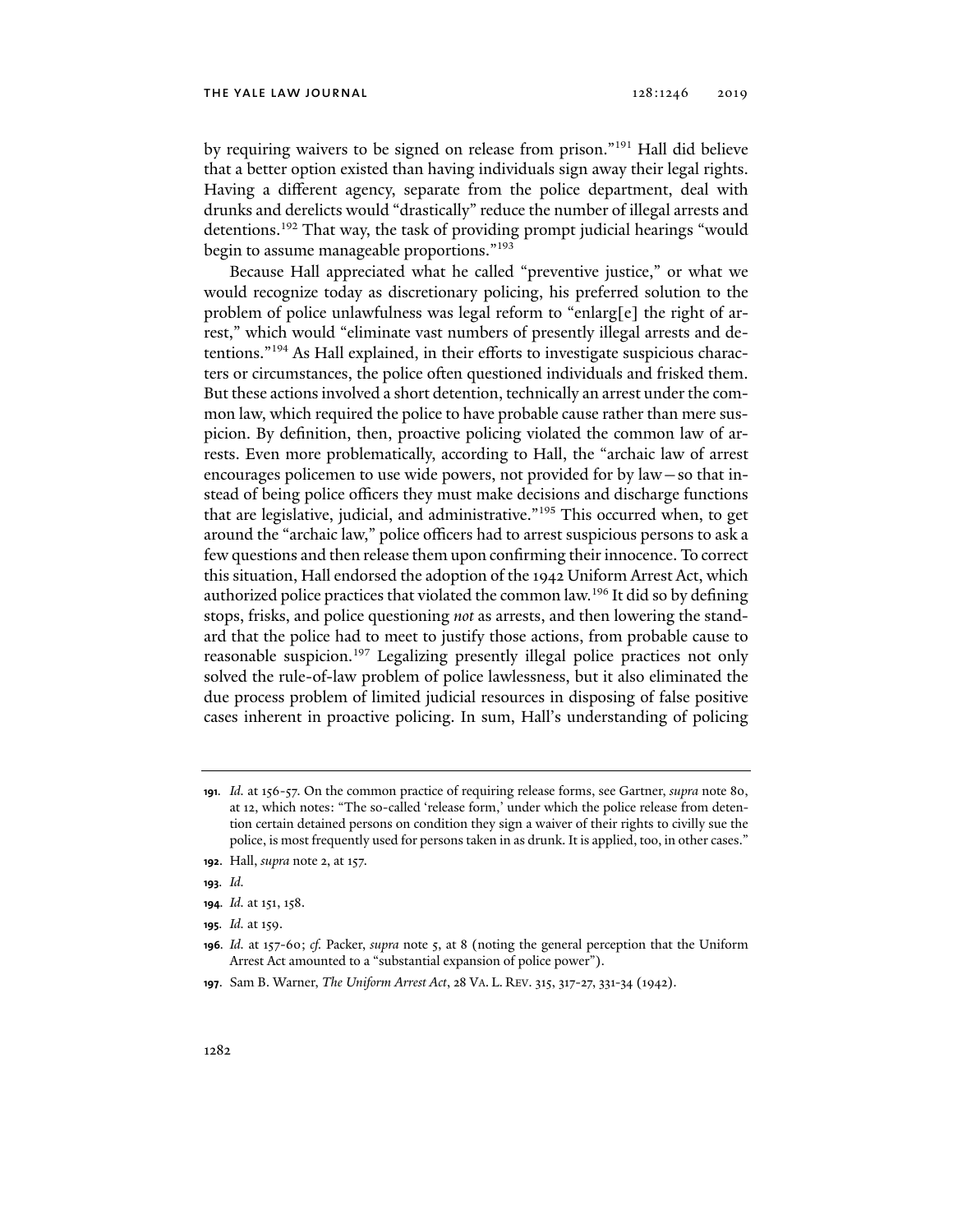by requiring waivers to be signed on release from prison."[191] Hall did believe that a better option existed than having individuals sign away their legal rights. Having a different agency, separate from the police department, deal with drunks and derelicts would "drastically" reduce the number of illegal arrests and detentions.[192] That way, the task of providing prompt judicial hearings "would begin to assume manageable proportions."[193]

Because Hall appreciated what he called "preventive justice," or what we would recognize today as discretionary policing, his preferred solution to the problem of police unlawfulness was legal reform to "enlarg[e] the right of arrest," which would "eliminate vast numbers of presently illegal arrests and detentions."[194] As Hall explained, in their efforts to investigate suspicious characters or circumstances, the police often questioned individuals and frisked them. But these actions involved a short detention, technically an arrest under the common law, which required the police to have probable cause rather than mere suspicion. By definition, then, proactive policing violated the common law of arrests. Even more problematically, according to Hall, the "archaic law of arrest encourages policemen to use wide powers, not provided for by law—so that instead of being police officers they must make decisions and discharge functions that are legislative, judicial, and administrative."[195] This occurred when, to get around the "archaic law," police officers had to arrest suspicious persons to ask a few questions and then release them upon confirming their innocence. To correct this situation, Hall endorsed the adoption of the 1942 Uniform Arrest Act, which authorized police practices that violated the common law.[196] It did so by defining stops, frisks, and police questioning *not* as arrests, and then lowering the standard that the police had to meet to justify those actions, from probable cause to reasonable suspicion.[197] Legalizing presently illegal police practices not only solved the rule-of-law problem of police lawlessness, but it also eliminated the due process problem of limited judicial resources in disposing of false positive cases inherent in proactive policing. In sum, Hall's understanding of policing

---

**191.** *Id.* at 156-57. On the common practice of requiring release forms, see Gartner, *supra* note 80, at 12, which notes: "The so-called 'release form,' under which the police release from detention certain detained persons on condition they sign a waiver of their rights to civilly sue the police, is most frequently used for persons taken in as drunk. It is applied, too, in other cases."

**192.** Hall, *supra* note 2, at 157.

**193.** *Id.*

**194.** *Id.* at 151, 158.

**195.** *Id.* at 159.

**196.** *Id.* at 157-60; *cf.* Packer, *supra* note 5, at 8 (noting the general perception that the Uniform Arrest Act amounted to a "substantial expansion of police power").

**197.** Sam B. Warner, *The Uniform Arrest Act*, 28 VA. L. REV. 315, 317-27, 331-34 (1942).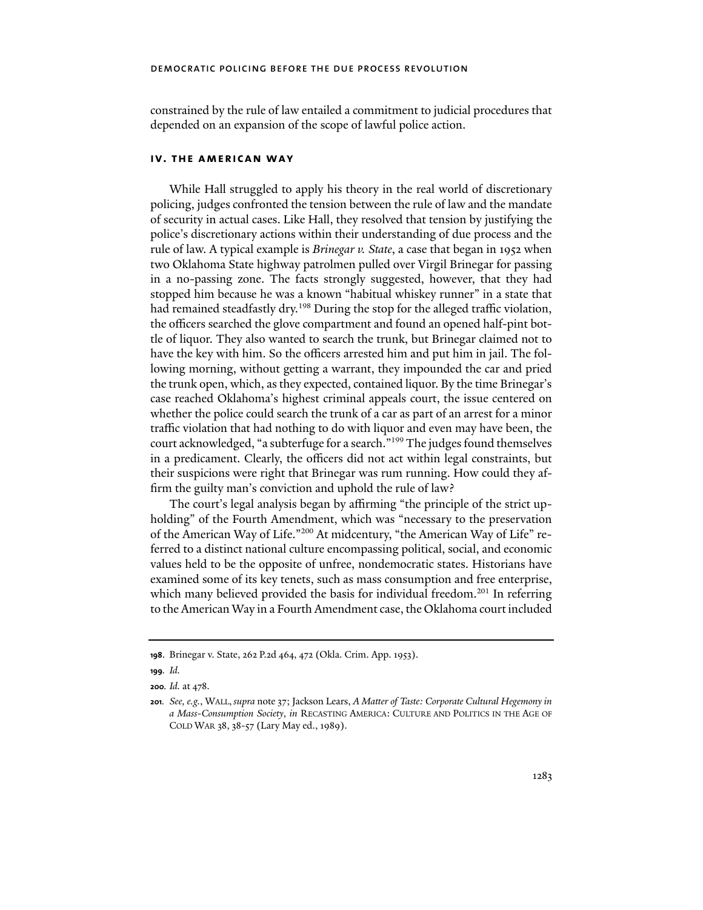constrained by the rule of law entailed a commitment to judicial procedures that depended on an expansion of the scope of lawful police action.

## IV. THE AMERICAN WAY

While Hall struggled to apply his theory in the real world of discretionary policing, judges confronted the tension between the rule of law and the mandate of security in actual cases. Like Hall, they resolved that tension by justifying the police's discretionary actions within their understanding of due process and the rule of law. A typical example is *Brinegar v. State*, a case that began in 1952 when two Oklahoma State highway patrolmen pulled over Virgil Brinegar for passing in a no-passing zone. The facts strongly suggested, however, that they had stopped him because he was a known "habitual whiskey runner" in a state that had remained steadfastly dry.[198] During the stop for the alleged traffic violation, the officers searched the glove compartment and found an opened half-pint bottle of liquor. They also wanted to search the trunk, but Brinegar claimed not to have the key with him. So the officers arrested him and put him in jail. The following morning, without getting a warrant, they impounded the car and pried the trunk open, which, as they expected, contained liquor. By the time Brinegar's case reached Oklahoma's highest criminal appeals court, the issue centered on whether the police could search the trunk of a car as part of an arrest for a minor traffic violation that had nothing to do with liquor and even may have been, the court acknowledged, "a subterfuge for a search."[199] The judges found themselves in a predicament. Clearly, the officers did not act within legal constraints, but their suspicions were right that Brinegar was rum running. How could they affirm the guilty man's conviction and uphold the rule of law?

The court's legal analysis began by affirming "the principle of the strict upholding" of the Fourth Amendment, which was "necessary to the preservation of the American Way of Life."[200] At midcentury, "the American Way of Life" referred to a distinct national culture encompassing political, social, and economic values held to be the opposite of unfree, nondemocratic states. Historians have examined some of its key tenets, such as mass consumption and free enterprise, which many believed provided the basis for individual freedom.[201] In referring to the American Way in a Fourth Amendment case, the Oklahoma court included

---

**198.** Brinegar v. State, 262 P.2d 464, 472 (Okla. Crim. App. 1953).

**199.** *Id.*

**200.** *Id.* at 478.

**201.** *See, e.g.*, WALL, *supra* note 37; Jackson Lears, *A Matter of Taste: Corporate Cultural Hegemony in a Mass-Consumption Society*, *in* RECASTING AMERICA: CULTURE AND POLITICS IN THE AGE OF COLD WAR 38, 38-57 (Lary May ed., 1989).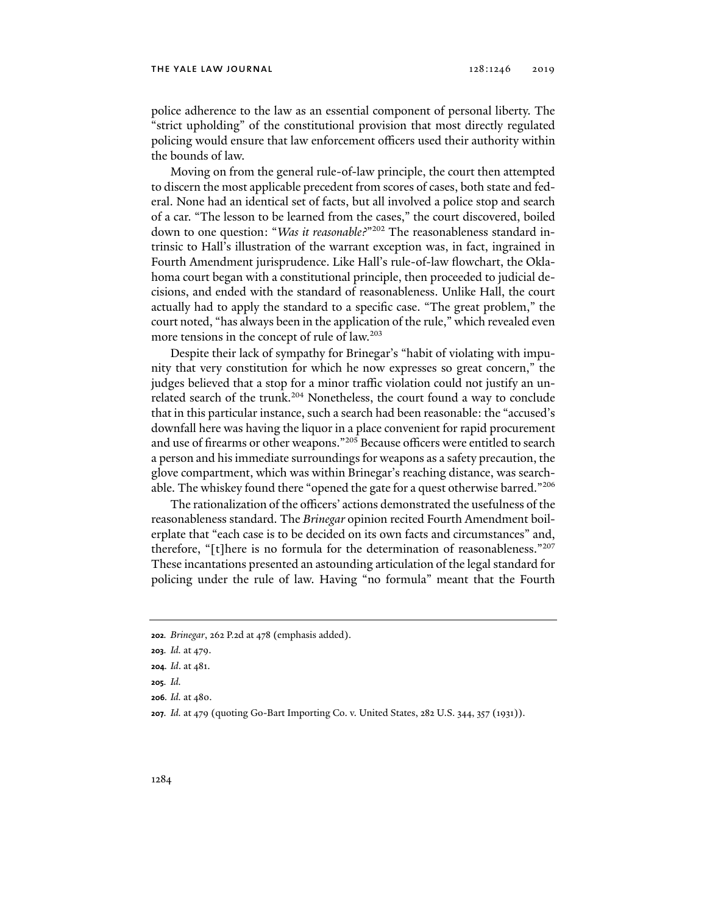police adherence to the law as an essential component of personal liberty. The "strict upholding" of the constitutional provision that most directly regulated policing would ensure that law enforcement officers used their authority within the bounds of law.

Moving on from the general rule-of-law principle, the court then attempted to discern the most applicable precedent from scores of cases, both state and federal. None had an identical set of facts, but all involved a police stop and search of a car. "The lesson to be learned from the cases," the court discovered, boiled down to one question: "*Was it reasonable?*"[202] The reasonableness standard intrinsic to Hall's illustration of the warrant exception was, in fact, ingrained in Fourth Amendment jurisprudence. Like Hall's rule-of-law flowchart, the Oklahoma court began with a constitutional principle, then proceeded to judicial decisions, and ended with the standard of reasonableness. Unlike Hall, the court actually had to apply the standard to a specific case. "The great problem," the court noted, "has always been in the application of the rule," which revealed even more tensions in the concept of rule of law.[203]

Despite their lack of sympathy for Brinegar's "habit of violating with impunity that very constitution for which he now expresses so great concern," the judges believed that a stop for a minor traffic violation could not justify an unrelated search of the trunk.[204] Nonetheless, the court found a way to conclude that in this particular instance, such a search had been reasonable: the "accused's downfall here was having the liquor in a place convenient for rapid procurement and use of firearms or other weapons."[205] Because officers were entitled to search a person and his immediate surroundings for weapons as a safety precaution, the glove compartment, which was within Brinegar's reaching distance, was searchable. The whiskey found there "opened the gate for a quest otherwise barred."[206]

The rationalization of the officers' actions demonstrated the usefulness of the reasonableness standard. The *Brinegar* opinion recited Fourth Amendment boilerplate that "each case is to be decided on its own facts and circumstances" and, therefore, "[t]here is no formula for the determination of reasonableness."[207] These incantations presented an astounding articulation of the legal standard for policing under the rule of law. Having "no formula" meant that the Fourth

---

**202**. *Brinegar*, 262 P.2d at 478 (emphasis added).

**203**. *Id.* at 479.

**204**. *Id*. at 481.

**205**. *Id.*

**206**. *Id.* at 480.

**207**. *Id.* at 479 (quoting Go-Bart Importing Co. v. United States, 282 U.S. 344, 357 (1931)).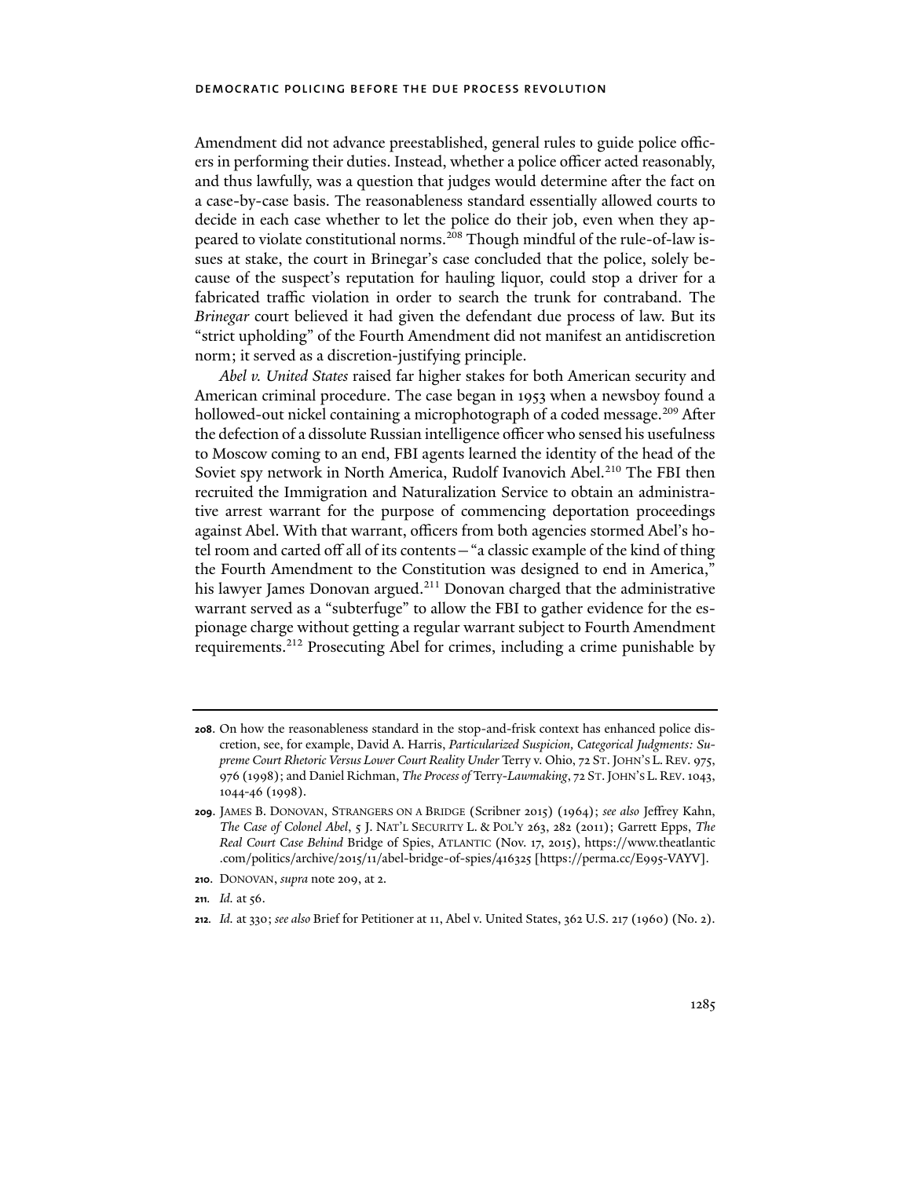Amendment did not advance preestablished, general rules to guide police officers in performing their duties. Instead, whether a police officer acted reasonably, and thus lawfully, was a question that judges would determine after the fact on a case-by-case basis. The reasonableness standard essentially allowed courts to decide in each case whether to let the police do their job, even when they appeared to violate constitutional norms.[208] Though mindful of the rule-of-law issues at stake, the court in Brinegar's case concluded that the police, solely because of the suspect's reputation for hauling liquor, could stop a driver for a fabricated traffic violation in order to search the trunk for contraband. The *Brinegar* court believed it had given the defendant due process of law. But its "strict upholding" of the Fourth Amendment did not manifest an antidiscretion norm; it served as a discretion-justifying principle.

*Abel v. United States* raised far higher stakes for both American security and American criminal procedure. The case began in 1953 when a newsboy found a hollowed-out nickel containing a microphotograph of a coded message.[209] After the defection of a dissolute Russian intelligence officer who sensed his usefulness to Moscow coming to an end, FBI agents learned the identity of the head of the Soviet spy network in North America, Rudolf Ivanovich Abel.[210] The FBI then recruited the Immigration and Naturalization Service to obtain an administrative arrest warrant for the purpose of commencing deportation proceedings against Abel. With that warrant, officers from both agencies stormed Abel's hotel room and carted off all of its contents—"a classic example of the kind of thing the Fourth Amendment to the Constitution was designed to end in America," his lawyer James Donovan argued.[211] Donovan charged that the administrative warrant served as a "subterfuge" to allow the FBI to gather evidence for the espionage charge without getting a regular warrant subject to Fourth Amendment requirements.[212] Prosecuting Abel for crimes, including a crime punishable by

---

**208**. On how the reasonableness standard in the stop-and-frisk context has enhanced police discretion, see, for example, David A. Harris, *Particularized Suspicion, Categorical Judgments: Supreme Court Rhetoric Versus Lower Court Reality Under* Terry v. Ohio, 72 ST. JOHN'S L. REV. 975, 976 (1998); and Daniel Richman, *The Process of* Terry*-Lawmaking*, 72 ST. JOHN'S L. REV. 1043, 1044-46 (1998).

**209**. JAMES B. DONOVAN, STRANGERS ON A BRIDGE (Scribner 2015) (1964); *see also* Jeffrey Kahn, *The Case of Colonel Abel*, 5 J. NAT'L SECURITY L. & POL'Y 263, 282 (2011); Garrett Epps, *The Real Court Case Behind* Bridge of Spies, ATLANTIC (Nov. 17, 2015), https://www.theatlantic.com/politics/archive/2015/11/abel-bridge-of-spies/416325 [https://perma.cc/E995-VAYV].

**210**. DONOVAN, *supra* note 209, at 2.

**211**. *Id.* at 56.

**212**. *Id.* at 330; *see also* Brief for Petitioner at 11, Abel v. United States, 362 U.S. 217 (1960) (No. 2).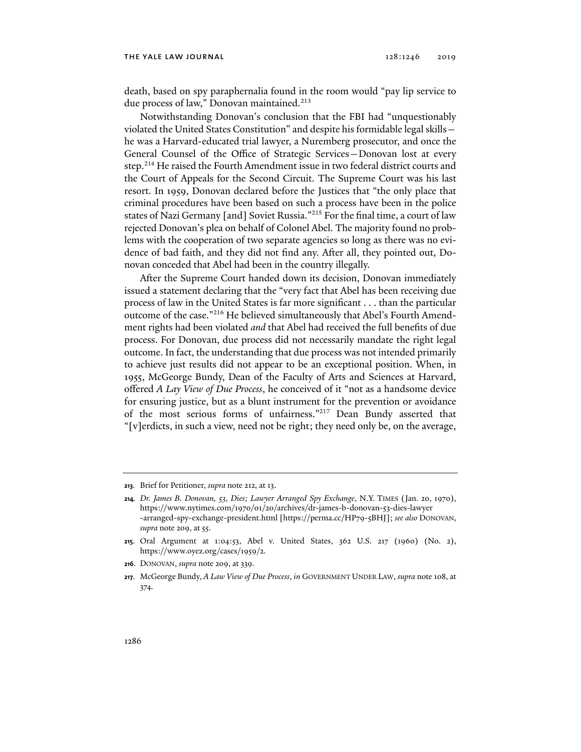death, based on spy paraphernalia found in the room would "pay lip service to due process of law," Donovan maintained.[213]

Notwithstanding Donovan's conclusion that the FBI had "unquestionably violated the United States Constitution" and despite his formidable legal skills—he was a Harvard-educated trial lawyer, a Nuremberg prosecutor, and once the General Counsel of the Office of Strategic Services—Donovan lost at every step.[214] He raised the Fourth Amendment issue in two federal district courts and the Court of Appeals for the Second Circuit. The Supreme Court was his last resort. In 1959, Donovan declared before the Justices that "the only place that criminal procedures have been based on such a process have been in the police states of Nazi Germany [and] Soviet Russia."[215] For the final time, a court of law rejected Donovan's plea on behalf of Colonel Abel. The majority found no problems with the cooperation of two separate agencies so long as there was no evidence of bad faith, and they did not find any. After all, they pointed out, Donovan conceded that Abel had been in the country illegally.

After the Supreme Court handed down its decision, Donovan immediately issued a statement declaring that the "very fact that Abel has been receiving due process of law in the United States is far more significant . . . than the particular outcome of the case."[216] He believed simultaneously that Abel's Fourth Amendment rights had been violated *and* that Abel had received the full benefits of due process. For Donovan, due process did not necessarily mandate the right legal outcome. In fact, the understanding that due process was not intended primarily to achieve just results did not appear to be an exceptional position. When, in 1955, McGeorge Bundy, Dean of the Faculty of Arts and Sciences at Harvard, offered *A Lay View of Due Process*, he conceived of it "not as a handsome device for ensuring justice, but as a blunt instrument for the prevention or avoidance of the most serious forms of unfairness."[217] Dean Bundy asserted that "[v]erdicts, in such a view, need not be right; they need only be, on the average,

---

**213.** Brief for Petitioner, *supra* note 212, at 13.

**214.** *Dr. James B. Donovan, 53, Dies; Lawyer Arranged Spy Exchange*, N.Y. TIMES (Jan. 20, 1970), https://www.nytimes.com/1970/01/20/archives/dr-james-b-donovan-53-dies-lawyer-arranged-spy-exchange-president.html [https://perma.cc/HP79-5BHJ]; *see also* DONOVAN, *supra* note 209, at 55.

**215.** Oral Argument at 1:04:53, Abel v. United States, 362 U.S. 217 (1960) (No. 2), https://www.oyez.org/cases/1959/2.

**216.** DONOVAN, *supra* note 209, at 339.

**217.** McGeorge Bundy, *A Law View of Due Process*, *in* GOVERNMENT UNDER LAW, *supra* note 108, at 374.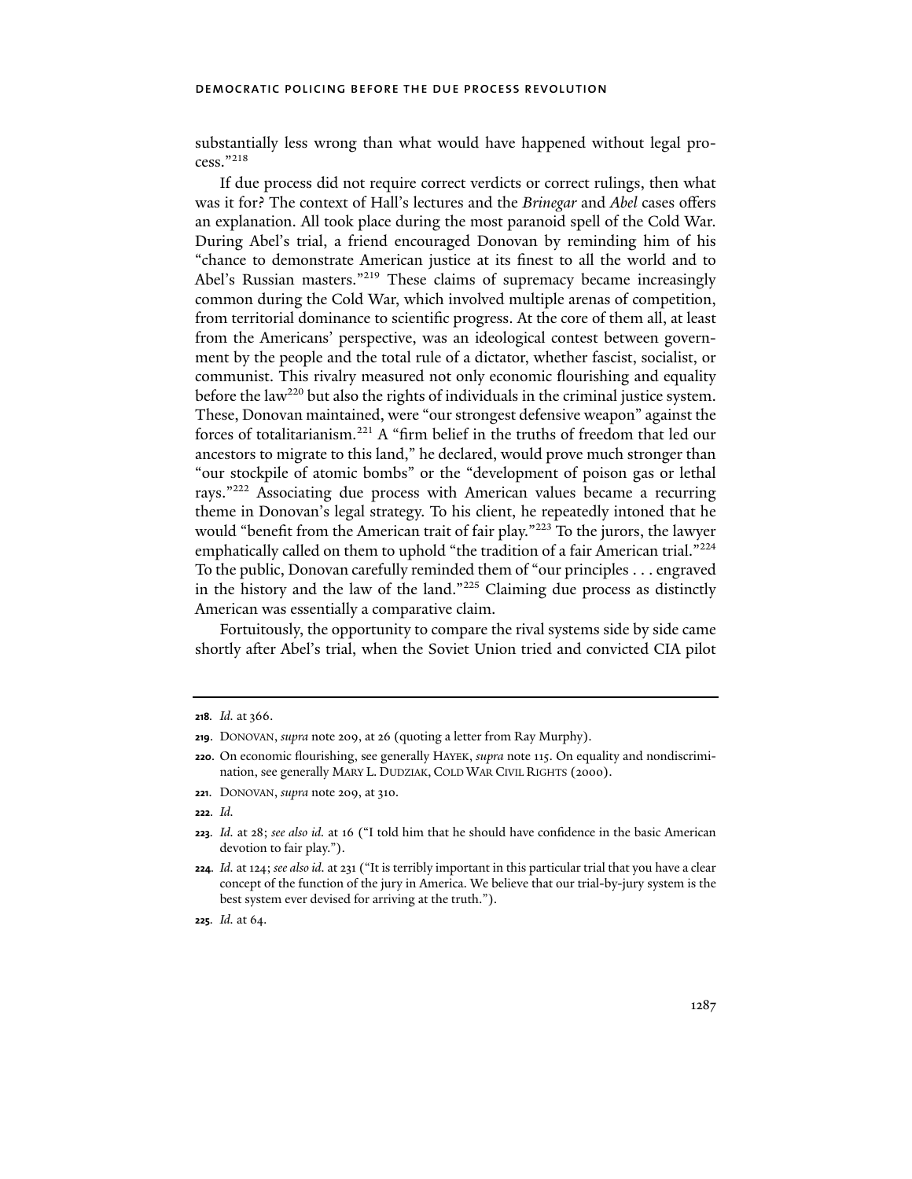substantially less wrong than what would have happened without legal process."[218]

If due process did not require correct verdicts or correct rulings, then what was it for? The context of Hall's lectures and the *Brinegar* and *Abel* cases offers an explanation. All took place during the most paranoid spell of the Cold War. During Abel's trial, a friend encouraged Donovan by reminding him of his "chance to demonstrate American justice at its finest to all the world and to Abel's Russian masters."[219] These claims of supremacy became increasingly common during the Cold War, which involved multiple arenas of competition, from territorial dominance to scientific progress. At the core of them all, at least from the Americans' perspective, was an ideological contest between government by the people and the total rule of a dictator, whether fascist, socialist, or communist. This rivalry measured not only economic flourishing and equality before the law[220] but also the rights of individuals in the criminal justice system. These, Donovan maintained, were "our strongest defensive weapon" against the forces of totalitarianism.[221] A "firm belief in the truths of freedom that led our ancestors to migrate to this land," he declared, would prove much stronger than "our stockpile of atomic bombs" or the "development of poison gas or lethal rays."[222] Associating due process with American values became a recurring theme in Donovan's legal strategy. To his client, he repeatedly intoned that he would "benefit from the American trait of fair play."[223] To the jurors, the lawyer emphatically called on them to uphold "the tradition of a fair American trial."[224] To the public, Donovan carefully reminded them of "our principles . . . engraved in the history and the law of the land."[225] Claiming due process as distinctly American was essentially a comparative claim.

Fortuitously, the opportunity to compare the rival systems side by side came shortly after Abel's trial, when the Soviet Union tried and convicted CIA pilot

---

**218.** *Id.* at 366.

**219.** DONOVAN, *supra* note 209, at 26 (quoting a letter from Ray Murphy).

**220.** On economic flourishing, see generally HAYEK, *supra* note 115. On equality and nondiscrimination, see generally MARY L. DUDZIAK, COLD WAR CIVIL RIGHTS (2000).

**221.** DONOVAN, *supra* note 209, at 310.

**222.** *Id.*

**223.** *Id.* at 28; *see also id.* at 16 ("I told him that he should have confidence in the basic American devotion to fair play.").

**224.** *Id.* at 124; *see also id.* at 231 ("It is terribly important in this particular trial that you have a clear concept of the function of the jury in America. We believe that our trial-by-jury system is the best system ever devised for arriving at the truth.").

**225.** *Id.* at 64.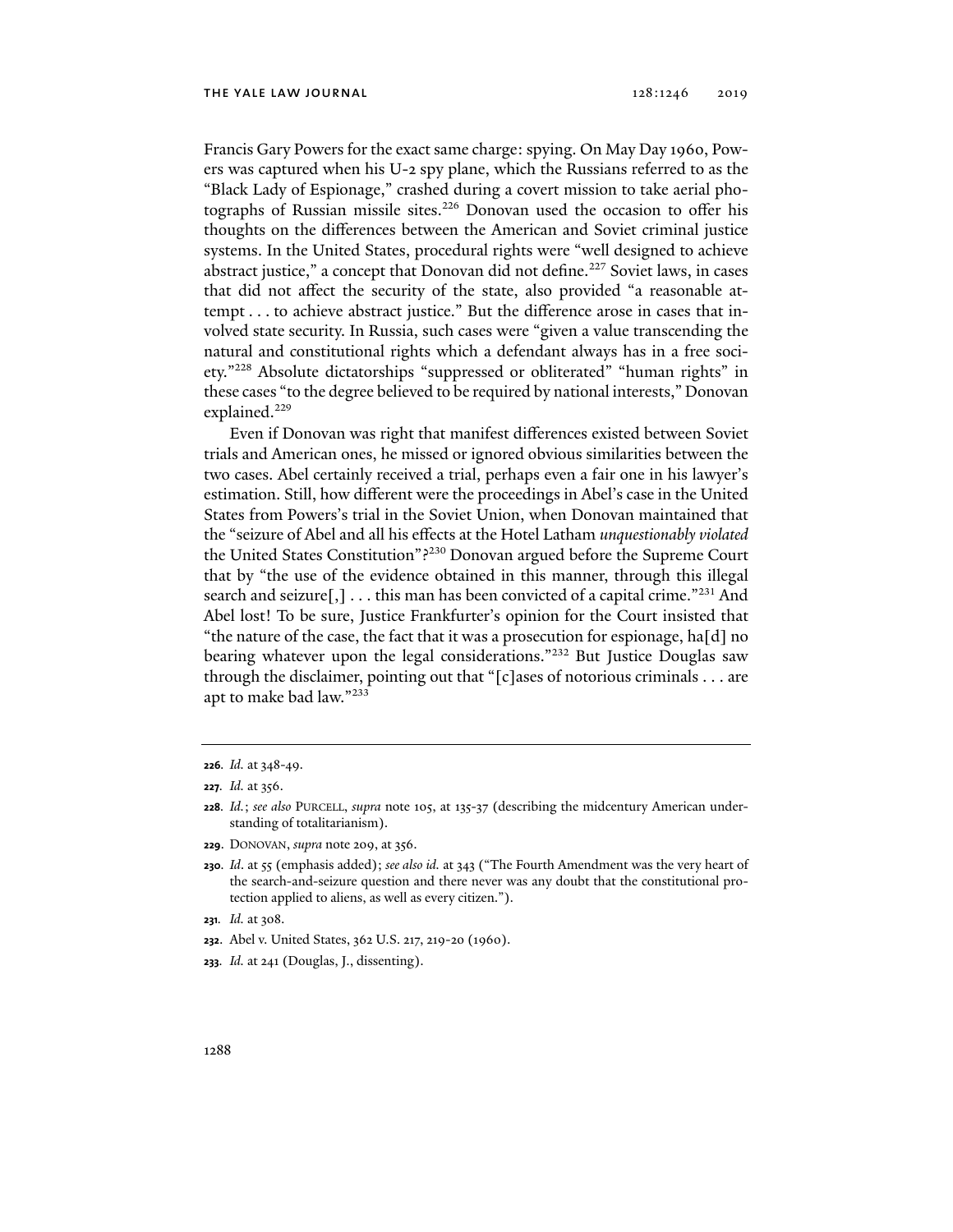Francis Gary Powers for the exact same charge: spying. On May Day 1960, Powers was captured when his U-2 spy plane, which the Russians referred to as the "Black Lady of Espionage," crashed during a covert mission to take aerial photographs of Russian missile sites.[226] Donovan used the occasion to offer his thoughts on the differences between the American and Soviet criminal justice systems. In the United States, procedural rights were "well designed to achieve abstract justice," a concept that Donovan did not define.[227] Soviet laws, in cases that did not affect the security of the state, also provided "a reasonable attempt . . . to achieve abstract justice." But the difference arose in cases that involved state security. In Russia, such cases were "given a value transcending the natural and constitutional rights which a defendant always has in a free society."[228] Absolute dictatorships "suppressed or obliterated" "human rights" in these cases "to the degree believed to be required by national interests," Donovan explained.[229]

Even if Donovan was right that manifest differences existed between Soviet trials and American ones, he missed or ignored obvious similarities between the two cases. Abel certainly received a trial, perhaps even a fair one in his lawyer's estimation. Still, how different were the proceedings in Abel's case in the United States from Powers's trial in the Soviet Union, when Donovan maintained that the "seizure of Abel and all his effects at the Hotel Latham *unquestionably violated* the United States Constitution"?[230] Donovan argued before the Supreme Court that by "the use of the evidence obtained in this manner, through this illegal search and seizure[,] . . . this man has been convicted of a capital crime."[231] And Abel lost! To be sure, Justice Frankfurter's opinion for the Court insisted that "the nature of the case, the fact that it was a prosecution for espionage, ha[d] no bearing whatever upon the legal considerations."[232] But Justice Douglas saw through the disclaimer, pointing out that "[c]ases of notorious criminals . . . are apt to make bad law."[233]

---

**226.** *Id.* at 348-49.

**227.** *Id.* at 356.

**228.** *Id.*; *see also* PURCELL, *supra* note 105, at 135-37 (describing the midcentury American understanding of totalitarianism).

**229.** DONOVAN, *supra* note 209, at 356.

**230.** *Id.* at 55 (emphasis added); *see also id.* at 343 ("The Fourth Amendment was the very heart of the search-and-seizure question and there never was any doubt that the constitutional protection applied to aliens, as well as every citizen.").

**231.** *Id.* at 308.

**232.** Abel v. United States, 362 U.S. 217, 219-20 (1960).

**233.** *Id.* at 241 (Douglas, J., dissenting).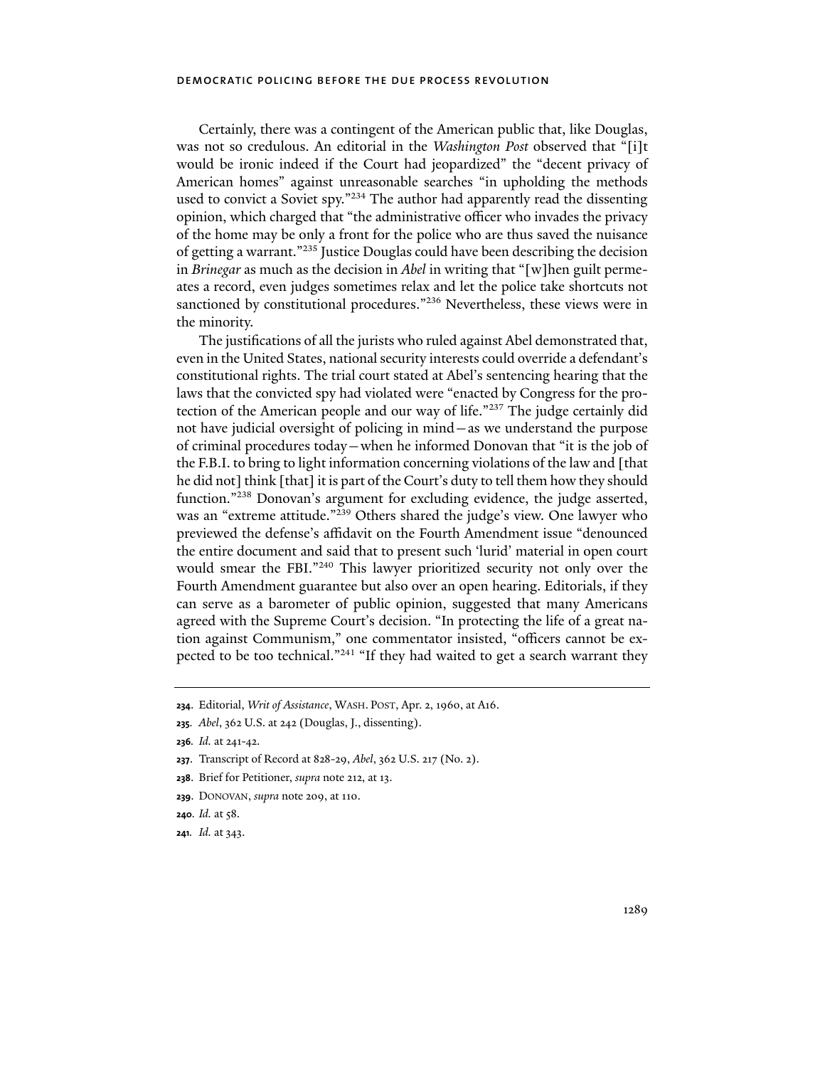Certainly, there was a contingent of the American public that, like Douglas, was not so credulous. An editorial in the *Washington Post* observed that "[i]t would be ironic indeed if the Court had jeopardized" the "decent privacy of American homes" against unreasonable searches "in upholding the methods used to convict a Soviet spy."[234] The author had apparently read the dissenting opinion, which charged that "the administrative officer who invades the privacy of the home may be only a front for the police who are thus saved the nuisance of getting a warrant."[235] Justice Douglas could have been describing the decision in *Brinegar* as much as the decision in *Abel* in writing that "[w]hen guilt permeates a record, even judges sometimes relax and let the police take shortcuts not sanctioned by constitutional procedures."[236] Nevertheless, these views were in the minority.

The justifications of all the jurists who ruled against Abel demonstrated that, even in the United States, national security interests could override a defendant's constitutional rights. The trial court stated at Abel's sentencing hearing that the laws that the convicted spy had violated were "enacted by Congress for the protection of the American people and our way of life."[237] The judge certainly did not have judicial oversight of policing in mind—as we understand the purpose of criminal procedures today—when he informed Donovan that "it is the job of the F.B.I. to bring to light information concerning violations of the law and [that he did not] think [that] it is part of the Court's duty to tell them how they should function."[238] Donovan's argument for excluding evidence, the judge asserted, was an "extreme attitude."[239] Others shared the judge's view. One lawyer who previewed the defense's affidavit on the Fourth Amendment issue "denounced the entire document and said that to present such 'lurid' material in open court would smear the FBI."[240] This lawyer prioritized security not only over the Fourth Amendment guarantee but also over an open hearing. Editorials, if they can serve as a barometer of public opinion, suggested that many Americans agreed with the Supreme Court's decision. "In protecting the life of a great nation against Communism," one commentator insisted, "officers cannot be expected to be too technical."[241] "If they had waited to get a search warrant they

---

**234.** Editorial, *Writ of Assistance*, WASH. POST, Apr. 2, 1960, at A16.

**235.** *Abel*, 362 U.S. at 242 (Douglas, J., dissenting).

**236.** *Id.* at 241-42.

**237.** Transcript of Record at 828-29, *Abel*, 362 U.S. 217 (No. 2).

**238.** Brief for Petitioner, *supra* note 212, at 13.

**239.** DONOVAN, *supra* note 209, at 110.

**240.** *Id.* at 58.

**241.** *Id.* at 343.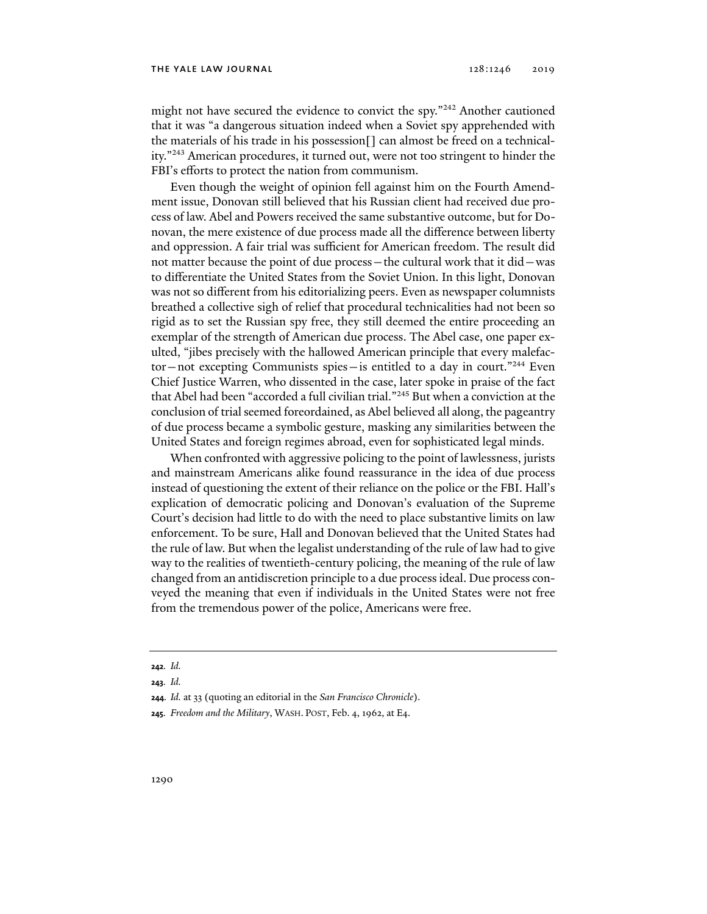might not have secured the evidence to convict the spy."[242] Another cautioned that it was "a dangerous situation indeed when a Soviet spy apprehended with the materials of his trade in his possession[] can almost be freed on a technicality."[243] American procedures, it turned out, were not too stringent to hinder the FBI's efforts to protect the nation from communism.

Even though the weight of opinion fell against him on the Fourth Amendment issue, Donovan still believed that his Russian client had received due process of law. Abel and Powers received the same substantive outcome, but for Donovan, the mere existence of due process made all the difference between liberty and oppression. A fair trial was sufficient for American freedom. The result did not matter because the point of due process—the cultural work that it did—was to differentiate the United States from the Soviet Union. In this light, Donovan was not so different from his editorializing peers. Even as newspaper columnists breathed a collective sigh of relief that procedural technicalities had not been so rigid as to set the Russian spy free, they still deemed the entire proceeding an exemplar of the strength of American due process. The Abel case, one paper exulted, "jibes precisely with the hallowed American principle that every malefactor—not excepting Communists spies—is entitled to a day in court."[244] Even Chief Justice Warren, who dissented in the case, later spoke in praise of the fact that Abel had been "accorded a full civilian trial."[245] But when a conviction at the conclusion of trial seemed foreordained, as Abel believed all along, the pageantry of due process became a symbolic gesture, masking any similarities between the United States and foreign regimes abroad, even for sophisticated legal minds.

When confronted with aggressive policing to the point of lawlessness, jurists and mainstream Americans alike found reassurance in the idea of due process instead of questioning the extent of their reliance on the police or the FBI. Hall's explication of democratic policing and Donovan's evaluation of the Supreme Court's decision had little to do with the need to place substantive limits on law enforcement. To be sure, Hall and Donovan believed that the United States had the rule of law. But when the legalist understanding of the rule of law had to give way to the realities of twentieth-century policing, the meaning of the rule of law changed from an antidiscretion principle to a due process ideal. Due process conveyed the meaning that even if individuals in the United States were not free from the tremendous power of the police, Americans were free.

---

**242.** *Id.*

**243.** *Id.*

**244.** *Id.* at 33 (quoting an editorial in the *San Francisco Chronicle*).

**245.** *Freedom and the Military*, WASH. POST, Feb. 4, 1962, at E4.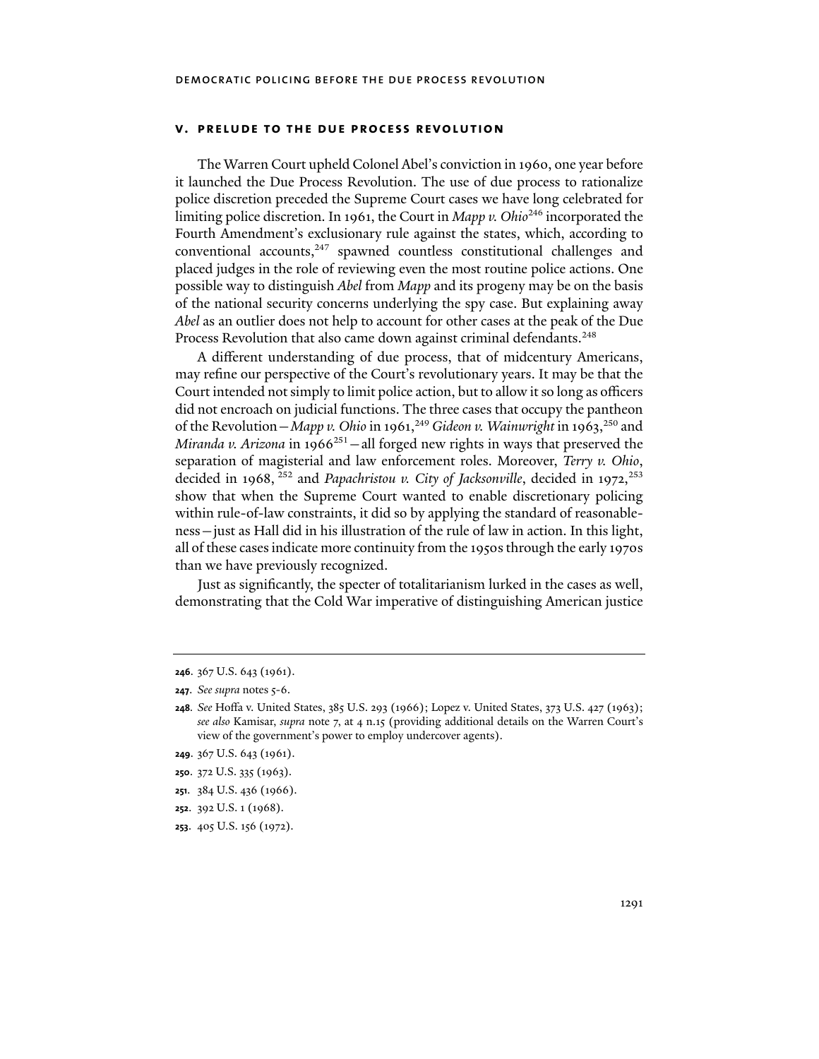## V. PRELUDE TO THE DUE PROCESS REVOLUTION

The Warren Court upheld Colonel Abel's conviction in 1960, one year before it launched the Due Process Revolution. The use of due process to rationalize police discretion preceded the Supreme Court cases we have long celebrated for limiting police discretion. In 1961, the Court in *Mapp v. Ohio*[246] incorporated the Fourth Amendment's exclusionary rule against the states, which, according to conventional accounts,[247] spawned countless constitutional challenges and placed judges in the role of reviewing even the most routine police actions. One possible way to distinguish *Abel* from *Mapp* and its progeny may be on the basis of the national security concerns underlying the spy case. But explaining away *Abel* as an outlier does not help to account for other cases at the peak of the Due Process Revolution that also came down against criminal defendants.[248]

A different understanding of due process, that of midcentury Americans, may refine our perspective of the Court's revolutionary years. It may be that the Court intended not simply to limit police action, but to allow it so long as officers did not encroach on judicial functions. The three cases that occupy the pantheon of the Revolution—*Mapp v. Ohio* in 1961,[249] *Gideon v. Wainwright* in 1963,[250] and *Miranda v. Arizona* in 1966[251]—all forged new rights in ways that preserved the separation of magisterial and law enforcement roles. Moreover, *Terry v. Ohio*, decided in 1968,[252] and *Papachristou v. City of Jacksonville*, decided in 1972,[253] show that when the Supreme Court wanted to enable discretionary policing within rule-of-law constraints, it did so by applying the standard of reasonableness—just as Hall did in his illustration of the rule of law in action. In this light, all of these cases indicate more continuity from the 1950s through the early 1970s than we have previously recognized.

Just as significantly, the specter of totalitarianism lurked in the cases as well, demonstrating that the Cold War imperative of distinguishing American justice

---

**246.** 367 U.S. 643 (1961).

**247.** *See supra* notes 5-6.

**248.** *See* Hoffa v. United States, 385 U.S. 293 (1966); Lopez v. United States, 373 U.S. 427 (1963); *see also* Kamisar, *supra* note 7, at 4 n.15 (providing additional details on the Warren Court's view of the government's power to employ undercover agents).

**249.** 367 U.S. 643 (1961).

**250.** 372 U.S. 335 (1963).

**251.** 384 U.S. 436 (1966).

**252.** 392 U.S. 1 (1968).

**253.** 405 U.S. 156 (1972).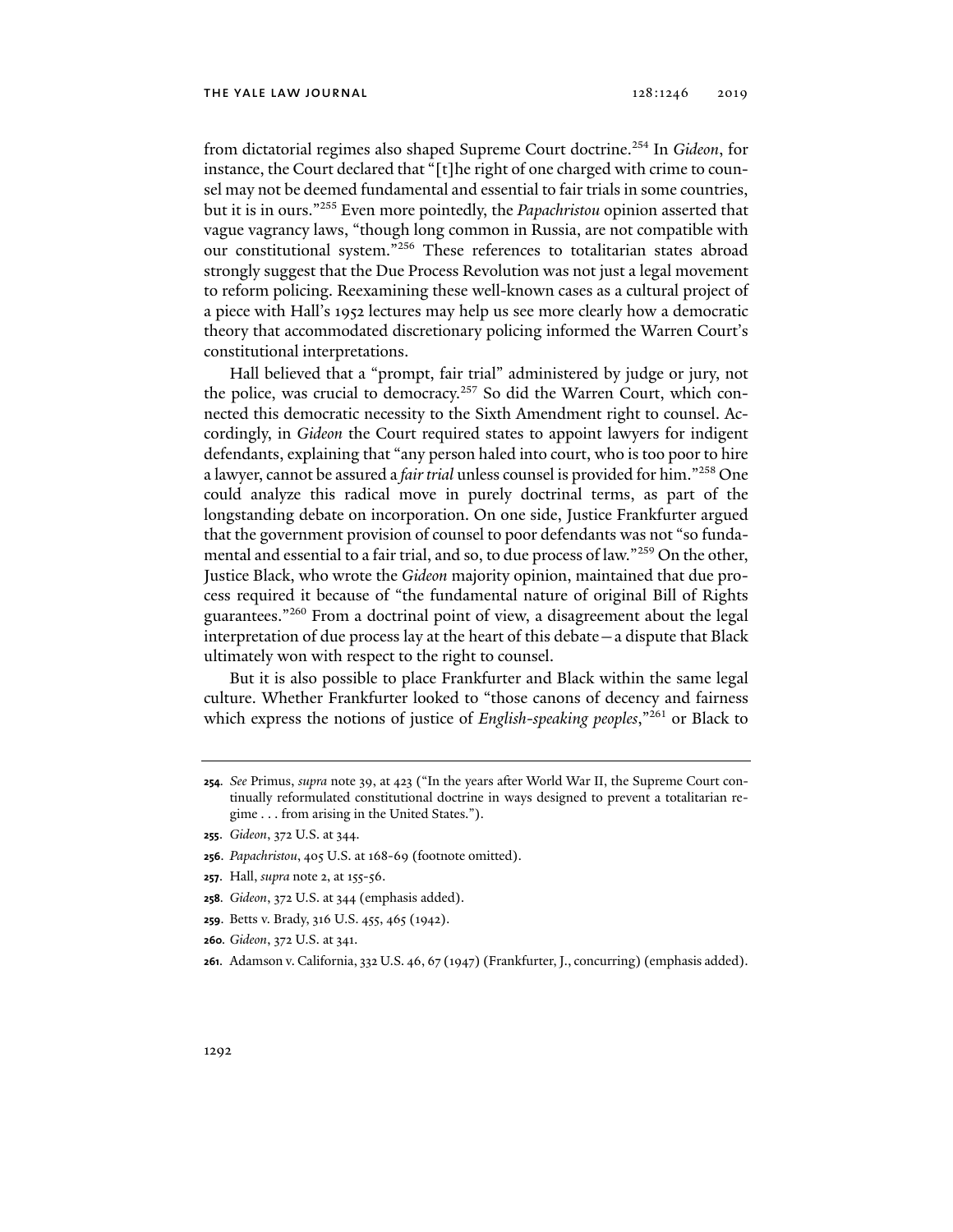from dictatorial regimes also shaped Supreme Court doctrine.[254] In *Gideon*, for instance, the Court declared that "[t]he right of one charged with crime to counsel may not be deemed fundamental and essential to fair trials in some countries, but it is in ours."[255] Even more pointedly, the *Papachristou* opinion asserted that vague vagrancy laws, "though long common in Russia, are not compatible with our constitutional system."[256] These references to totalitarian states abroad strongly suggest that the Due Process Revolution was not just a legal movement to reform policing. Reexamining these well-known cases as a cultural project of a piece with Hall's 1952 lectures may help us see more clearly how a democratic theory that accommodated discretionary policing informed the Warren Court's constitutional interpretations.

Hall believed that a "prompt, fair trial" administered by judge or jury, not the police, was crucial to democracy.[257] So did the Warren Court, which connected this democratic necessity to the Sixth Amendment right to counsel. Accordingly, in *Gideon* the Court required states to appoint lawyers for indigent defendants, explaining that "any person haled into court, who is too poor to hire a lawyer, cannot be assured a *fair trial* unless counsel is provided for him."[258] One could analyze this radical move in purely doctrinal terms, as part of the longstanding debate on incorporation. On one side, Justice Frankfurter argued that the government provision of counsel to poor defendants was not "so fundamental and essential to a fair trial, and so, to due process of law."[259] On the other, Justice Black, who wrote the *Gideon* majority opinion, maintained that due process required it because of "the fundamental nature of original Bill of Rights guarantees."[260] From a doctrinal point of view, a disagreement about the legal interpretation of due process lay at the heart of this debate—a dispute that Black ultimately won with respect to the right to counsel.

But it is also possible to place Frankfurter and Black within the same legal culture. Whether Frankfurter looked to "those canons of decency and fairness which express the notions of justice of *English-speaking peoples*,"[261] or Black to

---

254. *See* Primus, *supra* note 39, at 423 ("In the years after World War II, the Supreme Court continually reformulated constitutional doctrine in ways designed to prevent a totalitarian regime . . . from arising in the United States.").

255. *Gideon*, 372 U.S. at 344.

256. *Papachristou*, 405 U.S. at 168-69 (footnote omitted).

257. Hall, *supra* note 2, at 155-56.

258. *Gideon*, 372 U.S. at 344 (emphasis added).

259. Betts v. Brady, 316 U.S. 455, 465 (1942).

260. *Gideon*, 372 U.S. at 341.

261. Adamson v. California, 332 U.S. 46, 67 (1947) (Frankfurter, J., concurring) (emphasis added).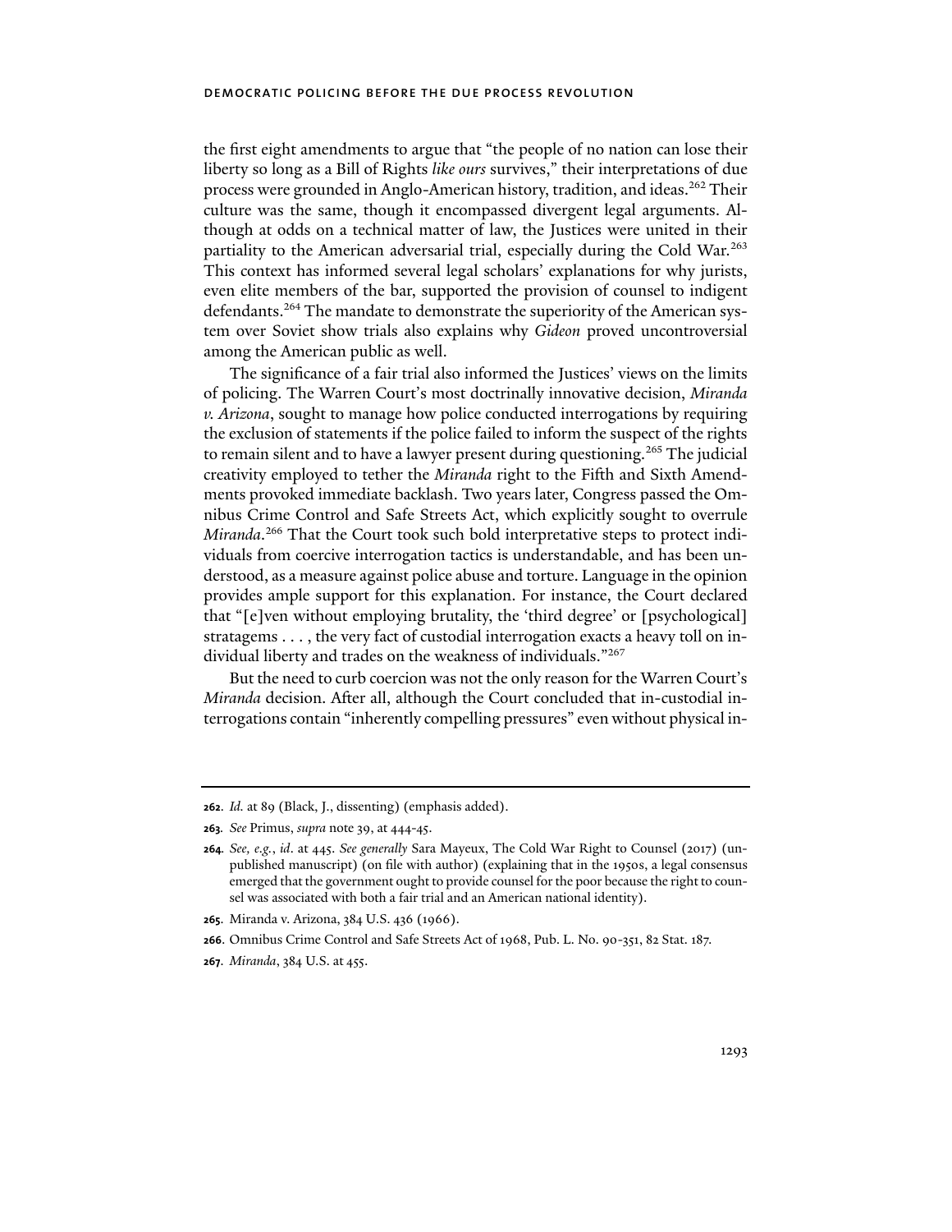the first eight amendments to argue that "the people of no nation can lose their liberty so long as a Bill of Rights *like ours* survives," their interpretations of due process were grounded in Anglo-American history, tradition, and ideas.[262] Their culture was the same, though it encompassed divergent legal arguments. Although at odds on a technical matter of law, the Justices were united in their partiality to the American adversarial trial, especially during the Cold War.[263] This context has informed several legal scholars' explanations for why jurists, even elite members of the bar, supported the provision of counsel to indigent defendants.[264] The mandate to demonstrate the superiority of the American system over Soviet show trials also explains why *Gideon* proved uncontroversial among the American public as well.

The significance of a fair trial also informed the Justices' views on the limits of policing. The Warren Court's most doctrinally innovative decision, *Miranda v. Arizona*, sought to manage how police conducted interrogations by requiring the exclusion of statements if the police failed to inform the suspect of the rights to remain silent and to have a lawyer present during questioning.[265] The judicial creativity employed to tether the *Miranda* right to the Fifth and Sixth Amendments provoked immediate backlash. Two years later, Congress passed the Omnibus Crime Control and Safe Streets Act, which explicitly sought to overrule *Miranda*.[266] That the Court took such bold interpretative steps to protect individuals from coercive interrogation tactics is understandable, and has been understood, as a measure against police abuse and torture. Language in the opinion provides ample support for this explanation. For instance, the Court declared that "[e]ven without employing brutality, the 'third degree' or [psychological] stratagems . . . , the very fact of custodial interrogation exacts a heavy toll on individual liberty and trades on the weakness of individuals."[267]

But the need to curb coercion was not the only reason for the Warren Court's *Miranda* decision. After all, although the Court concluded that in-custodial interrogations contain "inherently compelling pressures" even without physical in-

---

**262**. *Id.* at 89 (Black, J., dissenting) (emphasis added).

**263**. *See* Primus, *supra* note 39, at 444-45.

**264**. *See, e.g.*, *id*. at 445. *See generally* Sara Mayeux, The Cold War Right to Counsel (2017) (unpublished manuscript) (on file with author) (explaining that in the 1950s, a legal consensus emerged that the government ought to provide counsel for the poor because the right to counsel was associated with both a fair trial and an American national identity).

**265**. Miranda v. Arizona, 384 U.S. 436 (1966).

**266**. Omnibus Crime Control and Safe Streets Act of 1968, Pub. L. No. 90-351, 82 Stat. 187.

**267**. *Miranda*, 384 U.S. at 455.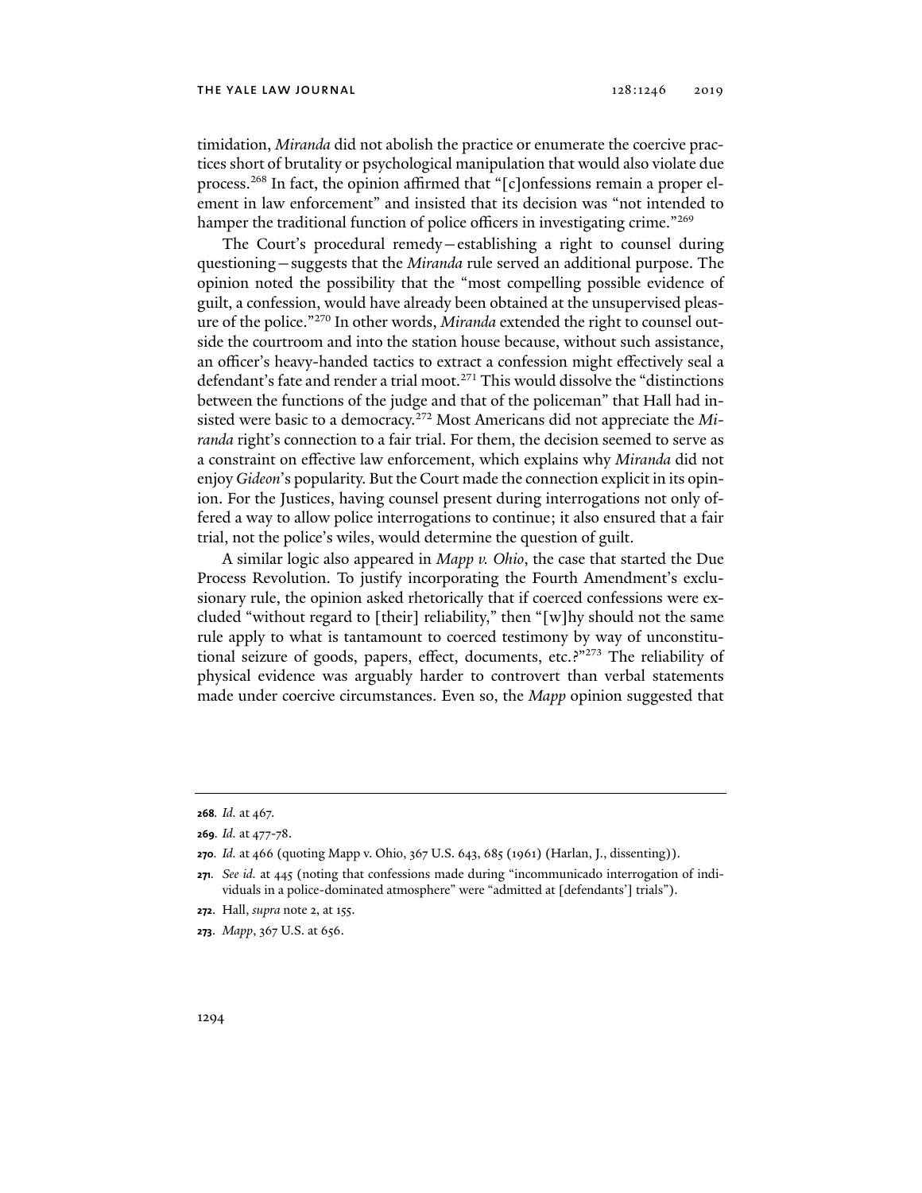timidation, *Miranda* did not abolish the practice or enumerate the coercive practices short of brutality or psychological manipulation that would also violate due process.[268] In fact, the opinion affirmed that "[c]onfessions remain a proper element in law enforcement" and insisted that its decision was "not intended to hamper the traditional function of police officers in investigating crime."[269]

The Court's procedural remedy—establishing a right to counsel during questioning—suggests that the *Miranda* rule served an additional purpose. The opinion noted the possibility that the "most compelling possible evidence of guilt, a confession, would have already been obtained at the unsupervised pleasure of the police."[270] In other words, *Miranda* extended the right to counsel outside the courtroom and into the station house because, without such assistance, an officer's heavy-handed tactics to extract a confession might effectively seal a defendant's fate and render a trial moot.[271] This would dissolve the "distinctions between the functions of the judge and that of the policeman" that Hall had insisted were basic to a democracy.[272] Most Americans did not appreciate the *Miranda* right's connection to a fair trial. For them, the decision seemed to serve as a constraint on effective law enforcement, which explains why *Miranda* did not enjoy *Gideon*'s popularity. But the Court made the connection explicit in its opinion. For the Justices, having counsel present during interrogations not only offered a way to allow police interrogations to continue; it also ensured that a fair trial, not the police's wiles, would determine the question of guilt.

A similar logic also appeared in *Mapp v. Ohio*, the case that started the Due Process Revolution. To justify incorporating the Fourth Amendment's exclusionary rule, the opinion asked rhetorically that if coerced confessions were excluded "without regard to [their] reliability," then "[w]hy should not the same rule apply to what is tantamount to coerced testimony by way of unconstitutional seizure of goods, papers, effect, documents, etc.?"[273] The reliability of physical evidence was arguably harder to controvert than verbal statements made under coercive circumstances. Even so, the *Mapp* opinion suggested that

---

**268.** *Id.* at 467.

**269.** *Id.* at 477-78.

**270.** *Id.* at 466 (quoting Mapp v. Ohio, 367 U.S. 643, 685 (1961) (Harlan, J., dissenting)).

**271.** *See id.* at 445 (noting that confessions made during "incommunicado interrogation of individuals in a police-dominated atmosphere" were "admitted at [defendants'] trials").

**272.** Hall, *supra* note 2, at 155.

**273.** *Mapp*, 367 U.S. at 656.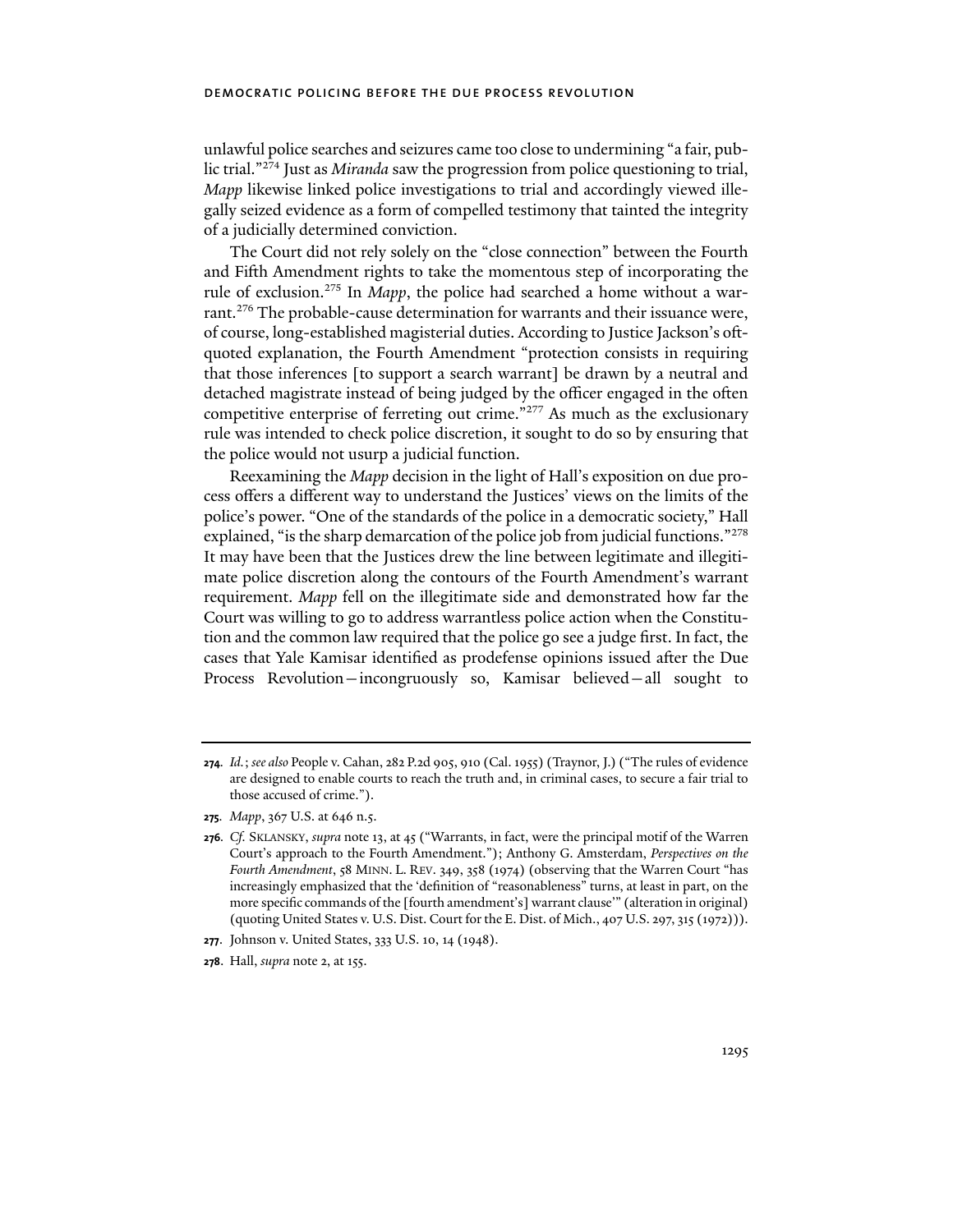unlawful police searches and seizures came too close to undermining "a fair, public trial."[274] Just as *Miranda* saw the progression from police questioning to trial, *Mapp* likewise linked police investigations to trial and accordingly viewed illegally seized evidence as a form of compelled testimony that tainted the integrity of a judicially determined conviction.

The Court did not rely solely on the "close connection" between the Fourth and Fifth Amendment rights to take the momentous step of incorporating the rule of exclusion.[275] In *Mapp*, the police had searched a home without a warrant.[276] The probable-cause determination for warrants and their issuance were, of course, long-established magisterial duties. According to Justice Jackson's oft-quoted explanation, the Fourth Amendment "protection consists in requiring that those inferences [to support a search warrant] be drawn by a neutral and detached magistrate instead of being judged by the officer engaged in the often competitive enterprise of ferreting out crime."[277] As much as the exclusionary rule was intended to check police discretion, it sought to do so by ensuring that the police would not usurp a judicial function.

Reexamining the *Mapp* decision in the light of Hall's exposition on due process offers a different way to understand the Justices' views on the limits of the police's power. "One of the standards of the police in a democratic society," Hall explained, "is the sharp demarcation of the police job from judicial functions."[278] It may have been that the Justices drew the line between legitimate and illegitimate police discretion along the contours of the Fourth Amendment's warrant requirement. *Mapp* fell on the illegitimate side and demonstrated how far the Court was willing to go to address warrantless police action when the Constitution and the common law required that the police go see a judge first. In fact, the cases that Yale Kamisar identified as prodefense opinions issued after the Due Process Revolution—incongruously so, Kamisar believed—all sought to

---

**274.** *Id.*; *see also* People v. Cahan, 282 P.2d 905, 910 (Cal. 1955) (Traynor, J.) ("The rules of evidence are designed to enable courts to reach the truth and, in criminal cases, to secure a fair trial to those accused of crime.").

**275.** *Mapp*, 367 U.S. at 646 n.5.

**276.** *Cf.* SKLANSKY, *supra* note 13, at 45 ("Warrants, in fact, were the principal motif of the Warren Court's approach to the Fourth Amendment."); Anthony G. Amsterdam, *Perspectives on the Fourth Amendment*, 58 MINN. L. REV. 349, 358 (1974) (observing that the Warren Court "has increasingly emphasized that the 'definition of "reasonableness" turns, at least in part, on the more specific commands of the [fourth amendment's] warrant clause'" (alteration in original) (quoting United States v. U.S. Dist. Court for the E. Dist. of Mich., 407 U.S. 297, 315 (1972))).

**277.** Johnson v. United States, 333 U.S. 10, 14 (1948).

**278.** Hall, *supra* note 2, at 155.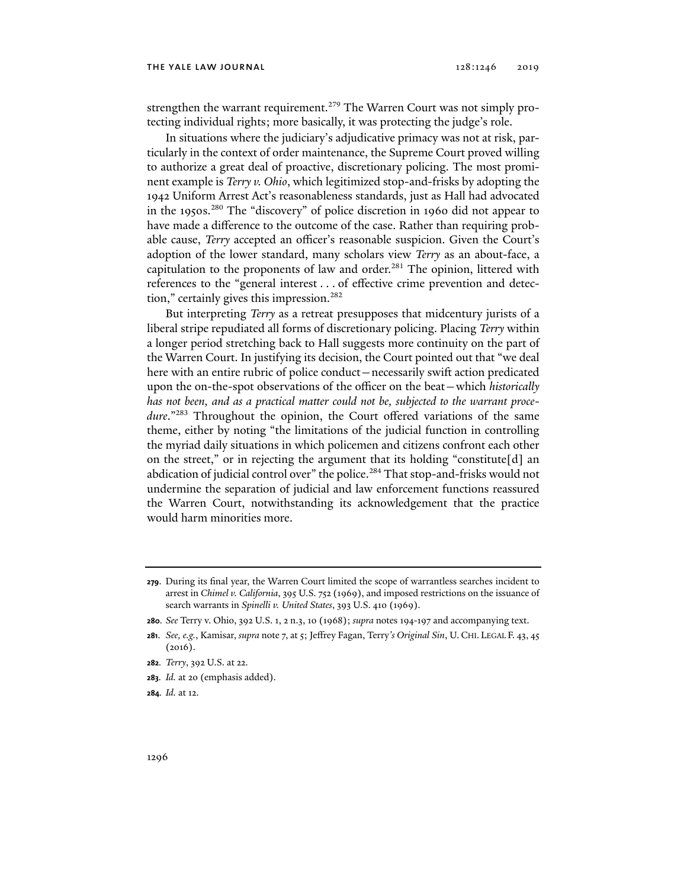strengthen the warrant requirement.[279] The Warren Court was not simply protecting individual rights; more basically, it was protecting the judge's role.

In situations where the judiciary's adjudicative primacy was not at risk, particularly in the context of order maintenance, the Supreme Court proved willing to authorize a great deal of proactive, discretionary policing. The most prominent example is *Terry v. Ohio*, which legitimized stop-and-frisks by adopting the 1942 Uniform Arrest Act's reasonableness standards, just as Hall had advocated in the 1950s.[280] The "discovery" of police discretion in 1960 did not appear to have made a difference to the outcome of the case. Rather than requiring probable cause, *Terry* accepted an officer's reasonable suspicion. Given the Court's adoption of the lower standard, many scholars view *Terry* as an about-face, a capitulation to the proponents of law and order.[281] The opinion, littered with references to the "general interest . . . of effective crime prevention and detection," certainly gives this impression.[282]

But interpreting *Terry* as a retreat presupposes that midcentury jurists of a liberal stripe repudiated all forms of discretionary policing. Placing *Terry* within a longer period stretching back to Hall suggests more continuity on the part of the Warren Court. In justifying its decision, the Court pointed out that "we deal here with an entire rubric of police conduct—necessarily swift action predicated upon the on-the-spot observations of the officer on the beat—which *historically has not been, and as a practical matter could not be, subjected to the warrant procedure*."[283] Throughout the opinion, the Court offered variations of the same theme, either by noting "the limitations of the judicial function in controlling the myriad daily situations in which policemen and citizens confront each other on the street," or in rejecting the argument that its holding "constitute[d] an abdication of judicial control over" the police.[284] That stop-and-frisks would not undermine the separation of judicial and law enforcement functions reassured the Warren Court, notwithstanding its acknowledgement that the practice would harm minorities more.

---

**279**. During its final year, the Warren Court limited the scope of warrantless searches incident to arrest in *Chimel v. California*, 395 U.S. 752 (1969), and imposed restrictions on the issuance of search warrants in *Spinelli v. United States*, 393 U.S. 410 (1969).

**280**. *See* Terry v. Ohio, 392 U.S. 1, 2 n.3, 10 (1968); *supra* notes 194-197 and accompanying text.

**281**. *See, e.g.*, Kamisar, *supra* note 7, at 5; Jeffrey Fagan, *Terry's Original Sin*, U. CHI. LEGAL F. 43, 45 (2016).

**282**. *Terry*, 392 U.S. at 22.

**283**. *Id.* at 20 (emphasis added).

**284**. *Id.* at 12.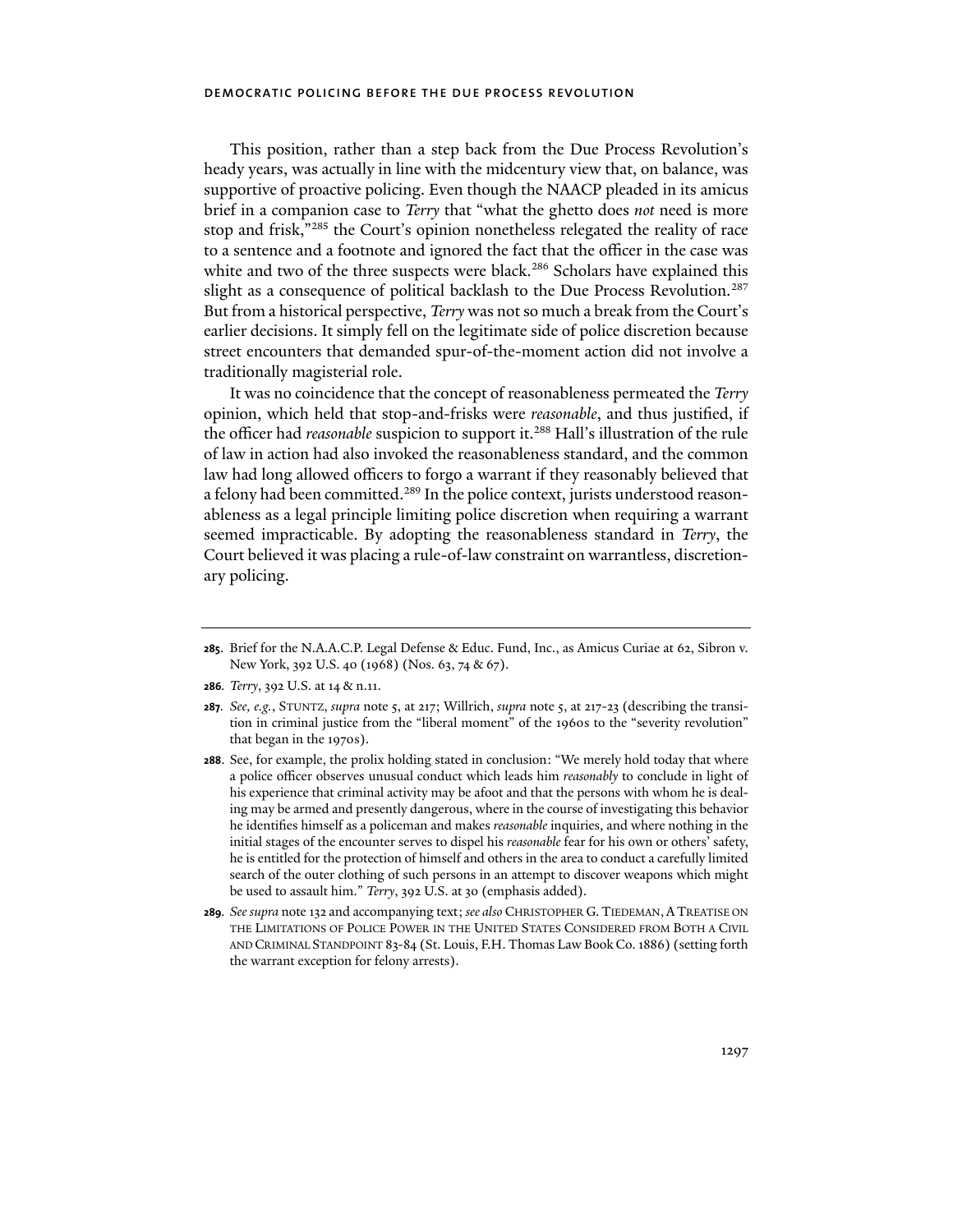This position, rather than a step back from the Due Process Revolution's heady years, was actually in line with the midcentury view that, on balance, was supportive of proactive policing. Even though the NAACP pleaded in its amicus brief in a companion case to *Terry* that "what the ghetto does *not* need is more stop and frisk,"[285] the Court's opinion nonetheless relegated the reality of race to a sentence and a footnote and ignored the fact that the officer in the case was white and two of the three suspects were black.[286] Scholars have explained this slight as a consequence of political backlash to the Due Process Revolution.[287] But from a historical perspective, *Terry* was not so much a break from the Court's earlier decisions. It simply fell on the legitimate side of police discretion because street encounters that demanded spur-of-the-moment action did not involve a traditionally magisterial role.

It was no coincidence that the concept of reasonableness permeated the *Terry* opinion, which held that stop-and-frisks were *reasonable*, and thus justified, if the officer had *reasonable* suspicion to support it.[288] Hall's illustration of the rule of law in action had also invoked the reasonableness standard, and the common law had long allowed officers to forgo a warrant if they reasonably believed that a felony had been committed.[289] In the police context, jurists understood reasonableness as a legal principle limiting police discretion when requiring a warrant seemed impracticable. By adopting the reasonableness standard in *Terry*, the Court believed it was placing a rule-of-law constraint on warrantless, discretionary policing.

---

**285.** Brief for the N.A.A.C.P. Legal Defense & Educ. Fund, Inc., as Amicus Curiae at 62, Sibron v. New York, 392 U.S. 40 (1968) (Nos. 63, 74 & 67).

**286.** *Terry*, 392 U.S. at 14 & n.11.

**287.** *See, e.g.*, STUNTZ, *supra* note 5, at 217; Willrich, *supra* note 5, at 217-23 (describing the transition in criminal justice from the "liberal moment" of the 1960s to the "severity revolution" that began in the 1970s).

**288.** See, for example, the prolix holding stated in conclusion: "We merely hold today that where a police officer observes unusual conduct which leads him *reasonably* to conclude in light of his experience that criminal activity may be afoot and that the persons with whom he is dealing may be armed and presently dangerous, where in the course of investigating this behavior he identifies himself as a policeman and makes *reasonable* inquiries, and where nothing in the initial stages of the encounter serves to dispel his *reasonable* fear for his own or others' safety, he is entitled for the protection of himself and others in the area to conduct a carefully limited search of the outer clothing of such persons in an attempt to discover weapons which might be used to assault him." *Terry*, 392 U.S. at 30 (emphasis added).

**289.** *See supra* note 132 and accompanying text; *see also* CHRISTOPHER G. TIEDEMAN, A TREATISE ON THE LIMITATIONS OF POLICE POWER IN THE UNITED STATES CONSIDERED FROM BOTH A CIVIL AND CRIMINAL STANDPOINT 83-84 (St. Louis, F.H. Thomas Law Book Co. 1886) (setting forth the warrant exception for felony arrests).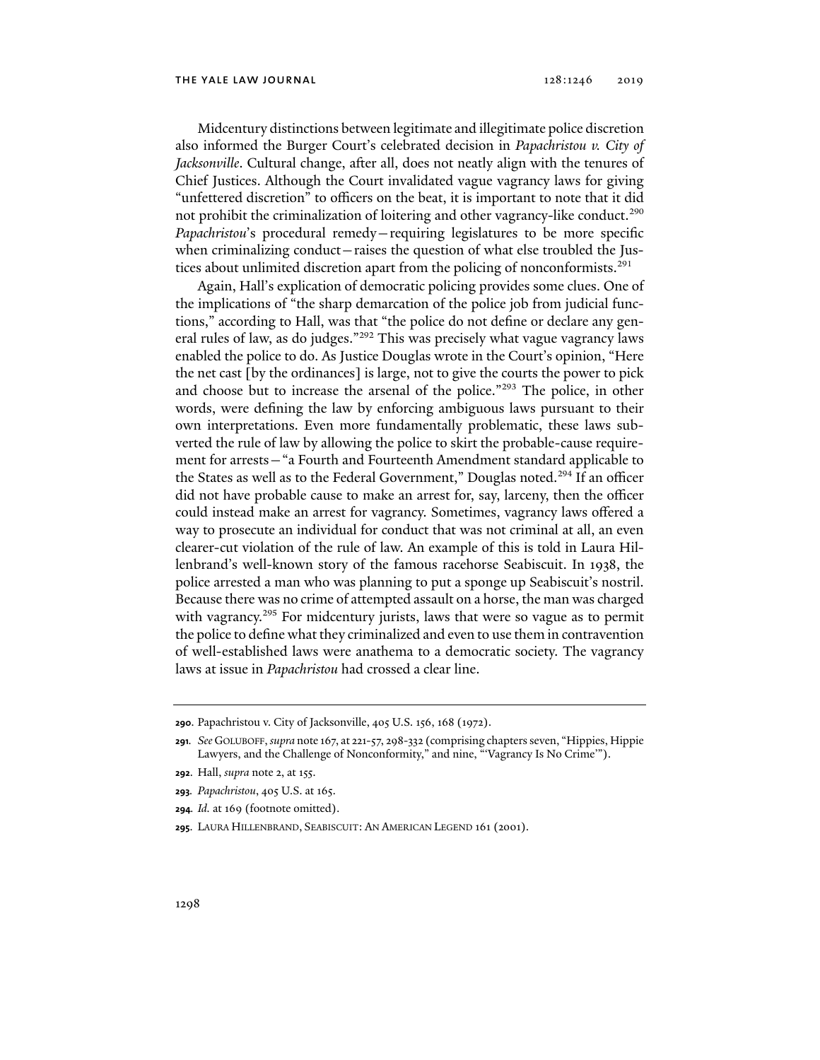Midcentury distinctions between legitimate and illegitimate police discretion also informed the Burger Court's celebrated decision in *Papachristou v. City of Jacksonville*. Cultural change, after all, does not neatly align with the tenures of Chief Justices. Although the Court invalidated vague vagrancy laws for giving "unfettered discretion" to officers on the beat, it is important to note that it did not prohibit the criminalization of loitering and other vagrancy-like conduct.[290] *Papachristou*'s procedural remedy—requiring legislatures to be more specific when criminalizing conduct—raises the question of what else troubled the Justices about unlimited discretion apart from the policing of nonconformists.[291]

Again, Hall's explication of democratic policing provides some clues. One of the implications of "the sharp demarcation of the police job from judicial functions," according to Hall, was that "the police do not define or declare any general rules of law, as do judges."[292] This was precisely what vague vagrancy laws enabled the police to do. As Justice Douglas wrote in the Court's opinion, "Here the net cast [by the ordinances] is large, not to give the courts the power to pick and choose but to increase the arsenal of the police."[293] The police, in other words, were defining the law by enforcing ambiguous laws pursuant to their own interpretations. Even more fundamentally problematic, these laws subverted the rule of law by allowing the police to skirt the probable-cause requirement for arrests—"a Fourth and Fourteenth Amendment standard applicable to the States as well as to the Federal Government," Douglas noted.[294] If an officer did not have probable cause to make an arrest for, say, larceny, then the officer could instead make an arrest for vagrancy. Sometimes, vagrancy laws offered a way to prosecute an individual for conduct that was not criminal at all, an even clearer-cut violation of the rule of law. An example of this is told in Laura Hillenbrand's well-known story of the famous racehorse Seabiscuit. In 1938, the police arrested a man who was planning to put a sponge up Seabiscuit's nostril. Because there was no crime of attempted assault on a horse, the man was charged with vagrancy.[295] For midcentury jurists, laws that were so vague as to permit the police to define what they criminalized and even to use them in contravention of well-established laws were anathema to a democratic society. The vagrancy laws at issue in *Papachristou* had crossed a clear line.

---

**290**. Papachristou v. City of Jacksonville, 405 U.S. 156, 168 (1972).

**291**. *See* GOLUBOFF, *supra* note 167, at 221-57, 298-332 (comprising chapters seven, "Hippies, Hippie Lawyers, and the Challenge of Nonconformity," and nine, "'Vagrancy Is No Crime'").

**292**. Hall, *supra* note 2, at 155.

**293**. *Papachristou*, 405 U.S. at 165.

**294**. *Id.* at 169 (footnote omitted).

**295**. LAURA HILLENBRAND, SEABISCUIT: AN AMERICAN LEGEND 161 (2001).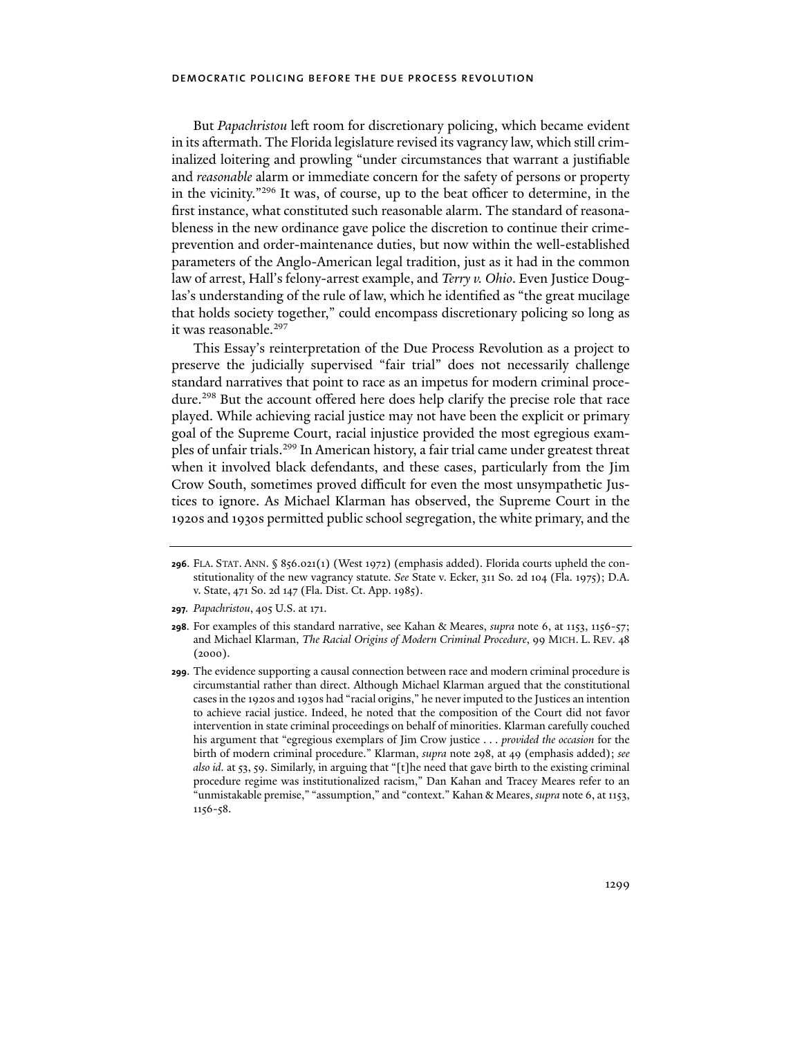But *Papachristou* left room for discretionary policing, which became evident in its aftermath. The Florida legislature revised its vagrancy law, which still criminalized loitering and prowling "under circumstances that warrant a justifiable and *reasonable* alarm or immediate concern for the safety of persons or property in the vicinity."[296] It was, of course, up to the beat officer to determine, in the first instance, what constituted such reasonable alarm. The standard of reasonableness in the new ordinance gave police the discretion to continue their crime-prevention and order-maintenance duties, but now within the well-established parameters of the Anglo-American legal tradition, just as it had in the common law of arrest, Hall's felony-arrest example, and *Terry v. Ohio*. Even Justice Douglas's understanding of the rule of law, which he identified as "the great mucilage that holds society together," could encompass discretionary policing so long as it was reasonable.[297]

This Essay's reinterpretation of the Due Process Revolution as a project to preserve the judicially supervised "fair trial" does not necessarily challenge standard narratives that point to race as an impetus for modern criminal procedure.[298] But the account offered here does help clarify the precise role that race played. While achieving racial justice may not have been the explicit or primary goal of the Supreme Court, racial injustice provided the most egregious examples of unfair trials.[299] In American history, a fair trial came under greatest threat when it involved black defendants, and these cases, particularly from the Jim Crow South, sometimes proved difficult for even the most unsympathetic Justices to ignore. As Michael Klarman has observed, the Supreme Court in the 1920s and 1930s permitted public school segregation, the white primary, and the

---

**296.** FLA. STAT. ANN. § 856.021(1) (West 1972) (emphasis added). Florida courts upheld the constitutionality of the new vagrancy statute. *See* State v. Ecker, 311 So. 2d 104 (Fla. 1975); D.A. v. State, 471 So. 2d 147 (Fla. Dist. Ct. App. 1985).

**297.** *Papachristou*, 405 U.S. at 171.

**298.** For examples of this standard narrative, see Kahan & Meares, *supra* note 6, at 1153, 1156-57; and Michael Klarman, *The Racial Origins of Modern Criminal Procedure*, 99 MICH. L. REV. 48 (2000).

**299.** The evidence supporting a causal connection between race and modern criminal procedure is circumstantial rather than direct. Although Michael Klarman argued that the constitutional cases in the 1920s and 1930s had "racial origins," he never imputed to the Justices an intention to achieve racial justice. Indeed, he noted that the composition of the Court did not favor intervention in state criminal proceedings on behalf of minorities. Klarman carefully couched his argument that "egregious exemplars of Jim Crow justice . . . *provided the occasion* for the birth of modern criminal procedure." Klarman, *supra* note 298, at 49 (emphasis added); *see also id.* at 53, 59. Similarly, in arguing that "[t]he need that gave birth to the existing criminal procedure regime was institutionalized racism," Dan Kahan and Tracey Meares refer to an "unmistakable premise," "assumption," and "context." Kahan & Meares, *supra* note 6, at 1153, 1156-58.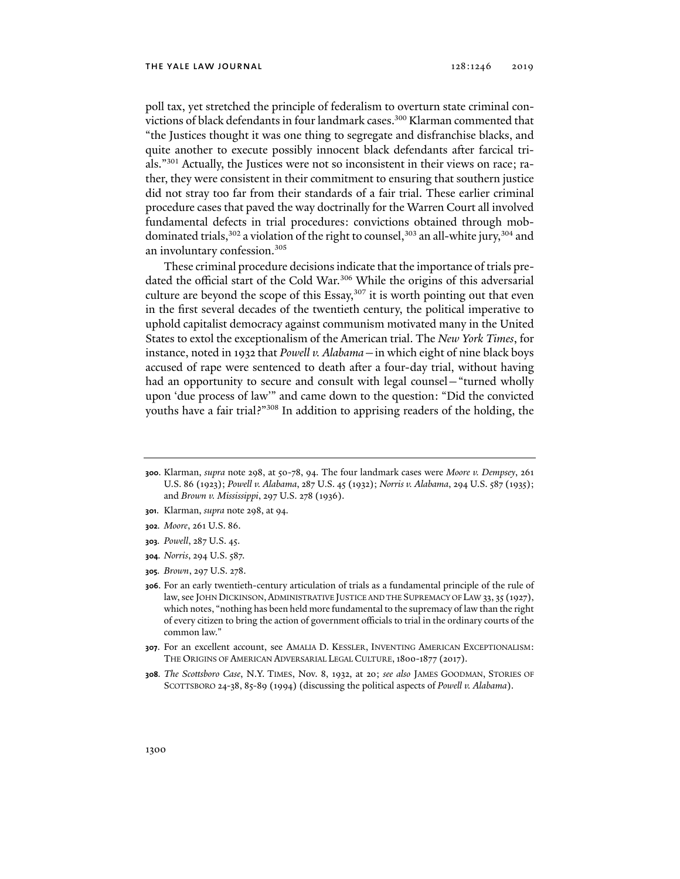poll tax, yet stretched the principle of federalism to overturn state criminal convictions of black defendants in four landmark cases.[300] Klarman commented that "the Justices thought it was one thing to segregate and disfranchise blacks, and quite another to execute possibly innocent black defendants after farcical trials."[301] Actually, the Justices were not so inconsistent in their views on race; rather, they were consistent in their commitment to ensuring that southern justice did not stray too far from their standards of a fair trial. These earlier criminal procedure cases that paved the way doctrinally for the Warren Court all involved fundamental defects in trial procedures: convictions obtained through mob-dominated trials,[302] a violation of the right to counsel,[303] an all-white jury,[304] and an involuntary confession.[305]

These criminal procedure decisions indicate that the importance of trials predated the official start of the Cold War.[306] While the origins of this adversarial culture are beyond the scope of this Essay,[307] it is worth pointing out that even in the first several decades of the twentieth century, the political imperative to uphold capitalist democracy against communism motivated many in the United States to extol the exceptionalism of the American trial. The *New York Times*, for instance, noted in 1932 that *Powell v. Alabama*—in which eight of nine black boys accused of rape were sentenced to death after a four-day trial, without having had an opportunity to secure and consult with legal counsel—"turned wholly upon 'due process of law'" and came down to the question: "Did the convicted youths have a fair trial?"[308] In addition to apprising readers of the holding, the

---

**300.** Klarman, *supra* note 298, at 50-78, 94. The four landmark cases were *Moore v. Dempsey*, 261 U.S. 86 (1923); *Powell v. Alabama*, 287 U.S. 45 (1932); *Norris v. Alabama*, 294 U.S. 587 (1935); and *Brown v. Mississippi*, 297 U.S. 278 (1936).

**301.** Klarman, *supra* note 298, at 94.

**302.** *Moore*, 261 U.S. 86.

**303.** *Powell*, 287 U.S. 45.

**304.** *Norris*, 294 U.S. 587.

**305.** *Brown*, 297 U.S. 278.

**306.** For an early twentieth-century articulation of trials as a fundamental principle of the rule of law, see JOHN DICKINSON, ADMINISTRATIVE JUSTICE AND THE SUPREMACY OF LAW 33, 35 (1927), which notes, "nothing has been held more fundamental to the supremacy of law than the right of every citizen to bring the action of government officials to trial in the ordinary courts of the common law."

**307.** For an excellent account, see AMALIA D. KESSLER, INVENTING AMERICAN EXCEPTIONALISM: THE ORIGINS OF AMERICAN ADVERSARIAL LEGAL CULTURE, 1800-1877 (2017).

**308.** *The Scottsboro Case*, N.Y. TIMES, Nov. 8, 1932, at 20; *see also* JAMES GOODMAN, STORIES OF SCOTTSBORO 24-38, 85-89 (1994) (discussing the political aspects of *Powell v. Alabama*).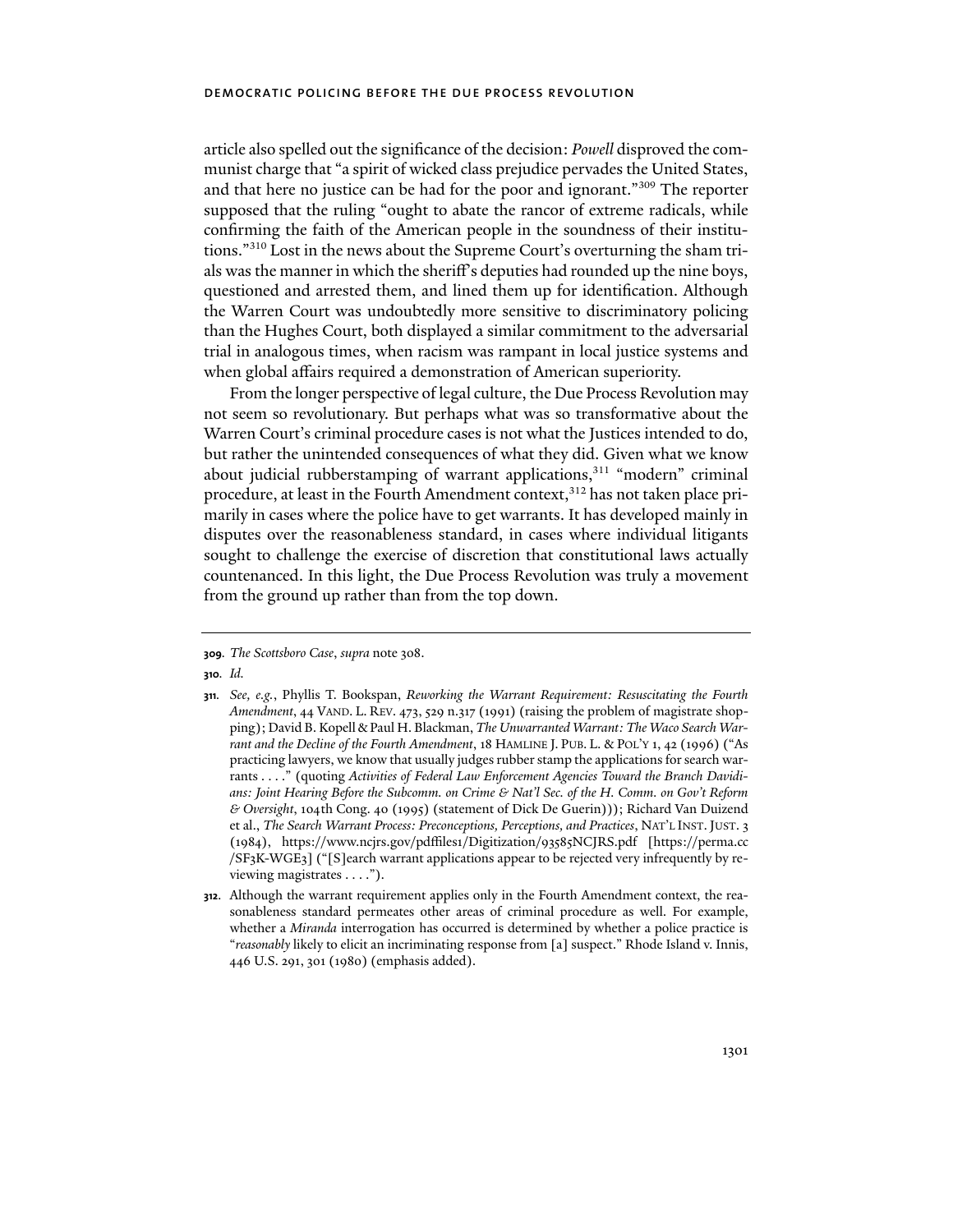article also spelled out the significance of the decision: *Powell* disproved the communist charge that "a spirit of wicked class prejudice pervades the United States, and that here no justice can be had for the poor and ignorant."[309] The reporter supposed that the ruling "ought to abate the rancor of extreme radicals, while confirming the faith of the American people in the soundness of their institutions."[310] Lost in the news about the Supreme Court's overturning the sham trials was the manner in which the sheriff's deputies had rounded up the nine boys, questioned and arrested them, and lined them up for identification. Although the Warren Court was undoubtedly more sensitive to discriminatory policing than the Hughes Court, both displayed a similar commitment to the adversarial trial in analogous times, when racism was rampant in local justice systems and when global affairs required a demonstration of American superiority.

From the longer perspective of legal culture, the Due Process Revolution may not seem so revolutionary. But perhaps what was so transformative about the Warren Court's criminal procedure cases is not what the Justices intended to do, but rather the unintended consequences of what they did. Given what we know about judicial rubberstamping of warrant applications,[311] "modern" criminal procedure, at least in the Fourth Amendment context,[312] has not taken place primarily in cases where the police have to get warrants. It has developed mainly in disputes over the reasonableness standard, in cases where individual litigants sought to challenge the exercise of discretion that constitutional laws actually countenanced. In this light, the Due Process Revolution was truly a movement from the ground up rather than from the top down.

---

**309.** *The Scottsboro Case*, *supra* note 308.

**310.** *Id.*

**311.** *See, e.g.*, Phyllis T. Bookspan, *Reworking the Warrant Requirement: Resuscitating the Fourth Amendment*, 44 VAND. L. REV. 473, 529 n.317 (1991) (raising the problem of magistrate shopping); David B. Kopell & Paul H. Blackman, *The Unwarranted Warrant: The Waco Search Warrant and the Decline of the Fourth Amendment*, 18 HAMLINE J. PUB. L. & POL'Y 1, 42 (1996) ("As practicing lawyers, we know that usually judges rubber stamp the applications for search warrants . . . ." (quoting *Activities of Federal Law Enforcement Agencies Toward the Branch Davidians: Joint Hearing Before the Subcomm. on Crime & Nat'l Sec. of the H. Comm. on Gov't Reform & Oversight*, 104th Cong. 40 (1995) (statement of Dick De Guerin))); Richard Van Duizend et al., *The Search Warrant Process: Preconceptions, Perceptions, and Practices*, NAT'L INST. JUST. 3 (1984), https://www.ncjrs.gov/pdffiles1/Digitization/93585NCJRS.pdf [https://perma.cc/SF3K-WGE3] ("[S]earch warrant applications appear to be rejected very infrequently by reviewing magistrates . . . .").

**312.** Although the warrant requirement applies only in the Fourth Amendment context, the reasonableness standard permeates other areas of criminal procedure as well. For example, whether a *Miranda* interrogation has occurred is determined by whether a police practice is "*reasonably* likely to elicit an incriminating response from [a] suspect." Rhode Island v. Innis, 446 U.S. 291, 301 (1980) (emphasis added).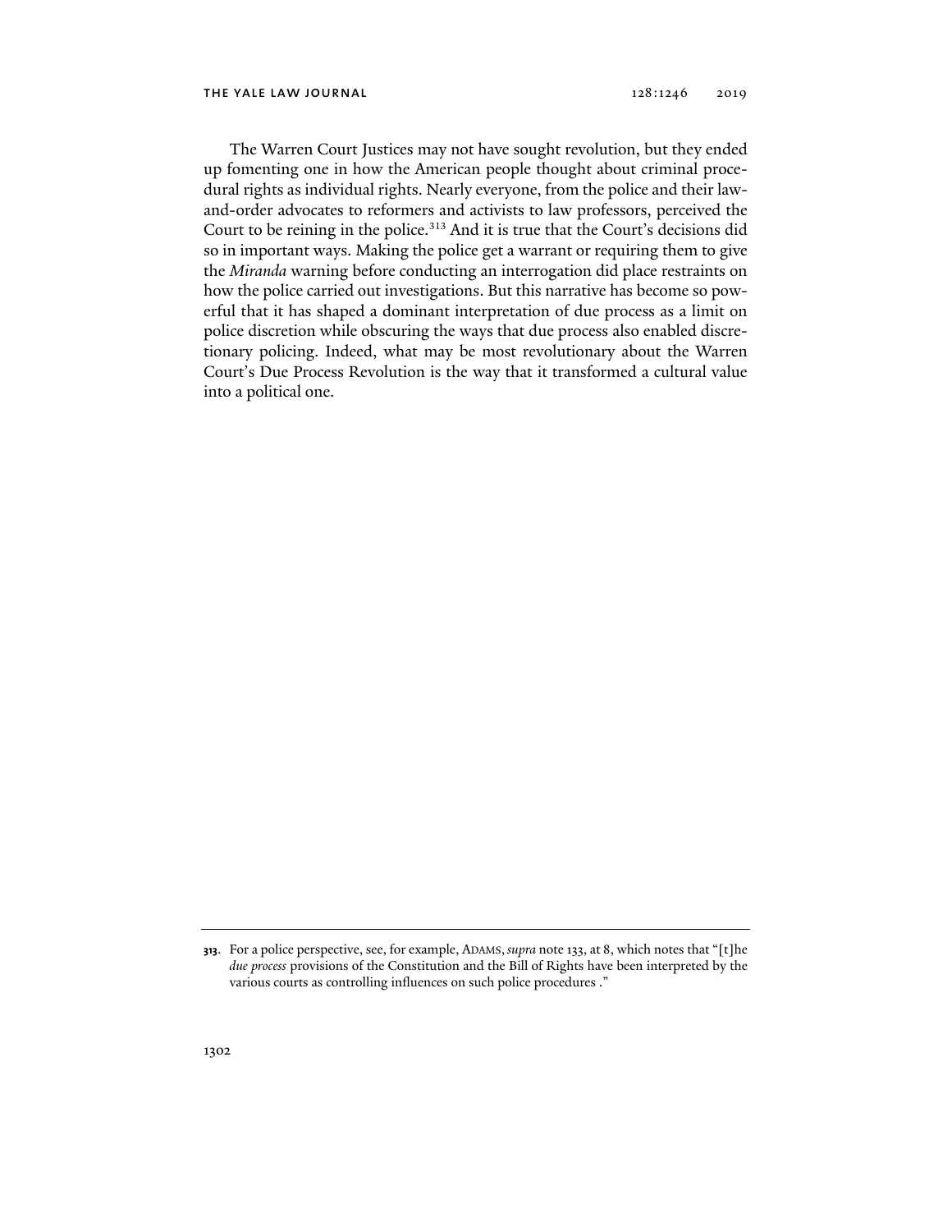The Warren Court Justices may not have sought revolution, but they ended up fomenting one in how the American people thought about criminal procedural rights as individual rights. Nearly everyone, from the police and their law-and-order advocates to reformers and activists to law professors, perceived the Court to be reining in the police.[313] And it is true that the Court's decisions did so in important ways. Making the police get a warrant or requiring them to give the *Miranda* warning before conducting an interrogation did place restraints on how the police carried out investigations. But this narrative has become so powerful that it has shaped a dominant interpretation of due process as a limit on police discretion while obscuring the ways that due process also enabled discretionary policing. Indeed, what may be most revolutionary about the Warren Court's Due Process Revolution is the way that it transformed a cultural value into a political one.

---

**313**. For a police perspective, see, for example, ADAMS, *supra* note 133, at 8, which notes that "[t]he *due process* provisions of the Constitution and the Bill of Rights have been interpreted by the various courts as controlling influences on such police procedures ."